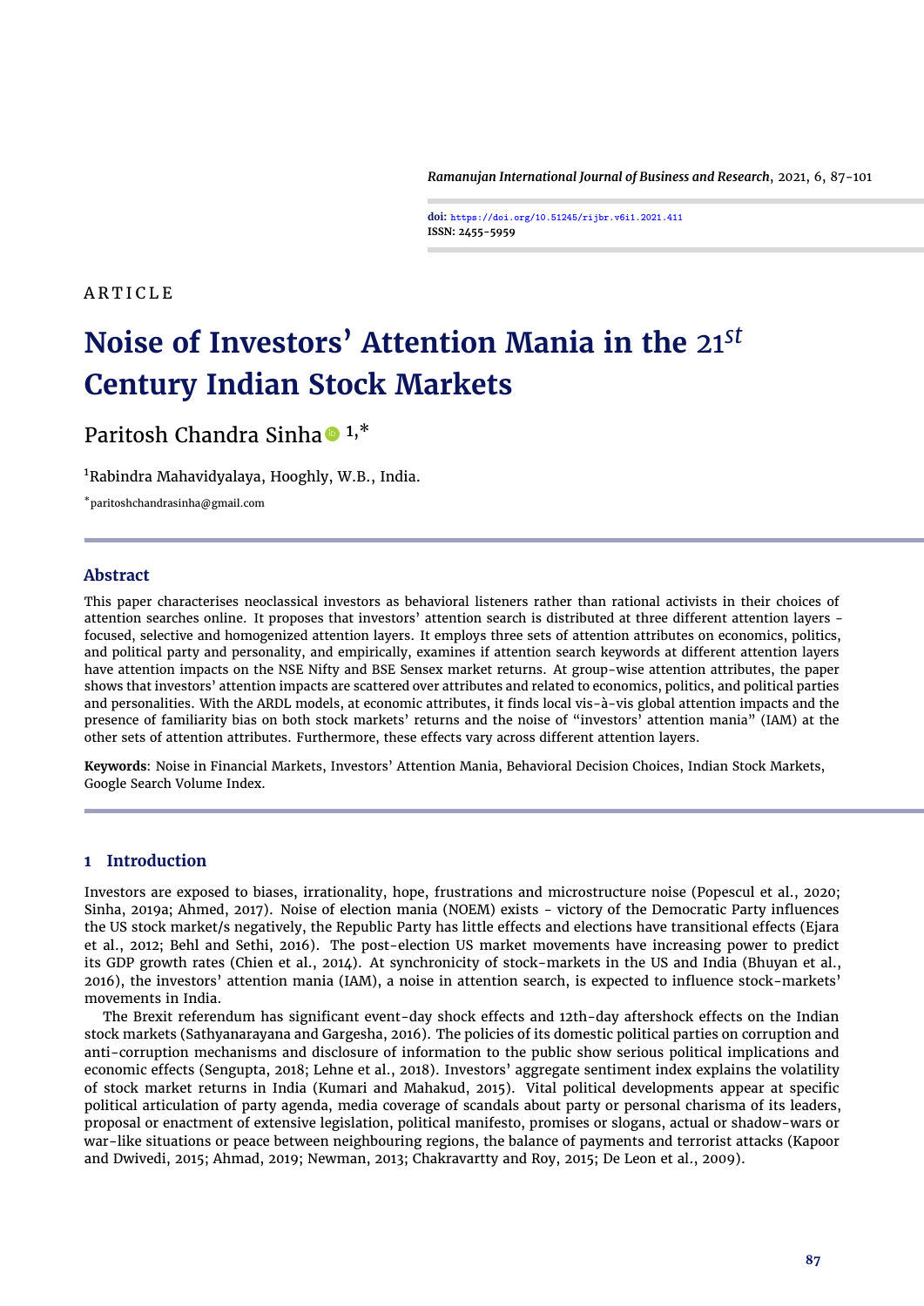ARTICLE

# Noise of Investors' Attention Mania in the 21$^{st}$ Century Indian Stock Markets

Paritosh Chandra Sinha [1,*]

[1]Rabindra Mahavidyalaya, Hooghly, W.B., India.

[*]paritoshchandrasinha@gmail.com

doi: https://doi.org/10.51245/rijbr.v6i1.2021.411
ISSN: 2455-5959

## Abstract

This paper characterises neoclassical investors as behavioral listeners rather than rational activists in their choices of attention searches online. It proposes that investors' attention search is distributed at three different attention layers - focused, selective and homogenized attention layers. It employs three sets of attention attributes on economics, politics, and political party and personality, and empirically, examines if attention search keywords at different attention layers have attention impacts on the NSE Nifty and BSE Sensex market returns. At group-wise attention attributes, the paper shows that investors' attention impacts are scattered over attributes and related to economics, politics, and political parties and personalities. With the ARDL models, at economic attributes, it finds local vis-à-vis global attention impacts and the presence of familiarity bias on both stock markets' returns and the noise of "investors' attention mania" (IAM) at the other sets of attention attributes. Furthermore, these effects vary across different attention layers.

**Keywords**: Noise in Financial Markets, Investors' Attention Mania, Behavioral Decision Choices, Indian Stock Markets, Google Search Volume Index.

## 1 Introduction

Investors are exposed to biases, irrationality, hope, frustrations and microstructure noise (Popescul et al., 2020; Sinha, 2019a; Ahmed, 2017). Noise of election mania (NOEM) exists - victory of the Democratic Party influences the US stock market/s negatively, the Republic Party has little effects and elections have transitional effects (Ejara et al., 2012; Behl and Sethi, 2016). The post-election US market movements have increasing power to predict its GDP growth rates (Chien et al., 2014). At synchronicity of stock-markets in the US and India (Bhuyan et al., 2016), the investors' attention mania (IAM), a noise in attention search, is expected to influence stock-markets' movements in India.

The Brexit referendum has significant event-day shock effects and 12th-day aftershock effects on the Indian stock markets (Sathyanarayana and Gargesha, 2016). The policies of its domestic political parties on corruption and anti-corruption mechanisms and disclosure of information to the public show serious political implications and economic effects (Sengupta, 2018; Lehne et al., 2018). Investors' aggregate sentiment index explains the volatility of stock market returns in India (Kumari and Mahakud, 2015). Vital political developments appear at specific political articulation of party agenda, media coverage of scandals about party or personal charisma of its leaders, proposal or enactment of extensive legislation, political manifesto, promises or slogans, actual or shadow-wars or war-like situations or peace between neighbouring regions, the balance of payments and terrorist attacks (Kapoor and Dwivedi, 2015; Ahmad, 2019; Newman, 2013; Chakravartty and Roy, 2015; De Leon et al., 2009).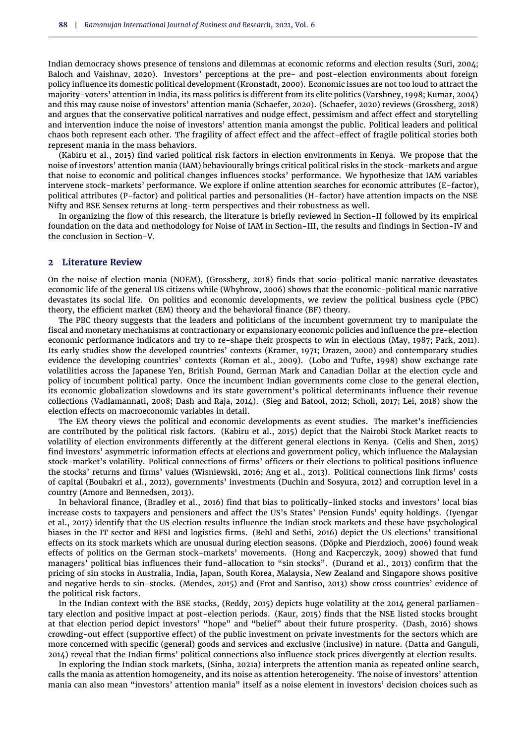Indian democracy shows presence of tensions and dilemmas at economic reforms and election results (Suri, 2004; Baloch and Vaishnav, 2020). Investors' perceptions at the pre- and post-election environments about foreign policy influence its domestic political development (Kronstadt, 2000). Economic issues are not too loud to attract the majority-voters' attention in India, its mass politics is different from its elite politics (Varshney, 1998; Kumar, 2004) and this may cause noise of investors' attention mania (Schaefer, 2020). (Schaefer, 2020) reviews (Grossberg, 2018) and argues that the conservative political narratives and nudge effect, pessimism and affect effect and storytelling and intervention induce the noise of investors' attention mania amongst the public. Political leaders and political chaos both represent each other. The fragility of affect effect and the affect-effect of fragile political stories both represent mania in the mass behaviors.

(Kabiru et al., 2015) find varied political risk factors in election environments in Kenya. We propose that the noise of investors' attention mania (IAM) behaviourally brings critical political risks in the stock-markets and argue that noise to economic and political changes influences stocks' performance. We hypothesize that IAM variables intervene stock-markets' performance. We explore if online attention searches for economic attributes (E-factor), political attributes (P-factor) and political parties and personalities (H-factor) have attention impacts on the NSE Nifty and BSE Sensex returns at long-term perspectives and their robustness as well.

In organizing the flow of this research, the literature is briefly reviewed in Section-II followed by its empirical foundation on the data and methodology for Noise of IAM in Section-III, the results and findings in Section-IV and the conclusion in Section-V.

## 2 Literature Review

On the noise of election mania (NOEM), (Grossberg, 2018) finds that socio-political manic narrative devastates economic life of the general US citizens while (Whybrow, 2006) shows that the economic-political manic narrative devastates its social life. On politics and economic developments, we review the political business cycle (PBC) theory, the efficient market (EM) theory and the behavioral finance (BF) theory.

The PBC theory suggests that the leaders and politicians of the incumbent government try to manipulate the fiscal and monetary mechanisms at contractionary or expansionary economic policies and influence the pre-election economic performance indicators and try to re-shape their prospects to win in elections (May, 1987; Park, 2011). Its early studies show the developed countries' contexts (Kramer, 1971; Drazen, 2000) and contemporary studies evidence the developing countries' contexts (Roman et al., 2009). (Lobo and Tufte, 1998) show exchange rate volatilities across the Japanese Yen, British Pound, German Mark and Canadian Dollar at the election cycle and policy of incumbent political party. Once the incumbent Indian governments come close to the general election, its economic globalization slowdowns and its state government's political determinants influence their revenue collections (Vadlamannati, 2008; Dash and Raja, 2014). (Sieg and Batool, 2012; Scholl, 2017; Lei, 2018) show the election effects on macroeconomic variables in detail.

The EM theory views the political and economic developments as event studies. The market's inefficiencies are contributed by the political risk factors. (Kabiru et al., 2015) depict that the Nairobi Stock Market reacts to volatility of election environments differently at the different general elections in Kenya. (Celis and Shen, 2015) find investors' asymmetric information effects at elections and government policy, which influence the Malaysian stock-market's volatility. Political connections of firms' officers or their elections to political positions influence the stocks' returns and firms' values (Wisniewski, 2016; Ang et al., 2013). Political connections link firms' costs of capital (Boubakri et al., 2012), governments' investments (Duchin and Sosyura, 2012) and corruption level in a country (Amore and Bennedsen, 2013).

In behavioral finance, (Bradley et al., 2016) find that bias to politically-linked stocks and investors' local bias increase costs to taxpayers and pensioners and affect the US's States' Pension Funds' equity holdings. (Iyengar et al., 2017) identify that the US election results influence the Indian stock markets and these have psychological biases in the IT sector and BFSI and logistics firms. (Behl and Sethi, 2016) depict the US elections' transitional effects on its stock markets which are unusual during election seasons. (Döpke and Pierdzioch, 2006) found weak effects of politics on the German stock-markets' movements. (Hong and Kacperczyk, 2009) showed that fund managers' political bias influences their fund-allocation to "sin stocks". (Durand et al., 2013) confirm that the pricing of sin stocks in Australia, India, Japan, South Korea, Malaysia, New Zealand and Singapore shows positive and negative herds to sin-stocks. (Mendes, 2015) and (Frot and Santiso, 2013) show cross countries' evidence of the political risk factors.

In the Indian context with the BSE stocks, (Reddy, 2015) depicts huge volatility at the 2014 general parliamentary election and positive impact at post-election periods. (Kaur, 2015) finds that the NSE listed stocks brought at that election period depict investors' "hope" and "belief" about their future prosperity. (Dash, 2016) shows crowding-out effect (supportive effect) of the public investment on private investments for the sectors which are more concerned with specific (general) goods and services and exclusive (inclusive) in nature. (Datta and Ganguli, 2014) reveal that the Indian firms' political connections also influence stock prices divergently at election results.

In exploring the Indian stock markets, (Sinha, 2021a) interprets the attention mania as repeated online search, calls the mania as attention homogeneity, and its noise as attention heterogeneity. The noise of investors' attention mania can also mean "investors' attention mania" itself as a noise element in investors' decision choices such as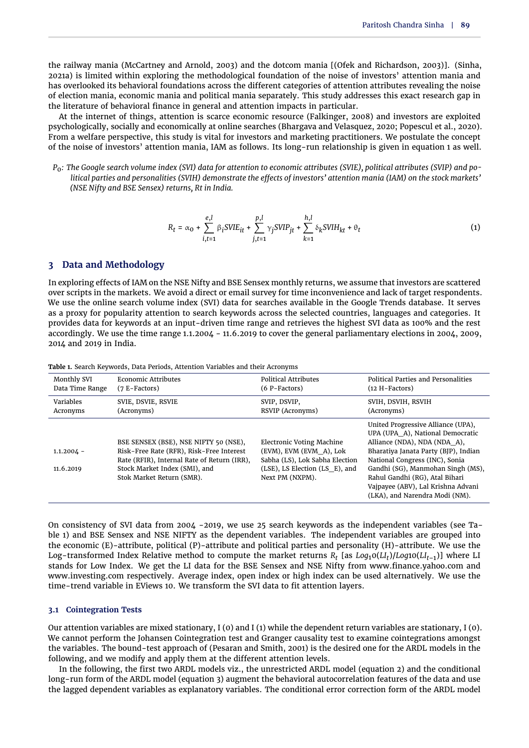the railway mania (McCartney and Arnold, 2003) and the dotcom mania [(Ofek and Richardson, 2003)]. (Sinha, 2021a) is limited within exploring the methodological foundation of the noise of investors' attention mania and has overlooked its behavioral foundations across the different categories of attention attributes revealing the noise of election mania, economic mania and political mania separately. This study addresses this exact research gap in the literature of behavioral finance in general and attention impacts in particular.

At the internet of things, attention is scarce economic resource (Falkinger, 2008) and investors are exploited psychologically, socially and economically at online searches (Bhargava and Velasquez, 2020; Popescul et al., 2020). From a welfare perspective, this study is vital for investors and marketing practitioners. We postulate the concept of the noise of investors' attention mania, IAM as follows. Its long-run relationship is given in equation 1 as well.

*$P_0$: The Google search volume index (SVI) data for attention to economic attributes (SVIE), political attributes (SVIP) and political parties and personalities (SVIH) demonstrate the effects of investors' attention mania (IAM) on the stock markets' (NSE Nifty and BSE Sensex) returns, Rt in India.*

$$R_t = \alpha_0 + \sum_{i,t=1}^{e,l} \beta_i SVIE_{it} + \sum_{j,t=1}^{p,l} \gamma_j SVIP_{jt} + \sum_{k=1}^{h,l} \delta_k SVIH_{kt} + \vartheta_t \tag{1}$$

## 3 Data and Methodology

In exploring effects of IAM on the NSE Nifty and BSE Sensex monthly returns, we assume that investors are scattered over scripts in the markets. We avoid a direct or email survey for time inconvenience and lack of target respondents. We use the online search volume index (SVI) data for searches available in the Google Trends database. It serves as a proxy for popularity attention to search keywords across the selected countries, languages and categories. It provides data for keywords at an input-driven time range and retrieves the highest SVI data as 100% and the rest accordingly. We use the time range 1.1.2004 - 11.6.2019 to cover the general parliamentary elections in 2004, 2009, 2014 and 2019 in India.

**Table 1.** Search Keywords, Data Periods, Attention Variables and their Acronyms

| Monthly SVI Data Time Range | Economic Attributes (7 E-Factors) | Political Attributes (6 P-Factors) | Political Parties and Personalities (12 H-Factors) |
|---|---|---|---|
| Variables Acronyms | SVIE, DSVIE, RSVIE (Acronyms) | SVIP, DSVIP, RSVIP (Acronyms) | SVIH, DSVIH, RSVIH (Acronyms) |
| 1.1.2004 - 11.6.2019 | BSE SENSEX (BSE), NSE NIFTY 50 (NSE), Risk-Free Rate (RFR), Risk-Free Interest Rate (RFIR), Internal Rate of Return (IRR), Stock Market Index (SMI), and Stok Market Return (SMR). | Electronic Voting Machine (EVM), EVM (EVM_A), Lok Sabha (LS), Lok Sabha Election (LSE), LS Election (LS_E), and Next PM (NXPM). | United Progressive Alliance (UPA), UPA (UPA_A), National Democratic Alliance (NDA), NDA (NDA_A), Bharatiya Janata Party (BJP), Indian National Congress (INC), Sonia Gandhi (SG), Manmohan Singh (MS), Rahul Gandhi (RG), Atal Bihari Vajpayee (ABV), Lal Krishna Advani (LKA), and Narendra Modi (NM). |

On consistency of SVI data from 2004 -2019, we use 25 search keywords as the independent variables (see Table 1) and BSE Sensex and NSE NIFTY as the dependent variables. The independent variables are grouped into the economic (E)-attribute, political (P)-attribute and political parties and personality (H)-attribute. We use the Log-transformed Index Relative method to compute the market returns $R_t$ [as $Log_10(LI_t)/Log10(LI_{t-1})$] where LI stands for Low Index. We get the LI data for the BSE Sensex and NSE Nifty from www.finance.yahoo.com and www.investing.com respectively. Average index, open index or high index can be used alternatively. We use the time-trend variable in EViews 10. We transform the SVI data to fit attention layers.

### 3.1 Cointegration Tests

Our attention variables are mixed stationary, I (0) and I (1) while the dependent return variables are stationary, I (0). We cannot perform the Johansen Cointegration test and Granger causality test to examine cointegrations amongst the variables. The bound-test approach of (Pesaran and Smith, 2001) is the desired one for the ARDL models in the following, and we modify and apply them at the different attention levels.

In the following, the first two ARDL models viz., the unrestricted ARDL model (equation 2) and the conditional long-run form of the ARDL model (equation 3) augment the behavioral autocorrelation features of the data and use the lagged dependent variables as explanatory variables. The conditional error correction form of the ARDL model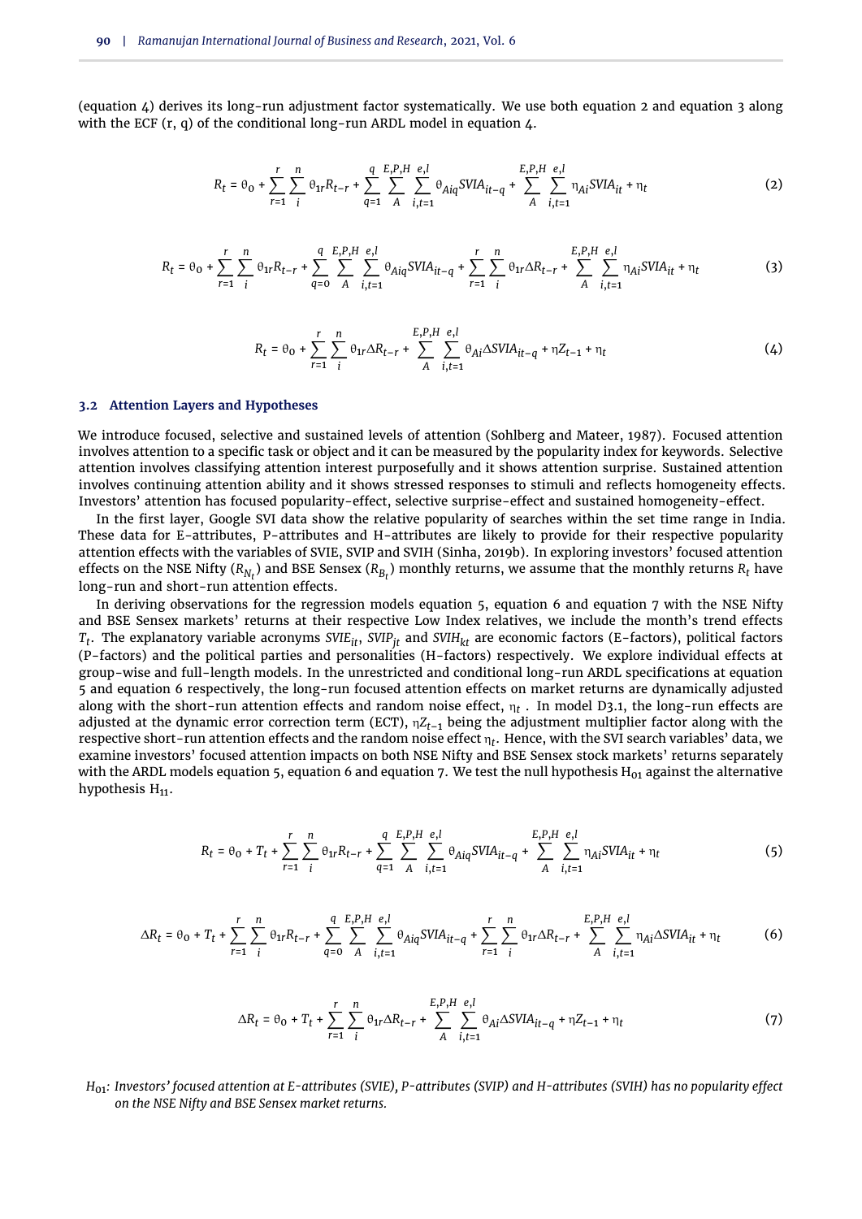(equation 4) derives its long-run adjustment factor systematically. We use both equation 2 and equation 3 along with the ECF (r, q) of the conditional long-run ARDL model in equation 4.

$$R_t = \theta_0 + \sum_{r=1}^{r} \sum_{i}^{n} \theta_{1r} R_{t-r} + \sum_{q=1}^{q} \sum_{A}^{E,P,H} \sum_{i,t=1}^{e,l} \theta_{Aiq} SVIA_{it-q} + \sum_{A}^{E,P,H} \sum_{i,t=1}^{e,l} \eta_{Ai} SVIA_{it} + \eta_t \tag{2}$$

$$R_t = \theta_0 + \sum_{r=1}^{r} \sum_{i}^{n} \theta_{1r} R_{t-r} + \sum_{q=0}^{q} \sum_{A}^{E,P,H} \sum_{i,t=1}^{e,l} \theta_{Aiq} SVIA_{it-q} + \sum_{r=1}^{r} \sum_{i}^{n} \theta_{1r} \Delta R_{t-r} + \sum_{A}^{E,P,H} \sum_{i,t=1}^{e,l} \eta_{Ai} SVIA_{it} + \eta_t \tag{3}$$

$$R_t = \theta_0 + \sum_{r=1}^{r} \sum_{i}^{n} \theta_{1r} \Delta R_{t-r} + \sum_{A}^{E,P,H} \sum_{i,t=1}^{e,l} \theta_{Ai} \Delta SVIA_{it-q} + \eta Z_{t-1} + \eta_t \tag{4}$$

### 3.2 Attention Layers and Hypotheses

We introduce focused, selective and sustained levels of attention (Sohlberg and Mateer, 1987). Focused attention involves attention to a specific task or object and it can be measured by the popularity index for keywords. Selective attention involves classifying attention interest purposefully and it shows attention surprise. Sustained attention involves continuing attention ability and it shows stressed responses to stimuli and reflects homogeneity effects. Investors' attention has focused popularity-effect, selective surprise-effect and sustained homogeneity-effect.

In the first layer, Google SVI data show the relative popularity of searches within the set time range in India. These data for E-attributes, P-attributes and H-attributes are likely to provide for their respective popularity attention effects with the variables of SVIE, SVIP and SVIH (Sinha, 2019b). In exploring investors' focused attention effects on the NSE Nifty ($R_{N_t}$) and BSE Sensex ($R_{B_t}$) monthly returns, we assume that the monthly returns $R_t$ have long-run and short-run attention effects.

In deriving observations for the regression models equation 5, equation 6 and equation 7 with the NSE Nifty and BSE Sensex markets' returns at their respective Low Index relatives, we include the month's trend effects $T_t$. The explanatory variable acronyms $SVIE_{it}$, $SVIP_{jt}$ and $SVIH_{kt}$ are economic factors (E-factors), political factors (P-factors) and the political parties and personalities (H-factors) respectively. We explore individual effects at group-wise and full-length models. In the unrestricted and conditional long-run ARDL specifications at equation 5 and equation 6 respectively, the long-run focused attention effects on market returns are dynamically adjusted along with the short-run attention effects and random noise effect, $\eta_t$ . In model D3.1, the long-run effects are adjusted at the dynamic error correction term (ECT), $\eta Z_{t-1}$ being the adjustment multiplier factor along with the respective short-run attention effects and the random noise effect $\eta_t$. Hence, with the SVI search variables' data, we examine investors' focused attention impacts on both NSE Nifty and BSE Sensex stock markets' returns separately with the ARDL models equation 5, equation 6 and equation 7. We test the null hypothesis $H_{01}$ against the alternative hypothesis $H_{11}$.

$$R_t = \theta_0 + T_t + \sum_{r=1}^{r} \sum_{i}^{n} \theta_{1r} R_{t-r} + \sum_{q=1}^{q} \sum_{A}^{E,P,H} \sum_{i,t=1}^{e,l} \theta_{Aiq} SVIA_{it-q} + \sum_{A}^{E,P,H} \sum_{i,t=1}^{e,l} \eta_{Ai} SVIA_{it} + \eta_t \tag{5}$$

$$\Delta R_t = \theta_0 + T_t + \sum_{r=1}^{r} \sum_{i}^{n} \theta_{1r} R_{t-r} + \sum_{q=0}^{q} \sum_{A}^{E,P,H} \sum_{i,t=1}^{e,l} \theta_{Aiq} SVIA_{it-q} + \sum_{r=1}^{r} \sum_{i}^{n} \theta_{1r} \Delta R_{t-r} + \sum_{A}^{E,P,H} \sum_{i,t=1}^{e,l} \eta_{Ai} \Delta SVIA_{it} + \eta_t \tag{6}$$

$$\Delta R_t = \theta_0 + T_t + \sum_{r=1}^{r} \sum_{i}^{n} \theta_{1r} \Delta R_{t-r} + \sum_{A}^{E,P,H} \sum_{i,t=1}^{e,l} \theta_{Ai} \Delta SVIA_{it-q} + \eta Z_{t-1} + \eta_t \tag{7}$$

$H_{01}$: *Investors' focused attention at E-attributes (SVIE), P-attributes (SVIP) and H-attributes (SVIH) has no popularity effect on the NSE Nifty and BSE Sensex market returns.*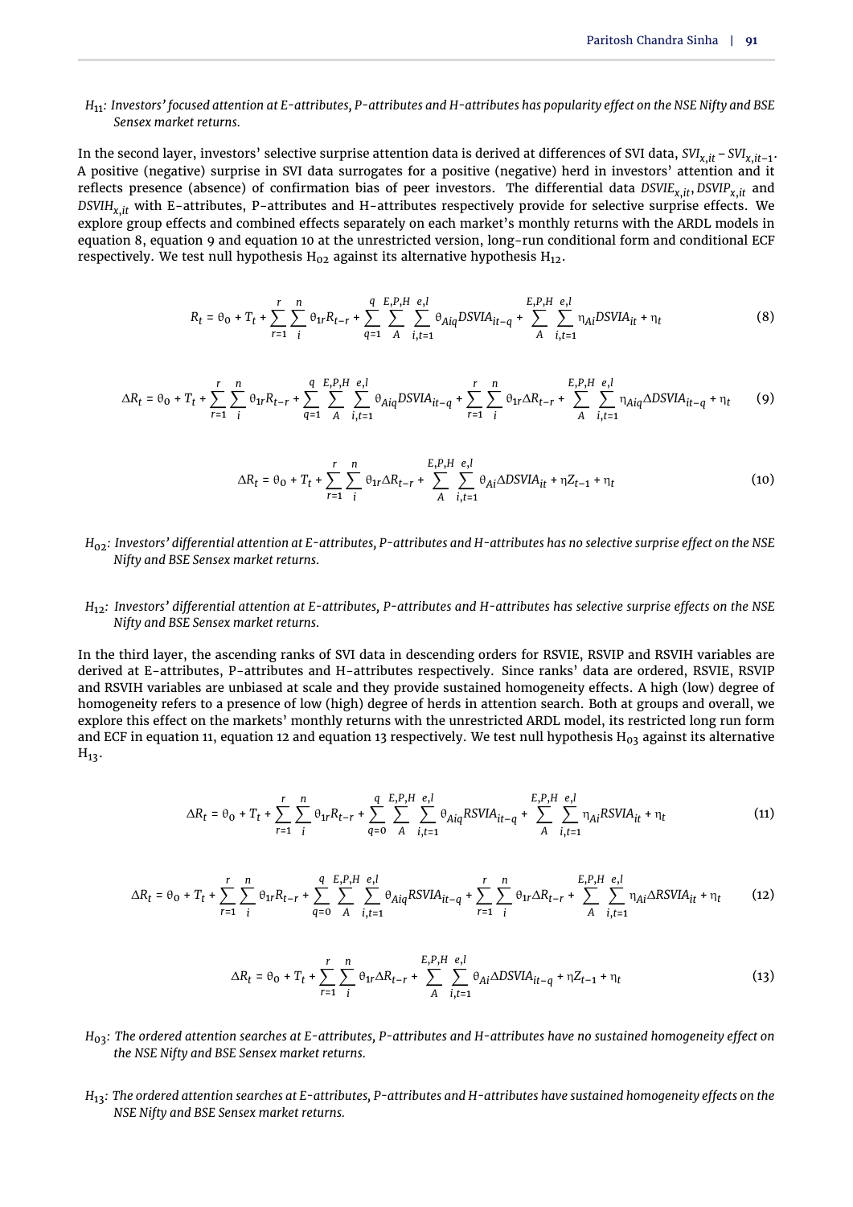*$H_{11}$: Investors' focused attention at E-attributes, P-attributes and H-attributes has popularity effect on the NSE Nifty and BSE Sensex market returns.*

In the second layer, investors' selective surprise attention data is derived at differences of SVI data, $SVI_{x,it} - SVI_{x,it-1}$. A positive (negative) surprise in SVI data surrogates for a positive (negative) herd in investors' attention and it reflects presence (absence) of confirmation bias of peer investors. The differential data $DSVIE_{x,it}$, $DSVIP_{x,it}$ and $DSVIH_{x,it}$ with E-attributes, P-attributes and H-attributes respectively provide for selective surprise effects. We explore group effects and combined effects separately on each market's monthly returns with the ARDL models in equation 8, equation 9 and equation 10 at the unrestricted version, long-run conditional form and conditional ECF respectively. We test null hypothesis $H_{02}$ against its alternative hypothesis $H_{12}$.

$$R_t = \theta_0 + T_t + \sum_{r=1}^{r}\sum_{i}^{n}\theta_{1r}R_{t-r} + \sum_{q=1}^{q}\sum_{A}^{E,P,H}\sum_{i,t=1}^{e,l}\theta_{Aiq}DSVIA_{it-q} + \sum_{A}^{E,P,H}\sum_{i,t=1}^{e,l}\eta_{Ai}DSVIA_{it} + \eta_t \tag{8}$$

$$\Delta R_t = \theta_0 + T_t + \sum_{r=1}^{r}\sum_{i}^{n}\theta_{1r}R_{t-r} + \sum_{q=1}^{q}\sum_{A}^{E,P,H}\sum_{i,t=1}^{e,l}\theta_{Aiq}DSVIA_{it-q} + \sum_{r=1}^{r}\sum_{i}^{n}\theta_{1r}\Delta R_{t-r} + \sum_{A}^{E,P,H}\sum_{i,t=1}^{e,l}\eta_{Aiq}\Delta DSVIA_{it-q} + \eta_t \tag{9}$$

$$\Delta R_t = \theta_0 + T_t + \sum_{r=1}^{r}\sum_{i}^{n}\theta_{1r}\Delta R_{t-r} + \sum_{A}^{E,P,H}\sum_{i,t=1}^{e,l}\theta_{Ai}\Delta DSVIA_{it} + \eta Z_{t-1} + \eta_t \tag{10}$$

*$H_{02}$: Investors' differential attention at E-attributes, P-attributes and H-attributes has no selective surprise effect on the NSE Nifty and BSE Sensex market returns.*

*$H_{12}$: Investors' differential attention at E-attributes, P-attributes and H-attributes has selective surprise effects on the NSE Nifty and BSE Sensex market returns.*

In the third layer, the ascending ranks of SVI data in descending orders for RSVIE, RSVIP and RSVIH variables are derived at E-attributes, P-attributes and H-attributes respectively. Since ranks' data are ordered, RSVIE, RSVIP and RSVIH variables are unbiased at scale and they provide sustained homogeneity effects. A high (low) degree of homogeneity refers to a presence of low (high) degree of herds in attention search. Both at groups and overall, we explore this effect on the markets' monthly returns with the unrestricted ARDL model, its restricted long run form and ECF in equation 11, equation 12 and equation 13 respectively. We test null hypothesis $H_{03}$ against its alternative $H_{13}$.

$$\Delta R_t = \theta_0 + T_t + \sum_{r=1}^{r}\sum_{i}^{n}\theta_{1r}R_{t-r} + \sum_{q=0}^{q}\sum_{A}^{E,P,H}\sum_{i,t=1}^{e,l}\theta_{Aiq}RSVIA_{it-q} + \sum_{A}^{E,P,H}\sum_{i,t=1}^{e,l}\eta_{Ai}RSVIA_{it} + \eta_t \tag{11}$$

$$\Delta R_t = \theta_0 + T_t + \sum_{r=1}^{r}\sum_{i}^{n}\theta_{1r}R_{t-r} + \sum_{q=0}^{q}\sum_{A}^{E,P,H}\sum_{i,t=1}^{e,l}\theta_{Aiq}RSVIA_{it-q} + \sum_{r=1}^{r}\sum_{i}^{n}\theta_{1r}\Delta R_{t-r} + \sum_{A}^{E,P,H}\sum_{i,t=1}^{e,l}\eta_{Ai}\Delta RSVIA_{it} + \eta_t \tag{12}$$

$$\Delta R_t = \theta_0 + T_t + \sum_{r=1}^{r}\sum_{i}^{n}\theta_{1r}\Delta R_{t-r} + \sum_{A}^{E,P,H}\sum_{i,t=1}^{e,l}\theta_{Ai}\Delta DSVIA_{it-q} + \eta Z_{t-1} + \eta_t \tag{13}$$

*$H_{03}$: The ordered attention searches at E-attributes, P-attributes and H-attributes have no sustained homogeneity effect on the NSE Nifty and BSE Sensex market returns.*

*$H_{13}$: The ordered attention searches at E-attributes, P-attributes and H-attributes have sustained homogeneity effects on the NSE Nifty and BSE Sensex market returns.*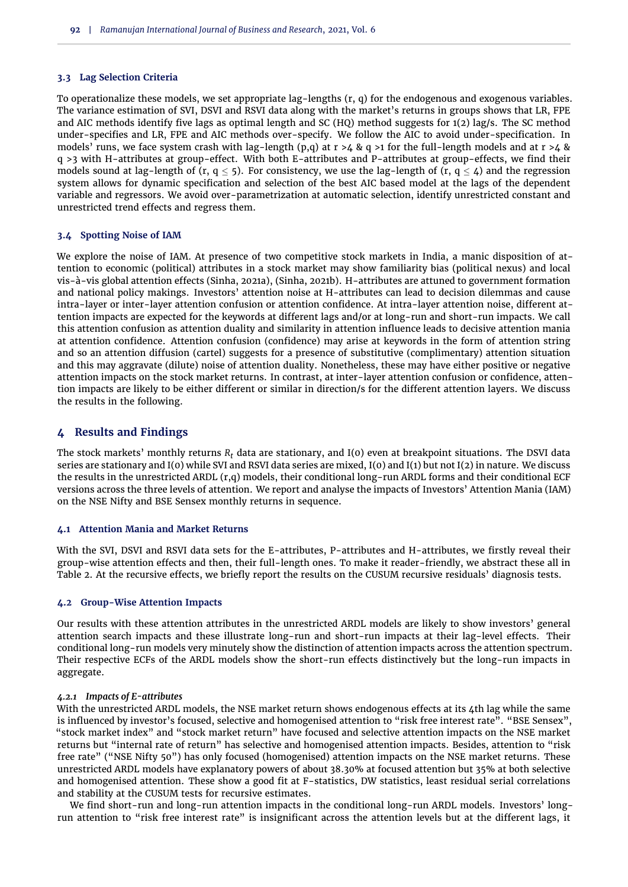### 3.3 Lag Selection Criteria

To operationalize these models, we set appropriate lag-lengths (r, q) for the endogenous and exogenous variables. The variance estimation of SVI, DSVI and RSVI data along with the market's returns in groups shows that LR, FPE and AIC methods identify five lags as optimal length and SC (HQ) method suggests for 1(2) lag/s. The SC method under-specifies and LR, FPE and AIC methods over-specify. We follow the AIC to avoid under-specification. In models' runs, we face system crash with lag-length (p,q) at r >4 & q >1 for the full-length models and at r >4 & q >3 with H-attributes at group-effect. With both E-attributes and P-attributes at group-effects, we find their models sound at lag-length of (r, q $\leq$ 5). For consistency, we use the lag-length of (r, q $\leq$ 4) and the regression system allows for dynamic specification and selection of the best AIC based model at the lags of the dependent variable and regressors. We avoid over-parametrization at automatic selection, identify unrestricted constant and unrestricted trend effects and regress them.

### 3.4 Spotting Noise of IAM

We explore the noise of IAM. At presence of two competitive stock markets in India, a manic disposition of attention to economic (political) attributes in a stock market may show familiarity bias (political nexus) and local vis-à-vis global attention effects (Sinha, 2021a), (Sinha, 2021b). H-attributes are attuned to government formation and national policy makings. Investors' attention noise at H-attributes can lead to decision dilemmas and cause intra-layer or inter-layer attention confusion or attention confidence. At intra-layer attention noise, different attention impacts are expected for the keywords at different lags and/or at long-run and short-run impacts. We call this attention confusion as attention duality and similarity in attention influence leads to decisive attention mania at attention confidence. Attention confusion (confidence) may arise at keywords in the form of attention string and so an attention diffusion (cartel) suggests for a presence of substitutive (complimentary) attention situation and this may aggravate (dilute) noise of attention duality. Nonetheless, these may have either positive or negative attention impacts on the stock market returns. In contrast, at inter-layer attention confusion or confidence, attention impacts are likely to be either different or similar in direction/s for the different attention layers. We discuss the results in the following.

## 4 Results and Findings

The stock markets' monthly returns $R_t$ data are stationary, and I(0) even at breakpoint situations. The DSVI data series are stationary and I(0) while SVI and RSVI data series are mixed, I(0) and I(1) but not I(2) in nature. We discuss the results in the unrestricted ARDL (r,q) models, their conditional long-run ARDL forms and their conditional ECF versions across the three levels of attention. We report and analyse the impacts of Investors' Attention Mania (IAM) on the NSE Nifty and BSE Sensex monthly returns in sequence.

### 4.1 Attention Mania and Market Returns

With the SVI, DSVI and RSVI data sets for the E-attributes, P-attributes and H-attributes, we firstly reveal their group-wise attention effects and then, their full-length ones. To make it reader-friendly, we abstract these all in Table 2. At the recursive effects, we briefly report the results on the CUSUM recursive residuals' diagnosis tests.

### 4.2 Group-Wise Attention Impacts

Our results with these attention attributes in the unrestricted ARDL models are likely to show investors' general attention search impacts and these illustrate long-run and short-run impacts at their lag-level effects. Their conditional long-run models very minutely show the distinction of attention impacts across the attention spectrum. Their respective ECFs of the ARDL models show the short-run effects distinctively but the long-run impacts in aggregate.

#### 4.2.1 Impacts of E-attributes

With the unrestricted ARDL models, the NSE market return shows endogenous effects at its 4th lag while the same is influenced by investor's focused, selective and homogenised attention to "risk free interest rate". "BSE Sensex", "stock market index" and "stock market return" have focused and selective attention impacts on the NSE market returns but "internal rate of return" has selective and homogenised attention impacts. Besides, attention to "risk free rate" ("NSE Nifty 50") has only focused (homogenised) attention impacts on the NSE market returns. These unrestricted ARDL models have explanatory powers of about 38.30% at focused attention but 35% at both selective and homogenised attention. These show a good fit at F-statistics, DW statistics, least residual serial correlations and stability at the CUSUM tests for recursive estimates.

We find short-run and long-run attention impacts in the conditional long-run ARDL models. Investors' long-run attention to "risk free interest rate" is insignificant across the attention levels but at the different lags, it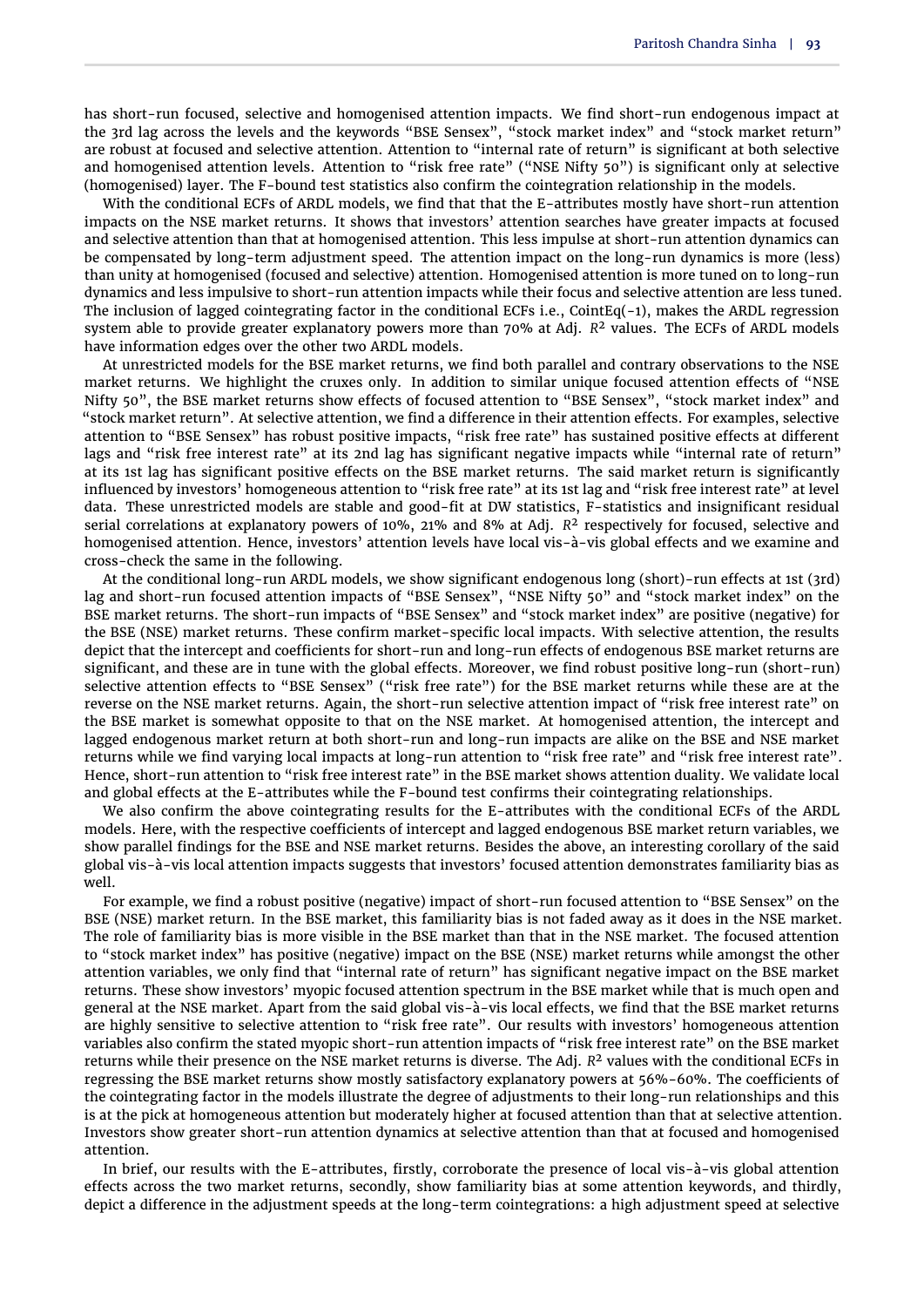has short-run focused, selective and homogenised attention impacts. We find short-run endogenous impact at the 3rd lag across the levels and the keywords "BSE Sensex", "stock market index" and "stock market return" are robust at focused and selective attention. Attention to "internal rate of return" is significant at both selective and homogenised attention levels. Attention to "risk free rate" ("NSE Nifty 50") is significant only at selective (homogenised) layer. The F-bound test statistics also confirm the cointegration relationship in the models.

With the conditional ECFs of ARDL models, we find that that the E-attributes mostly have short-run attention impacts on the NSE market returns. It shows that investors' attention searches have greater impacts at focused and selective attention than that at homogenised attention. This less impulse at short-run attention dynamics can be compensated by long-term adjustment speed. The attention impact on the long-run dynamics is more (less) than unity at homogenised (focused and selective) attention. Homogenised attention is more tuned on to long-run dynamics and less impulsive to short-run attention impacts while their focus and selective attention are less tuned. The inclusion of lagged cointegrating factor in the conditional ECFs i.e., CointEq(-1), makes the ARDL regression system able to provide greater explanatory powers more than 70% at Adj. $R^2$ values. The ECFs of ARDL models have information edges over the other two ARDL models.

At unrestricted models for the BSE market returns, we find both parallel and contrary observations to the NSE market returns. We highlight the cruxes only. In addition to similar unique focused attention effects of "NSE Nifty 50", the BSE market returns show effects of focused attention to "BSE Sensex", "stock market index" and "stock market return". At selective attention, we find a difference in their attention effects. For examples, selective attention to "BSE Sensex" has robust positive impacts, "risk free rate" has sustained positive effects at different lags and "risk free interest rate" at its 2nd lag has significant negative impacts while "internal rate of return" at its 1st lag has significant positive effects on the BSE market returns. The said market return is significantly influenced by investors' homogeneous attention to "risk free rate" at its 1st lag and "risk free interest rate" at level data. These unrestricted models are stable and good-fit at DW statistics, F-statistics and insignificant residual serial correlations at explanatory powers of 10%, 21% and 8% at Adj. $R^2$ respectively for focused, selective and homogenised attention. Hence, investors' attention levels have local vis-à-vis global effects and we examine and cross-check the same in the following.

At the conditional long-run ARDL models, we show significant endogenous long (short)-run effects at 1st (3rd) lag and short-run focused attention impacts of "BSE Sensex", "NSE Nifty 50" and "stock market index" on the BSE market returns. The short-run impacts of "BSE Sensex" and "stock market index" are positive (negative) for the BSE (NSE) market returns. These confirm market-specific local impacts. With selective attention, the results depict that the intercept and coefficients for short-run and long-run effects of endogenous BSE market returns are significant, and these are in tune with the global effects. Moreover, we find robust positive long-run (short-run) selective attention effects to "BSE Sensex" ("risk free rate") for the BSE market returns while these are at the reverse on the NSE market returns. Again, the short-run selective attention impact of "risk free interest rate" on the BSE market is somewhat opposite to that on the NSE market. At homogenised attention, the intercept and lagged endogenous market return at both short-run and long-run impacts are alike on the BSE and NSE market returns while we find varying local impacts at long-run attention to "risk free rate" and "risk free interest rate". Hence, short-run attention to "risk free interest rate" in the BSE market shows attention duality. We validate local and global effects at the E-attributes while the F-bound test confirms their cointegrating relationships.

We also confirm the above cointegrating results for the E-attributes with the conditional ECFs of the ARDL models. Here, with the respective coefficients of intercept and lagged endogenous BSE market return variables, we show parallel findings for the BSE and NSE market returns. Besides the above, an interesting corollary of the said global vis-à-vis local attention impacts suggests that investors' focused attention demonstrates familiarity bias as well.

For example, we find a robust positive (negative) impact of short-run focused attention to "BSE Sensex" on the BSE (NSE) market return. In the BSE market, this familiarity bias is not faded away as it does in the NSE market. The role of familiarity bias is more visible in the BSE market than that in the NSE market. The focused attention to "stock market index" has positive (negative) impact on the BSE (NSE) market returns while amongst the other attention variables, we only find that "internal rate of return" has significant negative impact on the BSE market returns. These show investors' myopic focused attention spectrum in the BSE market while that is much open and general at the NSE market. Apart from the said global vis-à-vis local effects, we find that the BSE market returns are highly sensitive to selective attention to "risk free rate". Our results with investors' homogeneous attention variables also confirm the stated myopic short-run attention impacts of "risk free interest rate" on the BSE market returns while their presence on the NSE market returns is diverse. The Adj. $R^2$ values with the conditional ECFs in regressing the BSE market returns show mostly satisfactory explanatory powers at 56%-60%. The coefficients of the cointegrating factor in the models illustrate the degree of adjustments to their long-run relationships and this is at the pick at homogeneous attention but moderately higher at focused attention than that at selective attention. Investors show greater short-run attention dynamics at selective attention than that at focused and homogenised attention.

In brief, our results with the E-attributes, firstly, corroborate the presence of local vis-à-vis global attention effects across the two market returns, secondly, show familiarity bias at some attention keywords, and thirdly, depict a difference in the adjustment speeds at the long-term cointegrations: a high adjustment speed at selective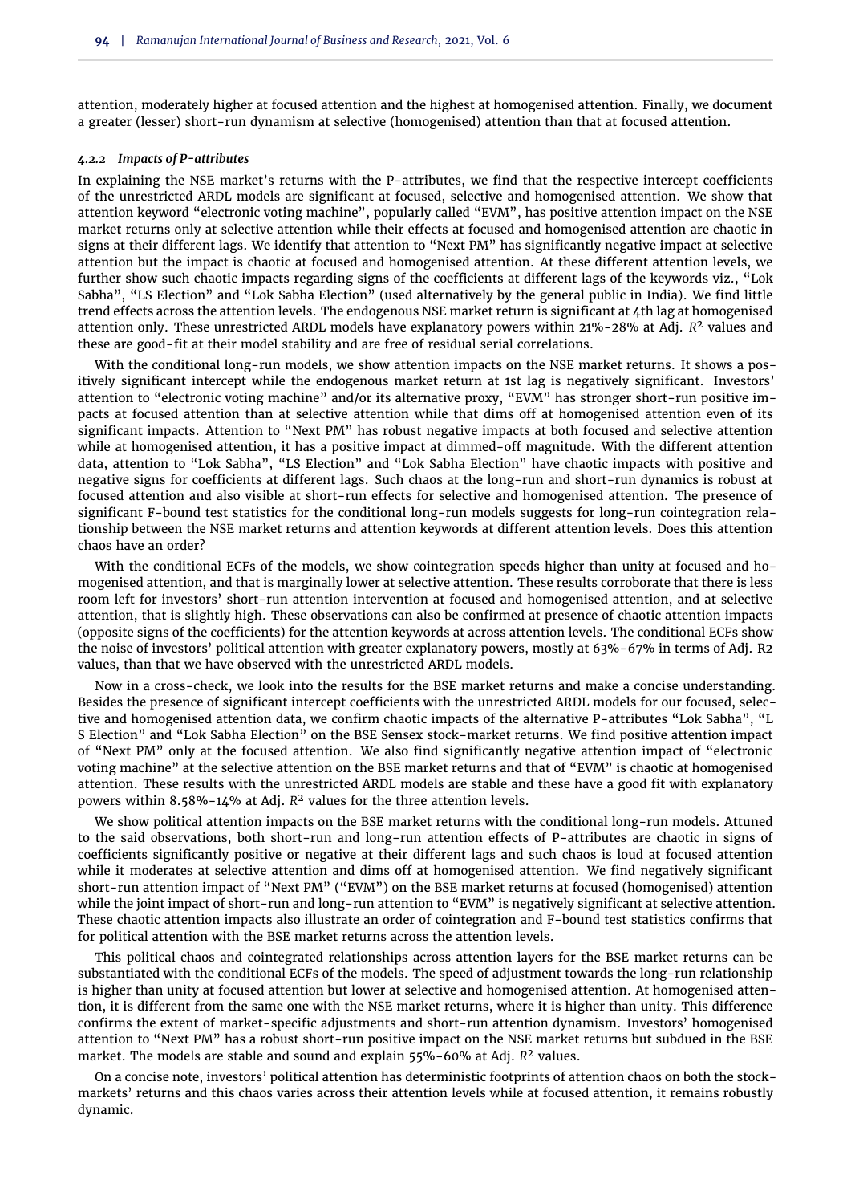attention, moderately higher at focused attention and the highest at homogenised attention. Finally, we document a greater (lesser) short-run dynamism at selective (homogenised) attention than that at focused attention.

#### *4.2.2 Impacts of P-attributes*

In explaining the NSE market's returns with the P-attributes, we find that the respective intercept coefficients of the unrestricted ARDL models are significant at focused, selective and homogenised attention. We show that attention keyword "electronic voting machine", popularly called "EVM", has positive attention impact on the NSE market returns only at selective attention while their effects at focused and homogenised attention are chaotic in signs at their different lags. We identify that attention to "Next PM" has significantly negative impact at selective attention but the impact is chaotic at focused and homogenised attention. At these different attention levels, we further show such chaotic impacts regarding signs of the coefficients at different lags of the keywords viz., "Lok Sabha", "LS Election" and "Lok Sabha Election" (used alternatively by the general public in India). We find little trend effects across the attention levels. The endogenous NSE market return is significant at 4th lag at homogenised attention only. These unrestricted ARDL models have explanatory powers within 21%-28% at Adj. $R^2$ values and these are good-fit at their model stability and are free of residual serial correlations.

With the conditional long-run models, we show attention impacts on the NSE market returns. It shows a positively significant intercept while the endogenous market return at 1st lag is negatively significant. Investors' attention to "electronic voting machine" and/or its alternative proxy, "EVM" has stronger short-run positive impacts at focused attention than at selective attention while that dims off at homogenised attention even of its significant impacts. Attention to "Next PM" has robust negative impacts at both focused and selective attention while at homogenised attention, it has a positive impact at dimmed-off magnitude. With the different attention data, attention to "Lok Sabha", "LS Election" and "Lok Sabha Election" have chaotic impacts with positive and negative signs for coefficients at different lags. Such chaos at the long-run and short-run dynamics is robust at focused attention and also visible at short-run effects for selective and homogenised attention. The presence of significant F-bound test statistics for the conditional long-run models suggests for long-run cointegration relationship between the NSE market returns and attention keywords at different attention levels. Does this attention chaos have an order?

With the conditional ECFs of the models, we show cointegration speeds higher than unity at focused and homogenised attention, and that is marginally lower at selective attention. These results corroborate that there is less room left for investors' short-run attention intervention at focused and homogenised attention, and at selective attention, that is slightly high. These observations can also be confirmed at presence of chaotic attention impacts (opposite signs of the coefficients) for the attention keywords at across attention levels. The conditional ECFs show the noise of investors' political attention with greater explanatory powers, mostly at 63%-67% in terms of Adj. R2 values, than that we have observed with the unrestricted ARDL models.

Now in a cross-check, we look into the results for the BSE market returns and make a concise understanding. Besides the presence of significant intercept coefficients with the unrestricted ARDL models for our focused, selective and homogenised attention data, we confirm chaotic impacts of the alternative P-attributes "Lok Sabha", "L S Election" and "Lok Sabha Election" on the BSE Sensex stock-market returns. We find positive attention impact of "Next PM" only at the focused attention. We also find significantly negative attention impact of "electronic voting machine" at the selective attention on the BSE market returns and that of "EVM" is chaotic at homogenised attention. These results with the unrestricted ARDL models are stable and these have a good fit with explanatory powers within 8.58%-14% at Adj. $R^2$ values for the three attention levels.

We show political attention impacts on the BSE market returns with the conditional long-run models. Attuned to the said observations, both short-run and long-run attention effects of P-attributes are chaotic in signs of coefficients significantly positive or negative at their different lags and such chaos is loud at focused attention while it moderates at selective attention and dims off at homogenised attention. We find negatively significant short-run attention impact of "Next PM" ("EVM") on the BSE market returns at focused (homogenised) attention while the joint impact of short-run and long-run attention to "EVM" is negatively significant at selective attention. These chaotic attention impacts also illustrate an order of cointegration and F-bound test statistics confirms that for political attention with the BSE market returns across the attention levels.

This political chaos and cointegrated relationships across attention layers for the BSE market returns can be substantiated with the conditional ECFs of the models. The speed of adjustment towards the long-run relationship is higher than unity at focused attention but lower at selective and homogenised attention. At homogenised attention, it is different from the same one with the NSE market returns, where it is higher than unity. This difference confirms the extent of market-specific adjustments and short-run attention dynamism. Investors' homogenised attention to "Next PM" has a robust short-run positive impact on the NSE market returns but subdued in the BSE market. The models are stable and sound and explain 55%-60% at Adj. $R^2$ values.

On a concise note, investors' political attention has deterministic footprints of attention chaos on both the stock-markets' returns and this chaos varies across their attention levels while at focused attention, it remains robustly dynamic.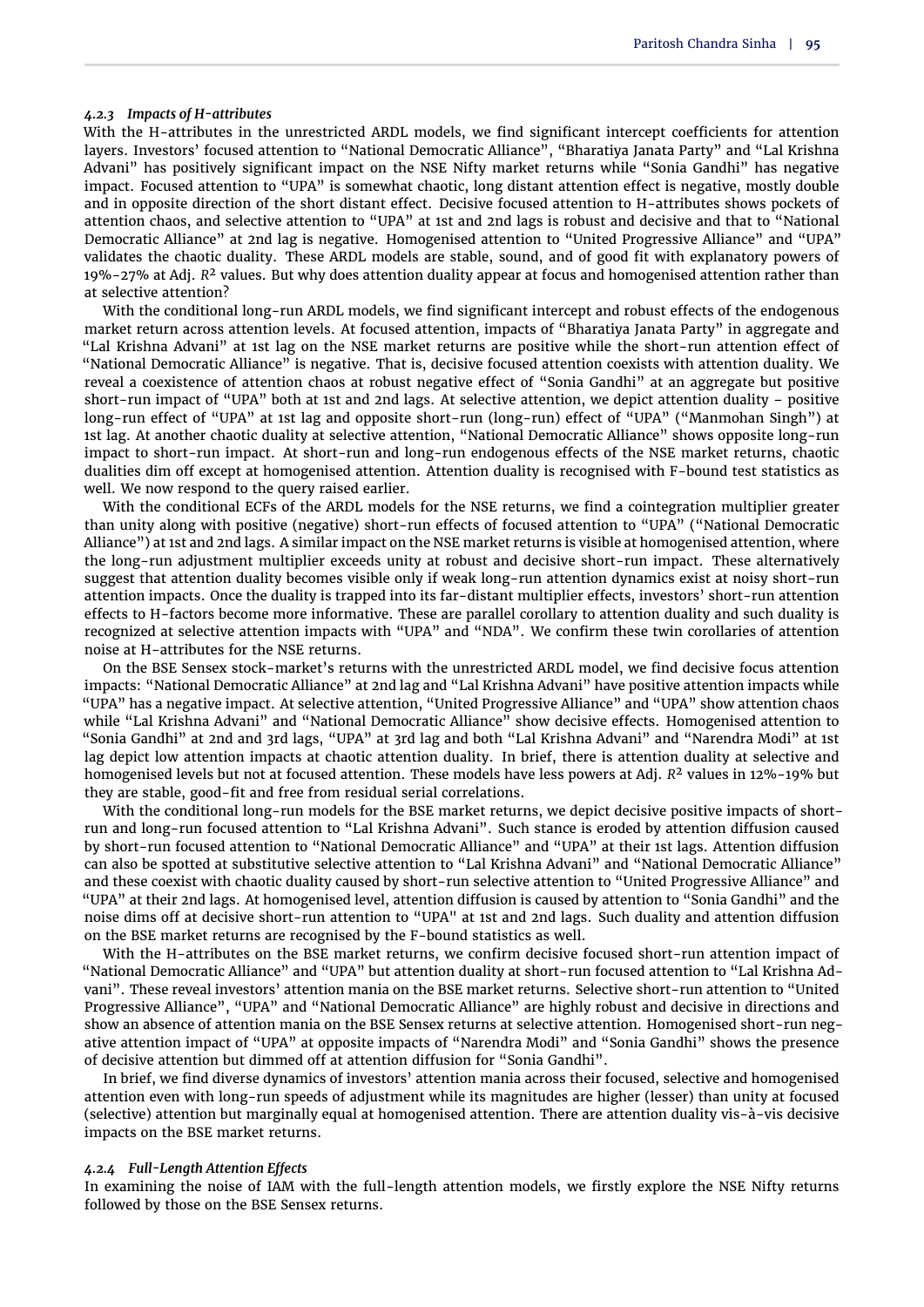#### *4.2.3 Impacts of H-attributes*

With the H-attributes in the unrestricted ARDL models, we find significant intercept coefficients for attention layers. Investors' focused attention to "National Democratic Alliance", "Bharatiya Janata Party" and "Lal Krishna Advani" has positively significant impact on the NSE Nifty market returns while "Sonia Gandhi" has negative impact. Focused attention to "UPA" is somewhat chaotic, long distant attention effect is negative, mostly double and in opposite direction of the short distant effect. Decisive focused attention to H-attributes shows pockets of attention chaos, and selective attention to "UPA" at 1st and 2nd lags is robust and decisive and that to "National Democratic Alliance" at 2nd lag is negative. Homogenised attention to "United Progressive Alliance" and "UPA" validates the chaotic duality. These ARDL models are stable, sound, and of good fit with explanatory powers of 19%-27% at Adj. $R^2$ values. But why does attention duality appear at focus and homogenised attention rather than at selective attention?

With the conditional long-run ARDL models, we find significant intercept and robust effects of the endogenous market return across attention levels. At focused attention, impacts of "Bharatiya Janata Party" in aggregate and "Lal Krishna Advani" at 1st lag on the NSE market returns are positive while the short-run attention effect of "National Democratic Alliance" is negative. That is, decisive focused attention coexists with attention duality. We reveal a coexistence of attention chaos at robust negative effect of "Sonia Gandhi" at an aggregate but positive short-run impact of "UPA" both at 1st and 2nd lags. At selective attention, we depict attention duality – positive long-run effect of "UPA" at 1st lag and opposite short-run (long-run) effect of "UPA" ("Manmohan Singh") at 1st lag. At another chaotic duality at selective attention, "National Democratic Alliance" shows opposite long-run impact to short-run impact. At short-run and long-run endogenous effects of the NSE market returns, chaotic dualities dim off except at homogenised attention. Attention duality is recognised with F-bound test statistics as well. We now respond to the query raised earlier.

With the conditional ECFs of the ARDL models for the NSE returns, we find a cointegration multiplier greater than unity along with positive (negative) short-run effects of focused attention to "UPA" ("National Democratic Alliance") at 1st and 2nd lags. A similar impact on the NSE market returns is visible at homogenised attention, where the long-run adjustment multiplier exceeds unity at robust and decisive short-run impact. These alternatively suggest that attention duality becomes visible only if weak long-run attention dynamics exist at noisy short-run attention impacts. Once the duality is trapped into its far-distant multiplier effects, investors' short-run attention effects to H-factors become more informative. These are parallel corollary to attention duality and such duality is recognized at selective attention impacts with "UPA" and "NDA". We confirm these twin corollaries of attention noise at H-attributes for the NSE returns.

On the BSE Sensex stock-market's returns with the unrestricted ARDL model, we find decisive focus attention impacts: "National Democratic Alliance" at 2nd lag and "Lal Krishna Advani" have positive attention impacts while "UPA" has a negative impact. At selective attention, "United Progressive Alliance" and "UPA" show attention chaos while "Lal Krishna Advani" and "National Democratic Alliance" show decisive effects. Homogenised attention to "Sonia Gandhi" at 2nd and 3rd lags, "UPA" at 3rd lag and both "Lal Krishna Advani" and "Narendra Modi" at 1st lag depict low attention impacts at chaotic attention duality. In brief, there is attention duality at selective and homogenised levels but not at focused attention. These models have less powers at Adj. $R^2$ values in 12%-19% but they are stable, good-fit and free from residual serial correlations.

With the conditional long-run models for the BSE market returns, we depict decisive positive impacts of short-run and long-run focused attention to "Lal Krishna Advani". Such stance is eroded by attention diffusion caused by short-run focused attention to "National Democratic Alliance" and "UPA" at their 1st lags. Attention diffusion can also be spotted at substitutive selective attention to "Lal Krishna Advani" and "National Democratic Alliance" and these coexist with chaotic duality caused by short-run selective attention to "United Progressive Alliance" and "UPA" at their 2nd lags. At homogenised level, attention diffusion is caused by attention to "Sonia Gandhi" and the noise dims off at decisive short-run attention to "UPA" at 1st and 2nd lags. Such duality and attention diffusion on the BSE market returns are recognised by the F-bound statistics as well.

With the H-attributes on the BSE market returns, we confirm decisive focused short-run attention impact of "National Democratic Alliance" and "UPA" but attention duality at short-run focused attention to "Lal Krishna Advani". These reveal investors' attention mania on the BSE market returns. Selective short-run attention to "United Progressive Alliance", "UPA" and "National Democratic Alliance" are highly robust and decisive in directions and show an absence of attention mania on the BSE Sensex returns at selective attention. Homogenised short-run negative attention impact of "UPA" at opposite impacts of "Narendra Modi" and "Sonia Gandhi" shows the presence of decisive attention but dimmed off at attention diffusion for "Sonia Gandhi".

In brief, we find diverse dynamics of investors' attention mania across their focused, selective and homogenised attention even with long-run speeds of adjustment while its magnitudes are higher (lesser) than unity at focused (selective) attention but marginally equal at homogenised attention. There are attention duality vis-à-vis decisive impacts on the BSE market returns.

#### *4.2.4 Full-Length Attention Effects*

In examining the noise of IAM with the full-length attention models, we firstly explore the NSE Nifty returns followed by those on the BSE Sensex returns.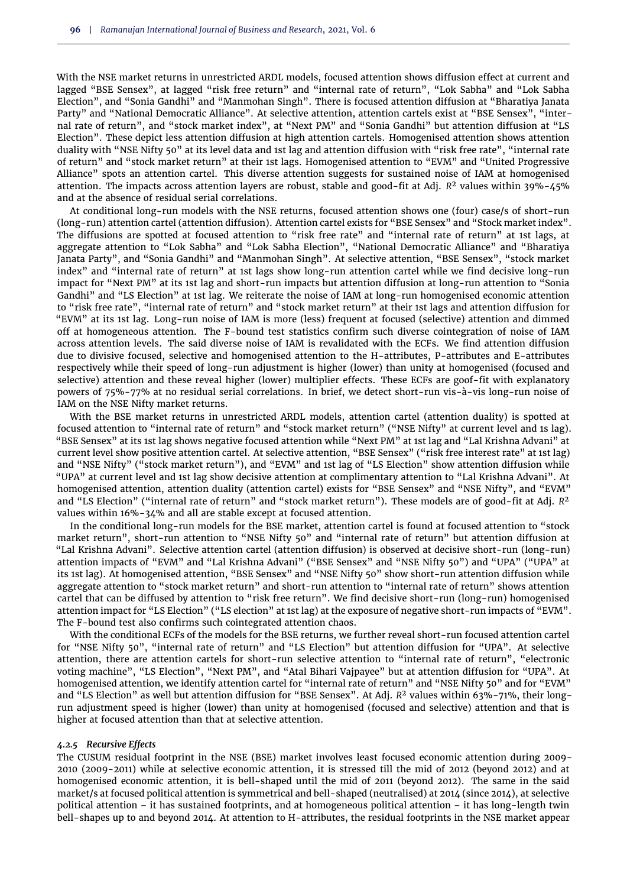With the NSE market returns in unrestricted ARDL models, focused attention shows diffusion effect at current and lagged "BSE Sensex", at lagged "risk free return" and "internal rate of return", "Lok Sabha" and "Lok Sabha Election", and "Sonia Gandhi" and "Manmohan Singh". There is focused attention diffusion at "Bharatiya Janata Party" and "National Democratic Alliance". At selective attention, attention cartels exist at "BSE Sensex", "internal rate of return", and "stock market index", at "Next PM" and "Sonia Gandhi" but attention diffusion at "LS Election". These depict less attention diffusion at high attention cartels. Homogenised attention shows attention duality with "NSE Nifty 50" at its level data and 1st lag and attention diffusion with "risk free rate", "internal rate of return" and "stock market return" at their 1st lags. Homogenised attention to "EVM" and "United Progressive Alliance" spots an attention cartel. This diverse attention suggests for sustained noise of IAM at homogenised attention. The impacts across attention layers are robust, stable and good-fit at Adj. $R^2$ values within 39%-45% and at the absence of residual serial correlations.

At conditional long-run models with the NSE returns, focused attention shows one (four) case/s of short-run (long-run) attention cartel (attention diffusion). Attention cartel exists for "BSE Sensex" and "Stock market index". The diffusions are spotted at focused attention to "risk free rate" and "internal rate of return" at 1st lags, at aggregate attention to "Lok Sabha" and "Lok Sabha Election", "National Democratic Alliance" and "Bharatiya Janata Party", and "Sonia Gandhi" and "Manmohan Singh". At selective attention, "BSE Sensex", "stock market index" and "internal rate of return" at 1st lags show long-run attention cartel while we find decisive long-run impact for "Next PM" at its 1st lag and short-run impacts but attention diffusion at long-run attention to "Sonia Gandhi" and "LS Election" at 1st lag. We reiterate the noise of IAM at long-run homogenised economic attention to "risk free rate", "internal rate of return" and "stock market return" at their 1st lags and attention diffusion for "EVM" at its 1st lag. Long-run noise of IAM is more (less) frequent at focused (selective) attention and dimmed off at homogeneous attention. The F-bound test statistics confirm such diverse cointegration of noise of IAM across attention levels. The said diverse noise of IAM is revalidated with the ECFs. We find attention diffusion due to divisive focused, selective and homogenised attention to the H-attributes, P-attributes and E-attributes respectively while their speed of long-run adjustment is higher (lower) than unity at homogenised (focused and selective) attention and these reveal higher (lower) multiplier effects. These ECFs are goof-fit with explanatory powers of 75%-77% at no residual serial correlations. In brief, we detect short-run vis-à-vis long-run noise of IAM on the NSE Nifty market returns.

With the BSE market returns in unrestricted ARDL models, attention cartel (attention duality) is spotted at focused attention to "internal rate of return" and "stock market return" ("NSE Nifty" at current level and 1s lag). "BSE Sensex" at its 1st lag shows negative focused attention while "Next PM" at 1st lag and "Lal Krishna Advani" at current level show positive attention cartel. At selective attention, "BSE Sensex" ("risk free interest rate" at 1st lag) and "NSE Nifty" ("stock market return"), and "EVM" and 1st lag of "LS Election" show attention diffusion while "UPA" at current level and 1st lag show decisive attention at complimentary attention to "Lal Krishna Advani". At homogenised attention, attention duality (attention cartel) exists for "BSE Sensex" and "NSE Nifty", and "EVM" and "LS Election" ("internal rate of return" and "stock market return"). These models are of good-fit at Adj. $R^2$ values within 16%-34% and all are stable except at focused attention.

In the conditional long-run models for the BSE market, attention cartel is found at focused attention to "stock market return", short-run attention to "NSE Nifty 50" and "internal rate of return" but attention diffusion at "Lal Krishna Advani". Selective attention cartel (attention diffusion) is observed at decisive short-run (long-run) attention impacts of "EVM" and "Lal Krishna Advani" ("BSE Sensex" and "NSE Nifty 50") and "UPA" ("UPA" at its 1st lag). At homogenised attention, "BSE Sensex" and "NSE Nifty 50" show short-run attention diffusion while aggregate attention to "stock market return" and short-run attention to "internal rate of return" shows attention cartel that can be diffused by attention to "risk free return". We find decisive short-run (long-run) homogenised attention impact for "LS Election" ("LS election" at 1st lag) at the exposure of negative short-run impacts of "EVM". The F-bound test also confirms such cointegrated attention chaos.

With the conditional ECFs of the models for the BSE returns, we further reveal short-run focused attention cartel for "NSE Nifty 50", "internal rate of return" and "LS Election" but attention diffusion for "UPA". At selective attention, there are attention cartels for short-run selective attention to "internal rate of return", "electronic voting machine", "LS Election", "Next PM", and "Atal Bihari Vajpayee" but at attention diffusion for "UPA". At homogenised attention, we identify attention cartel for "internal rate of return" and "NSE Nifty 50" and for "EVM" and "LS Election" as well but attention diffusion for "BSE Sensex". At Adj. $R^2$ values within 63%-71%, their long-run adjustment speed is higher (lower) than unity at homogenised (focused and selective) attention and that is higher at focused attention than that at selective attention.

#### *4.2.5 Recursive Effects*

The CUSUM residual footprint in the NSE (BSE) market involves least focused economic attention during 2009-2010 (2009-2011) while at selective economic attention, it is stressed till the mid of 2012 (beyond 2012) and at homogenised economic attention, it is bell-shaped until the mid of 2011 (beyond 2012). The same in the said market/s at focused political attention is symmetrical and bell-shaped (neutralised) at 2014 (since 2014), at selective political attention – it has sustained footprints, and at homogeneous political attention – it has long-length twin bell-shapes up to and beyond 2014. At attention to H-attributes, the residual footprints in the NSE market appear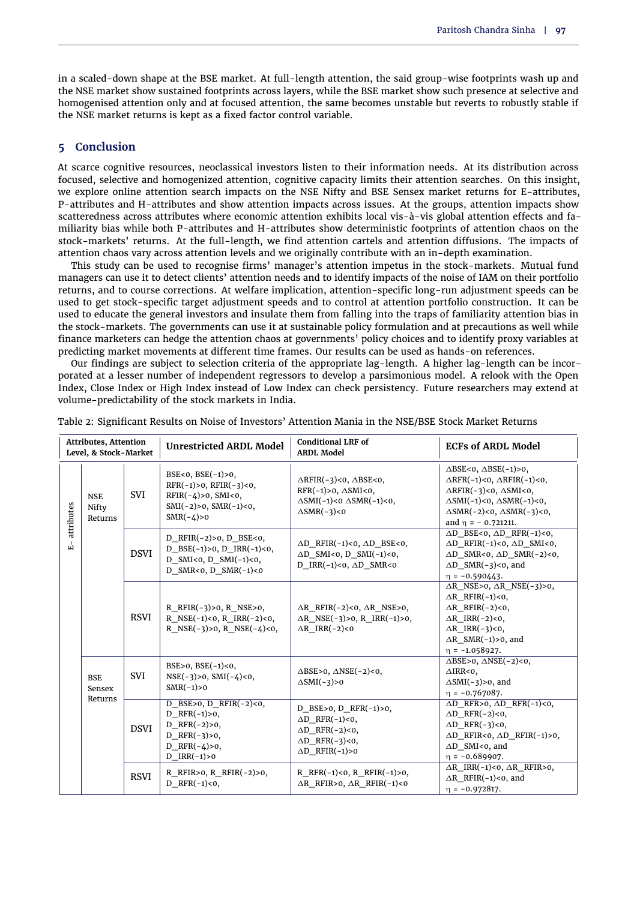in a scaled-down shape at the BSE market. At full-length attention, the said group-wise footprints wash up and the NSE market show sustained footprints across layers, while the BSE market show such presence at selective and homogenised attention only and at focused attention, the same becomes unstable but reverts to robustly stable if the NSE market returns is kept as a fixed factor control variable.

## 5 Conclusion

At scarce cognitive resources, neoclassical investors listen to their information needs. At its distribution across focused, selective and homogenized attention, cognitive capacity limits their attention searches. On this insight, we explore online attention search impacts on the NSE Nifty and BSE Sensex market returns for E-attributes, P-attributes and H-attributes and show attention impacts across issues. At the groups, attention impacts show scatteredness across attributes where economic attention exhibits local vis-à-vis global attention effects and familiarity bias while both P-attributes and H-attributes show deterministic footprints of attention chaos on the stock-markets' returns. At the full-length, we find attention cartels and attention diffusions. The impacts of attention chaos vary across attention levels and we originally contribute with an in-depth examination.

This study can be used to recognise firms' manager's attention impetus in the stock-markets. Mutual fund managers can use it to detect clients' attention needs and to identify impacts of the noise of IAM on their portfolio returns, and to course corrections. At welfare implication, attention-specific long-run adjustment speeds can be used to get stock-specific target adjustment speeds and to control at attention portfolio construction. It can be used to educate the general investors and insulate them from falling into the traps of familiarity attention bias in the stock-markets. The governments can use it at sustainable policy formulation and at precautions as well while finance marketers can hedge the attention chaos at governments' policy choices and to identify proxy variables at predicting market movements at different time frames. Our results can be used as hands-on references.

Our findings are subject to selection criteria of the appropriate lag-length. A higher lag-length can be incorporated at a lesser number of independent regressors to develop a parsimonious model. A relook with the Open Index, Close Index or High Index instead of Low Index can check persistency. Future researchers may extend at volume-predictability of the stock markets in India.

Table 2: Significant Results on Noise of Investors' Attention Mania in the NSE/BSE Stock Market Returns

| Attributes, Attention Level, & Stock-Market | | | Unrestricted ARDL Model | Conditional LRF of ARDL Model | ECFs of ARDL Model |
|---|---|---|---|---|---|
| E- attributes | NSE Nifty Returns | SVI | BSE<0, BSE(-1)>0, RFR(-1)>0, RFIR(-3)<0, RFIR(-4)>0, SMI<0, SMI(-2)>0, SMR(-1)<0, SMR(-4)>0 | ΔRFIR(-3)<0, ΔBSE<0, RFR(-1)>0, ΔSMI<0, ΔSMI(-1)<0 ΔSMR(-1)<0, ΔSMR(-3)<0 | ΔBSE<0, ΔBSE(-1)>0, ΔRFR(-1)<0, ΔRFIR(-1)<0, ΔRFIR(-3)<0, ΔSMI<0, ΔSMI(-1)<0, ΔSMR(-1)<0, ΔSMR(-2)<0, ΔSMR(-3)<0, and $\eta$ = - 0.721211. |
| | | DSVI | D_RFIR(-2)>0, D_BSE<0, D_BSE(-1)>0, D_IRR(-1)<0, D_SMI<0, D_SMI(-1)<0, D_SMR<0, D_SMR(-1)<0 | ΔD_RFIR(-1)<0, ΔD_BSE<0, ΔD_SMI<0, D_SMI(-1)<0, D_IRR(-1)<0, ΔD_SMR<0 | ΔD_BSE<0, ΔD_RFR(-1)<0, ΔD_RFIR(-1)<0, ΔD_SMI<0, ΔD_SMR<0, ΔD_SMR(-2)<0, ΔD_SMR(-3)<0, and $\eta$ = -0.590443. |
| | | RSVI | R_RFIR(-3)>0, R_NSE>0, R_NSE(-1)<0, R_IRR(-2)<0, R_NSE(-3)>0, R_NSE(-4)<0, | ΔR_RFIR(-2)<0, ΔR_NSE>0, ΔR_NSE(-3)>0, R_IRR(-1)>0, ΔR_IRR(-2)<0 | ΔR_NSE>0, ΔR_NSE(-3)>0, ΔR_RFIR(-1)<0, ΔR_RFIR(-2)<0, ΔR_IRR(-2)<0, ΔR_IRR(-3)<0, ΔR_SMR(-1)>0, and $\eta$ = -1.058927. |
| | BSE Sensex Returns | SVI | BSE>0, BSE(-1)<0, NSE(-3)>0, SMI(-4)<0, SMR(-1)>0 | ΔBSE>0, ΔNSE(-2)<0, ΔSMI(-3)>0 | ΔBSE>0, ΔNSE(-2)<0, ΔIRR<0, ΔSMI(-3)>0, and $\eta$ = -0.767087. |
| | | DSVI | D_BSE>0, D_RFIR(-2)<0, D_RFR(-1)>0, D_RFR(-2)>0, D_RFR(-3)>0, D_RFR(-4)>0, D_IRR(-1)>0 | D_BSE>0, D_RFR(-1)>0, ΔD_RFR(-1)<0, ΔD_RFR(-2)<0, ΔD_RFR(-3)<0, ΔD_RFIR(-1)>0 | ΔD_RFR>0, ΔD_RFR(-1)<0, ΔD_RFR(-2)<0, ΔD_RFR(-3)<0, ΔD_RFIR<0, ΔD_RFIR(-1)>0, ΔD_SMI<0, and $\eta$ = -0.689907. |
| | | RSVI | R_RFIR>0, R_RFIR(-2)>0, D_RFR(-1)<0, | R_RFR(-1)<0, R_RFIR(-1)>0, ΔR_RFIR>0, ΔR_RFIR(-1)<0 | ΔR_IRR(-1)<0, ΔR_RFIR>0, ΔR_RFIR(-1)<0, and $\eta$ = -0.972817. |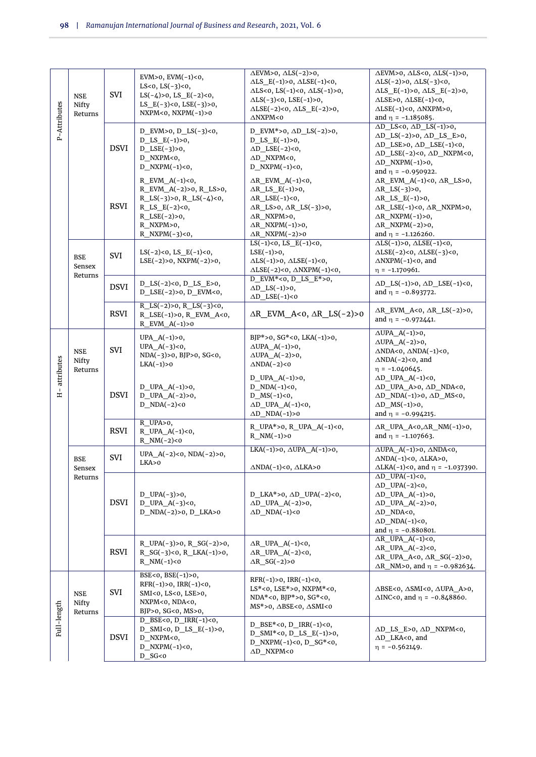| | | | | | |
|---|---|---|---|---|---|
| P-Attributes | NSE Nifty Returns | SVI | EVM>0, EVM(−1)<0, LS<0, LS(−3)<0, LS(−4)>0, LS_E(−2)<0, LS_E(−3)<0, LSE(−3)>0, NXPM<0, NXPM(−1)>0 | ΔEVM>0, ΔLS(−2)>0, ΔLS_E(−1)>0, ΔLSE(−1)<0, ΔLS<0, LS(−1)<0, ΔLS(−1)>0, ΔLS(−3)<0, LSE(−1)>0, ΔLSE(−2)<0, ΔLS_E(−2)>0, ΔNXPM<0 | ΔEVM>0, ΔLS<0, ΔLS(−1)>0, ΔLS(−2)>0, ΔLS(−3)<0, ΔLS_E(−1)>0, ΔLS_E(−2)>0, ΔLSE>0, ΔLSE(−1)<0, ΔLSE(−1)<0, ΔNXPM>0, and η = −1.185085. |
| | | DSVI | D_EVM>0, D_LS(−3)<0, D_LS_E(−1)>0, D_LSE(−3)>0, D_NXPM<0, D_NXPM(−1)<0, | D_EVM*>0, ΔD_LS(−2)>0, D_LS_E(−1)>0, ΔD_LSE(−2)<0, ΔD_NXPM<0, D_NXPM(−1)<0, | ΔD_LS<0, ΔD_LS(−1)>0, ΔD_LS(−2)>0, ΔD_LS_E>0, ΔD_LSE>0, ΔD_LSE(−1)<0, ΔD_LSE(−2)<0, ΔD_NXPM<0, ΔD_NXPM(−1)>0, and η = −0.950922. |
| | | RSVI | R_EVM_A(−1)<0, R_EVM_A(−2)>0, R_LS>0, R_LS(−3)>0, R_LS(−4)<0, R_LS_E(−2)<0, R_LSE(−2)>0, R_NXPM>0, R_NXPM(−3)<0, | ΔR_EVM_A(−1)<0, ΔR_LS_E(−1)>0, ΔR_LSE(−1)<0, ΔR_LS>0, ΔR_LS(−3)>0, ΔR_NXPM>0, ΔR_NXPM(−1)>0, ΔR_NXPM(−2)>0 | ΔR_EVM_A(−1)<0, ΔR_LS>0, ΔR_LS(−3)>0, ΔR_LS_E(−1)>0, ΔR_LSE(−1)<0, ΔR_NXPM>0, ΔR_NXPM(−1)>0, ΔR_NXPM(−2)>0, and η = −1.126260. |
| | BSE Sensex Returns | SVI | LS(−2)<0, LS_E(−1)<0, LSE(−2)>0, NXPM(−2)>0, | LS(−1)<0, LS_E(−1)<0, LSE(−1)>0, ΔLS(−1)>0, ΔLSE(−1)<0, ΔLSE(−2)<0, ΔNXPM(−1)<0, | ΔLS(−1)>0, ΔLSE(−1)<0, ΔLSE(−2)<0, ΔLSE(−3)<0, ΔNXPM(−1)<0, and η = −1.170961. |
| | | DSVI | D_LS(−2)<0, D_LS_E>0, D_LSE(−2)>0, D_EVM<0, | D_EVM*<0, D_LS_E*>0, ΔD_LS(−1)>0, ΔD_LSE(−1)<0 | ΔD_LS(−1)>0, ΔD_LSE(−1)<0, and η = −0.893772. |
| | | RSVI | R_LS(−2)>0, R_LS(−3)<0, R_LSE(−1)>0, R_EVM_A<0, R_EVM_A(−1)>0 | ΔR_EVM_A<0, ΔR_LS(−2)>0 | ΔR_EVM_A<0, ΔR_LS(−2)>0, and η = −0.972441. |
| H - attributes | NSE Nifty Returns | SVI | UPA_A(−1)>0, UPA_A(−3)<0, NDA(−3)>0, BJP>0, SG<0, LKA(−1)>0 | BJP*>0, SG*<0, LKA(−1)>0, ΔUPA_A(−1)>0, ΔUPA_A(−2)>0, ΔNDA(−2)<0 | ΔUPA_A(−1)>0, ΔUPA_A(−2)>0, ΔNDA<0, ΔNDA(−1)<0, ΔNDA(−2)<0, and η = −1.040645. |
| | | DSVI | D_UPA_A(−1)>0, D_UPA_A(−2)>0, D_NDA(−2)<0 | D_UPA_A(−1)>0, D_NDA(−1)<0, D_MS(−1)<0, ΔD_UPA_A(−1)<0, ΔD_NDA(−1)>0 | ΔD_UPA_A(−1)<0, ΔD_UPA_A>0, ΔD_NDA<0, ΔD_NDA(−1)>0, ΔD_MS<0, ΔD_MS(−1)>0, and η = −0.994215. |
| | | RSVI | R_UPA>0, R_UPA_A(−1)<0, R_NM(−2)<0 | R_UPA*>0, R_UPA_A(−1)<0, R_NM(−1)>0 | ΔR_UPA_A<0, ΔR_NM(−1)>0, and η = −1.107663. |
| | BSE Sensex Returns | SVI | UPA_A(−2)<0, NDA(−2)>0, LKA>0 | LKA(−1)>0, ΔUPA_A(−1)>0, ΔNDA(−1)<0, ΔLKA>0 | ΔUPA_A(−1)>0, ΔNDA<0, ΔNDA(−1)<0, ΔLKA>0, ΔLKA(−1)<0, and η = −1.037390. |
| | | DSVI | D_UPA(−3)>0, D_UPA_A(−3)<0, D_NDA(−2)>0, D_LKA>0 | D_LKA*>0, ΔD_UPA(−2)<0, ΔD_UPA_A(−2)>0, ΔD_NDA(−1)<0 | ΔD_UPA(−1)<0, ΔD_UPA(−2)<0, ΔD_UPA_A(−1)>0, ΔD_UPA_A(−2)>0, ΔD_NDA<0, ΔD_NDA(−1)<0, and η = −0.880801. |
| | | RSVI | R_UPA(−3)>0, R_SG(−2)>0, R_SG(−3)<0, R_LKA(−1)>0, R_NM(−1)<0 | ΔR_UPA_A(−1)<0, ΔR_UPA_A(−2)<0, ΔR_SG(−2)>0 | ΔR_UPA_A(−1)<0, ΔR_UPA_A(−2)<0, ΔR_UPA_A<0, ΔR_SG(−2)>0, ΔR_NM>0, and η = −0.982634. |
| Full-length | NSE Nifty Returns | SVI | BSE<0, BSE(−1)>0, RFR(−1)>0, IRR(−1)<0, SMI<0, LS<0, LSE>0, NXPM<0, NDA<0, BJP>0, SG<0, MS>0, | RFR(−1)>0, IRR(−1)<0, LS*<0, LSE*>0, NXPM*<0, NDA*<0, BJP*>0, SG*<0, MS*>0, ΔBSE<0, ΔSMI<0 | ΔBSE<0, ΔSMI<0, ΔUPA_A>0, ΔINC<0, and η = −0.848860. |
| | | DSVI | D_BSE<0, D_IRR(−1)<0, D_SMI<0, D_LS_E(−1)>0, D_NXPM<0, D_NXPM(−1)<0, D_SG<0 | D_BSE*<0, D_IRR(−1)<0, D_SMI*<0, D_LS_E(−1)>0, D_NXPM(−1)<0, D_SG*<0, ΔD_NXPM<0 | ΔD_LS_E>0, ΔD_NXPM<0, ΔD_LKA<0, and η = −0.562149. |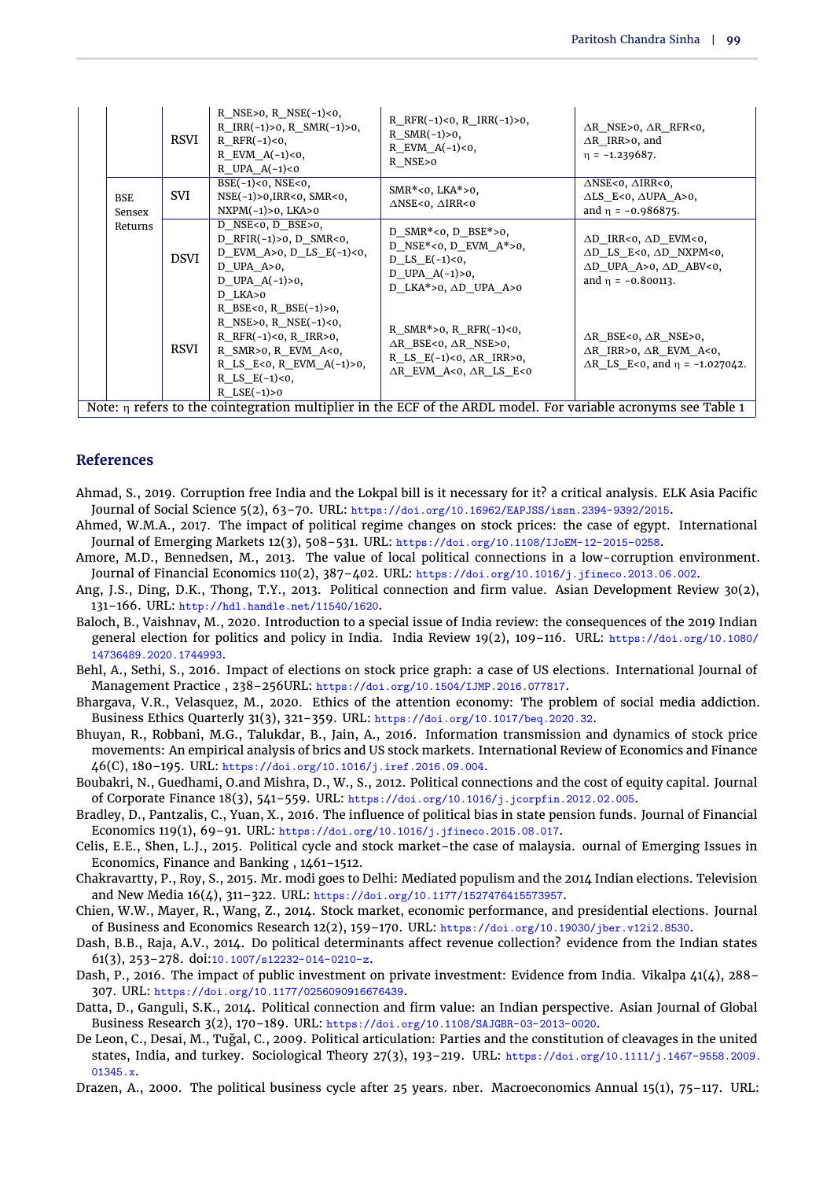|  |  |  |  |  |
|---|---|---|---|---|
|  | RSVI | R_NSE>0, R_NSE(−1)<0, R_IRR(−1)>0, R_SMR(−1)>0, R_RFR(−1)<0, R_EVM_A(−1)<0, R_UPA_A(−1)<0 | R_RFR(−1)<0, R_IRR(−1)>0, R_SMR(−1)>0, R_EVM_A(−1)<0, R_NSE>0 | ∆R_NSE>0, ∆R_RFR<0, ∆R_IRR>0, and η = −1.239687. |
| BSE Sensex Returns | SVI | BSE(−1)<0, NSE<0, NSE(−1)>0,IRR<0, SMR<0, NXPM(−1)>0, LKA>0 | SMR*<0, LKA*>0, ∆NSE<0, ∆IRR<0 | ∆NSE<0, ∆IRR<0, ∆LS_E<0, ∆UPA_A>0, and η = −0.986875. |
|  | DSVI | D_NSE<0, D_BSE>0, D_RFIR(−1)>0, D_SMR<0, D_EVM_A>0, D_LS_E(−1)<0, D_UPA_A>0, D_UPA_A(−1)>0, D_LKA>0 | D_SMR*<0, D_BSE*>0, D_NSE*<0, D_EVM_A*>0, D_LS_E(−1)<0, D_UPA_A(−1)>0, D_LKA*>0, ∆D_UPA_A>0 | ∆D_IRR<0, ∆D_EVM<0, ∆D_LS_E<0, ∆D_NXPM<0, ∆D_UPA_A>0, ∆D_ABV<0, and η = −0.800113. |
|  | RSVI | R_BSE<0, R_BSE(−1)>0, R_NSE>0, R_NSE(−1)<0, R_RFR(−1)<0, R_IRR>0, R_SMR>0, R_EVM_A<0, R_LS_E<0, R_EVM_A(−1)>0, R_LS_E(−1)<0, R_LSE(−1)>0 | R_SMR*>0, R_RFR(−1)<0, ∆R_BSE<0, ∆R_NSE>0, R_LS_E(−1)<0, ∆R_IRR>0, ∆R_EVM_A<0, ∆R_LS_E<0 | ∆R_BSE<0, ∆R_NSE>0, ∆R_IRR>0, ∆R_EVM_A<0, ∆R_LS_E<0, and η = −1.027042. |

Note: η refers to the cointegration multiplier in the ECF of the ARDL model. For variable acronyms see Table 1

## References

Ahmad, S., 2019. Corruption free India and the Lokpal bill is it necessary for it? a critical analysis. ELK Asia Pacific Journal of Social Science 5(2), 63–70. URL: https://doi.org/10.16962/EAPJSS/issn.2394-9392/2015.

Ahmed, W.M.A., 2017. The impact of political regime changes on stock prices: the case of egypt. International Journal of Emerging Markets 12(3), 508–531. URL: https://doi.org/10.1108/IJoEM-12-2015-0258.

Amore, M.D., Bennedsen, M., 2013. The value of local political connections in a low-corruption environment. Journal of Financial Economics 110(2), 387–402. URL: https://doi.org/10.1016/j.jfineco.2013.06.002.

Ang, J.S., Ding, D.K., Thong, T.Y., 2013. Political connection and firm value. Asian Development Review 30(2), 131–166. URL: http://hdl.handle.net/11540/1620.

Baloch, B., Vaishnav, M., 2020. Introduction to a special issue of India review: the consequences of the 2019 Indian general election for politics and policy in India. India Review 19(2), 109–116. URL: https://doi.org/10.1080/14736489.2020.1744993.

Behl, A., Sethi, S., 2016. Impact of elections on stock price graph: a case of US elections. International Journal of Management Practice , 238–256URL: https://doi.org/10.1504/IJMP.2016.077817.

Bhargava, V.R., Velasquez, M., 2020. Ethics of the attention economy: The problem of social media addiction. Business Ethics Quarterly 31(3), 321–359. URL: https://doi.org/10.1017/beq.2020.32.

Bhuyan, R., Robbani, M.G., Talukdar, B., Jain, A., 2016. Information transmission and dynamics of stock price movements: An empirical analysis of brics and US stock markets. International Review of Economics and Finance 46(C), 180–195. URL: https://doi.org/10.1016/j.iref.2016.09.004.

Boubakri, N., Guedhami, O.and Mishra, D., W., S., 2012. Political connections and the cost of equity capital. Journal of Corporate Finance 18(3), 541–559. URL: https://doi.org/10.1016/j.jcorpfin.2012.02.005.

Bradley, D., Pantzalis, C., Yuan, X., 2016. The influence of political bias in state pension funds. Journal of Financial Economics 119(1), 69–91. URL: https://doi.org/10.1016/j.jfineco.2015.08.017.

Celis, E.E., Shen, L.J., 2015. Political cycle and stock market–the case of malaysia. ournal of Emerging Issues in Economics, Finance and Banking , 1461–1512.

Chakravartty, P., Roy, S., 2015. Mr. modi goes to Delhi: Mediated populism and the 2014 Indian elections. Television and New Media 16(4), 311–322. URL: https://doi.org/10.1177/1527476415573957.

Chien, W.W., Mayer, R., Wang, Z., 2014. Stock market, economic performance, and presidential elections. Journal of Business and Economics Research 12(2), 159–170. URL: https://doi.org/10.19030/jber.v12i2.8530.

Dash, B.B., Raja, A.V., 2014. Do political determinants affect revenue collection? evidence from the Indian states 61(3), 253–278. doi:10.1007/s12232-014-0210-z.

Dash, P., 2016. The impact of public investment on private investment: Evidence from India. Vikalpa 41(4), 288–307. URL: https://doi.org/10.1177/0256090916676439.

Datta, D., Ganguli, S.K., 2014. Political connection and firm value: an Indian perspective. Asian Journal of Global Business Research 3(2), 170–189. URL: https://doi.org/10.1108/SAJGBR-03-2013-0020.

De Leon, C., Desai, M., Tuğal, C., 2009. Political articulation: Parties and the constitution of cleavages in the united states, India, and turkey. Sociological Theory 27(3), 193–219. URL: https://doi.org/10.1111/j.1467-9558.2009.01345.x.

Drazen, A., 2000. The political business cycle after 25 years. nber. Macroeconomics Annual 15(1), 75–117. URL: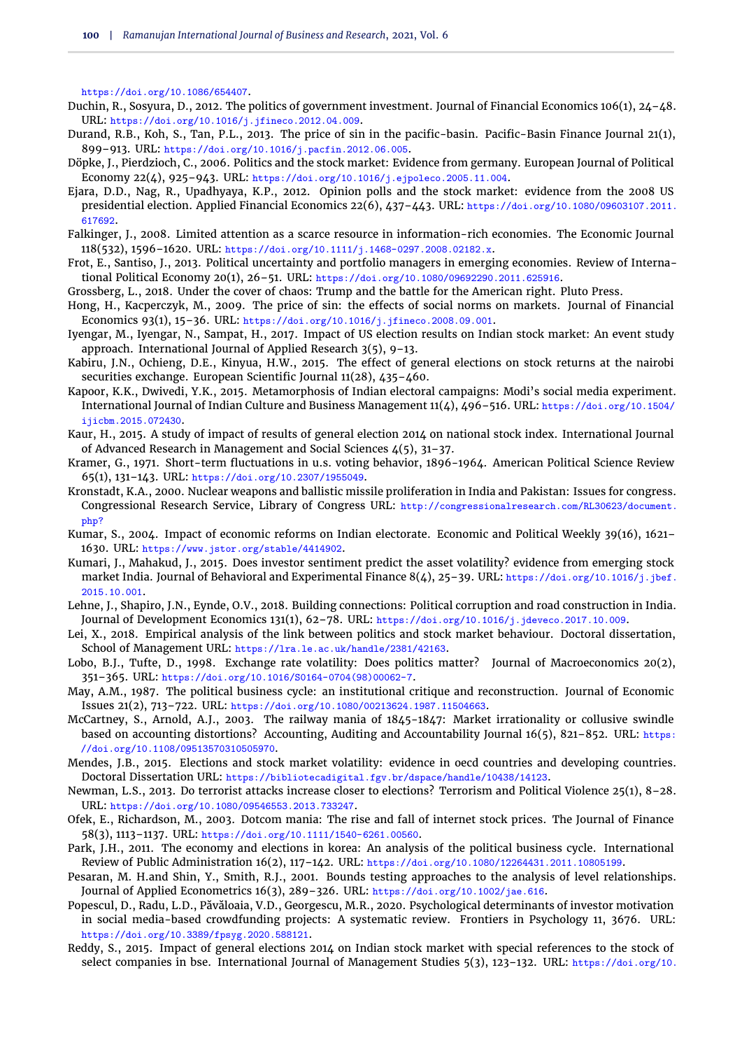https://doi.org/10.1086/654407.

Duchin, R., Sosyura, D., 2012. The politics of government investment. Journal of Financial Economics 106(1), 24–48. URL: https://doi.org/10.1016/j.jfineco.2012.04.009.

Durand, R.B., Koh, S., Tan, P.L., 2013. The price of sin in the pacific-basin. Pacific-Basin Finance Journal 21(1), 899–913. URL: https://doi.org/10.1016/j.pacfin.2012.06.005.

Döpke, J., Pierdzioch, C., 2006. Politics and the stock market: Evidence from germany. European Journal of Political Economy 22(4), 925–943. URL: https://doi.org/10.1016/j.ejpoleco.2005.11.004.

Ejara, D.D., Nag, R., Upadhyaya, K.P., 2012. Opinion polls and the stock market: evidence from the 2008 US presidential election. Applied Financial Economics 22(6), 437–443. URL: https://doi.org/10.1080/09603107.2011.617692.

Falkinger, J., 2008. Limited attention as a scarce resource in information-rich economies. The Economic Journal 118(532), 1596–1620. URL: https://doi.org/10.1111/j.1468-0297.2008.02182.x.

Frot, E., Santiso, J., 2013. Political uncertainty and portfolio managers in emerging economies. Review of International Political Economy 20(1), 26–51. URL: https://doi.org/10.1080/09692290.2011.625916.

Grossberg, L., 2018. Under the cover of chaos: Trump and the battle for the American right. Pluto Press.

Hong, H., Kacperczyk, M., 2009. The price of sin: the effects of social norms on markets. Journal of Financial Economics 93(1), 15–36. URL: https://doi.org/10.1016/j.jfineco.2008.09.001.

Iyengar, M., Iyengar, N., Sampat, H., 2017. Impact of US election results on Indian stock market: An event study approach. International Journal of Applied Research 3(5), 9–13.

Kabiru, J.N., Ochieng, D.E., Kinyua, H.W., 2015. The effect of general elections on stock returns at the nairobi securities exchange. European Scientific Journal 11(28), 435–460.

Kapoor, K.K., Dwivedi, Y.K., 2015. Metamorphosis of Indian electoral campaigns: Modi's social media experiment. International Journal of Indian Culture and Business Management 11(4), 496–516. URL: https://doi.org/10.1504/ijicbm.2015.072430.

Kaur, H., 2015. A study of impact of results of general election 2014 on national stock index. International Journal of Advanced Research in Management and Social Sciences 4(5), 31–37.

Kramer, G., 1971. Short-term fluctuations in u.s. voting behavior, 1896-1964. American Political Science Review 65(1), 131–143. URL: https://doi.org/10.2307/1955049.

Kronstadt, K.A., 2000. Nuclear weapons and ballistic missile proliferation in India and Pakistan: Issues for congress. Congressional Research Service, Library of Congress URL: http://congressionalresearch.com/RL30623/document.php?

Kumar, S., 2004. Impact of economic reforms on Indian electorate. Economic and Political Weekly 39(16), 1621–1630. URL: https://www.jstor.org/stable/4414902.

Kumari, J., Mahakud, J., 2015. Does investor sentiment predict the asset volatility? evidence from emerging stock market India. Journal of Behavioral and Experimental Finance 8(4), 25–39. URL: https://doi.org/10.1016/j.jbef.2015.10.001.

Lehne, J., Shapiro, J.N., Eynde, O.V., 2018. Building connections: Political corruption and road construction in India. Journal of Development Economics 131(1), 62–78. URL: https://doi.org/10.1016/j.jdeveco.2017.10.009.

Lei, X., 2018. Empirical analysis of the link between politics and stock market behaviour. Doctoral dissertation, School of Management URL: https://lra.le.ac.uk/handle/2381/42163.

Lobo, B.J., Tufte, D., 1998. Exchange rate volatility: Does politics matter? Journal of Macroeconomics 20(2), 351–365. URL: https://doi.org/10.1016/S0164-0704(98)00062-7.

May, A.M., 1987. The political business cycle: an institutional critique and reconstruction. Journal of Economic Issues 21(2), 713–722. URL: https://doi.org/10.1080/00213624.1987.11504663.

McCartney, S., Arnold, A.J., 2003. The railway mania of 1845-1847: Market irrationality or collusive swindle based on accounting distortions? Accounting, Auditing and Accountability Journal 16(5), 821–852. URL: https://doi.org/10.1108/09513570310505970.

Mendes, J.B., 2015. Elections and stock market volatility: evidence in oecd countries and developing countries. Doctoral Dissertation URL: https://bibliotecadigital.fgv.br/dspace/handle/10438/14123.

Newman, L.S., 2013. Do terrorist attacks increase closer to elections? Terrorism and Political Violence 25(1), 8–28. URL: https://doi.org/10.1080/09546553.2013.733247.

Ofek, E., Richardson, M., 2003. Dotcom mania: The rise and fall of internet stock prices. The Journal of Finance 58(3), 1113–1137. URL: https://doi.org/10.1111/1540-6261.00560.

Park, J.H., 2011. The economy and elections in korea: An analysis of the political business cycle. International Review of Public Administration 16(2), 117–142. URL: https://doi.org/10.1080/12264431.2011.10805199.

Pesaran, M. H.and Shin, Y., Smith, R.J., 2001. Bounds testing approaches to the analysis of level relationships. Journal of Applied Econometrics 16(3), 289–326. URL: https://doi.org/10.1002/jae.616.

Popescul, D., Radu, L.D., Păvăloaia, V.D., Georgescu, M.R., 2020. Psychological determinants of investor motivation in social media-based crowdfunding projects: A systematic review. Frontiers in Psychology 11, 3676. URL: https://doi.org/10.3389/fpsyg.2020.588121.

Reddy, S., 2015. Impact of general elections 2014 on Indian stock market with special references to the stock of select companies in bse. International Journal of Management Studies 5(3), 123–132. URL: https://doi.org/10.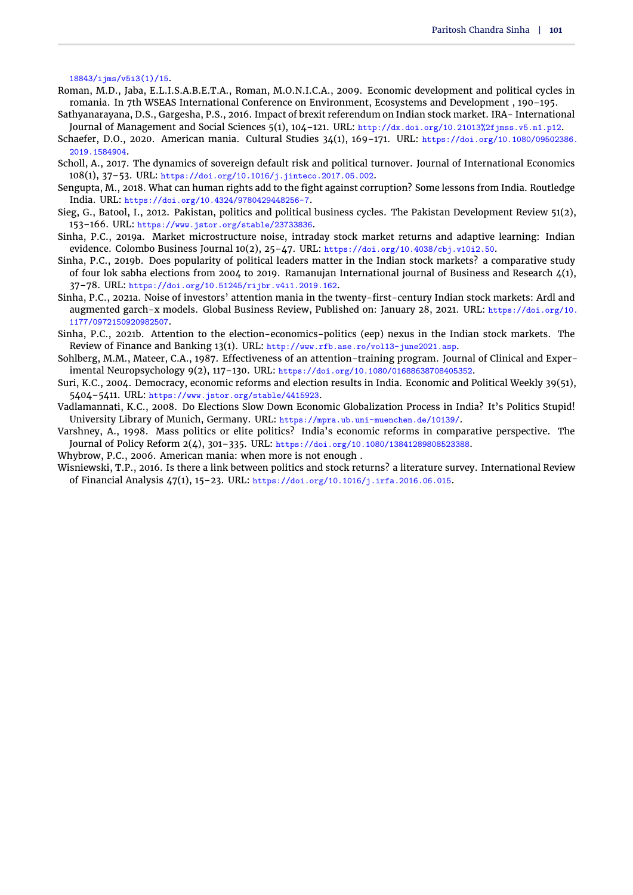18843/ijms/v5i3(1)/15.

Roman, M.D., Jaba, E.L.I.S.A.B.E.T.A., Roman, M.O.N.I.C.A., 2009. Economic development and political cycles in romania. In 7th WSEAS International Conference on Environment, Ecosystems and Development , 190–195.

Sathyanarayana, D.S., Gargesha, P.S., 2016. Impact of brexit referendum on Indian stock market. IRA- International Journal of Management and Social Sciences 5(1), 104–121. URL: http://dx.doi.org/10.21013%2fjmss.v5.n1.p12.

Schaefer, D.O., 2020. American mania. Cultural Studies 34(1), 169–171. URL: https://doi.org/10.1080/09502386.2019.1584904.

Scholl, A., 2017. The dynamics of sovereign default risk and political turnover. Journal of International Economics 108(1), 37–53. URL: https://doi.org/10.1016/j.jinteco.2017.05.002.

Sengupta, M., 2018. What can human rights add to the fight against corruption? Some lessons from India. Routledge India. URL: https://doi.org/10.4324/9780429448256-7.

Sieg, G., Batool, I., 2012. Pakistan, politics and political business cycles. The Pakistan Development Review 51(2), 153–166. URL: https://www.jstor.org/stable/23733836.

Sinha, P.C., 2019a. Market microstructure noise, intraday stock market returns and adaptive learning: Indian evidence. Colombo Business Journal 10(2), 25–47. URL: https://doi.org/10.4038/cbj.v10i2.50.

Sinha, P.C., 2019b. Does popularity of political leaders matter in the Indian stock markets? a comparative study of four lok sabha elections from 2004 to 2019. Ramanujan International journal of Business and Research 4(1), 37–78. URL: https://doi.org/10.51245/rijbr.v4i1.2019.162.

Sinha, P.C., 2021a. Noise of investors' attention mania in the twenty-first-century Indian stock markets: Ardl and augmented garch-x models. Global Business Review, Published on: January 28, 2021. URL: https://doi.org/10.1177/0972150920982507.

Sinha, P.C., 2021b. Attention to the election-economics-politics (eep) nexus in the Indian stock markets. The Review of Finance and Banking 13(1). URL: http://www.rfb.ase.ro/vol13-june2021.asp.

Sohlberg, M.M., Mateer, C.A., 1987. Effectiveness of an attention-training program. Journal of Clinical and Experimental Neuropsychology 9(2), 117–130. URL: https://doi.org/10.1080/01688638708405352.

Suri, K.C., 2004. Democracy, economic reforms and election results in India. Economic and Political Weekly 39(51), 5404–5411. URL: https://www.jstor.org/stable/4415923.

Vadlamannati, K.C., 2008. Do Elections Slow Down Economic Globalization Process in India? It's Politics Stupid! University Library of Munich, Germany. URL: https://mpra.ub.uni-muenchen.de/10139/.

Varshney, A., 1998. Mass politics or elite politics? India's economic reforms in comparative perspective. The Journal of Policy Reform 2(4), 301–335. URL: https://doi.org/10.1080/13841289808523388.

Whybrow, P.C., 2006. American mania: when more is not enough .

Wisniewski, T.P., 2016. Is there a link between politics and stock returns? a literature survey. International Review of Financial Analysis 47(1), 15–23. URL: https://doi.org/10.1016/j.irfa.2016.06.015.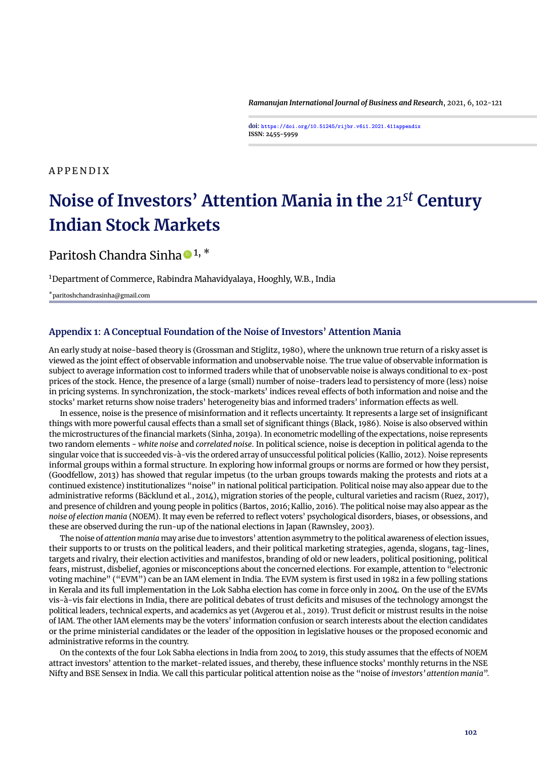APPENDIX

# Noise of Investors' Attention Mania in the 21$^{st}$ Century Indian Stock Markets

Paritosh Chandra Sinha [1, *]

[1]Department of Commerce, Rabindra Mahavidyalaya, Hooghly, W.B., India

[*]paritoshchandrasinha@gmail.com

## Appendix 1: A Conceptual Foundation of the Noise of Investors' Attention Mania

An early study at noise-based theory is (Grossman and Stiglitz, 1980), where the unknown true return of a risky asset is viewed as the joint effect of observable information and unobservable noise. The true value of observable information is subject to average information cost to informed traders while that of unobservable noise is always conditional to ex-post prices of the stock. Hence, the presence of a large (small) number of noise-traders lead to persistency of more (less) noise in pricing systems. In synchronization, the stock-markets' indices reveal effects of both information and noise and the stocks' market returns show noise traders' heterogeneity bias and informed traders' information effects as well.

In essence, noise is the presence of misinformation and it reflects uncertainty. It represents a large set of insignificant things with more powerful causal effects than a small set of significant things (Black, 1986). Noise is also observed within the microstructures of the financial markets (Sinha, 2019a). In econometric modelling of the expectations, noise represents two random elements - *white noise* and *correlated noise*. In political science, noise is deception in political agenda to the singular voice that is succeeded vis-à-vis the ordered array of unsuccessful political policies (Kallio, 2012). Noise represents informal groups within a formal structure. In exploring how informal groups or norms are formed or how they persist, (Goodfellow, 2013) has showed that regular impetus (to the urban groups towards making the protests and riots at a continued existence) institutionalizes "noise" in national political participation. Political noise may also appear due to the administrative reforms (Bäcklund et al., 2014), migration stories of the people, cultural varieties and racism (Ruez, 2017), and presence of children and young people in politics (Bartos, 2016; Kallio, 2016). The political noise may also appear as the *noise of election mania* (NOEM). It may even be referred to reflect voters' psychological disorders, biases, or obsessions, and these are observed during the run-up of the national elections in Japan (Rawnsley, 2003).

The noise of *attention mania* may arise due to investors' attention asymmetry to the political awareness of election issues, their supports to or trusts on the political leaders, and their political marketing strategies, agenda, slogans, tag-lines, targets and rivalry, their election activities and manifestos, branding of old or new leaders, political positioning, political fears, mistrust, disbelief, agonies or misconceptions about the concerned elections. For example, attention to "electronic voting machine" ("EVM") can be an IAM element in India. The EVM system is first used in 1982 in a few polling stations in Kerala and its full implementation in the Lok Sabha election has come in force only in 2004. On the use of the EVMs vis-à-vis fair elections in India, there are political debates of trust deficits and misuses of the technology amongst the political leaders, technical experts, and academics as yet (Avgerou et al., 2019). Trust deficit or mistrust results in the noise of IAM. The other IAM elements may be the voters' information confusion or search interests about the election candidates or the prime ministerial candidates or the leader of the opposition in legislative houses or the proposed economic and administrative reforms in the country.

On the contexts of the four Lok Sabha elections in India from 2004 to 2019, this study assumes that the effects of NOEM attract investors' attention to the market-related issues, and thereby, these influence stocks' monthly returns in the NSE Nifty and BSE Sensex in India. We call this particular political attention noise as the "noise of *investors' attention mania*".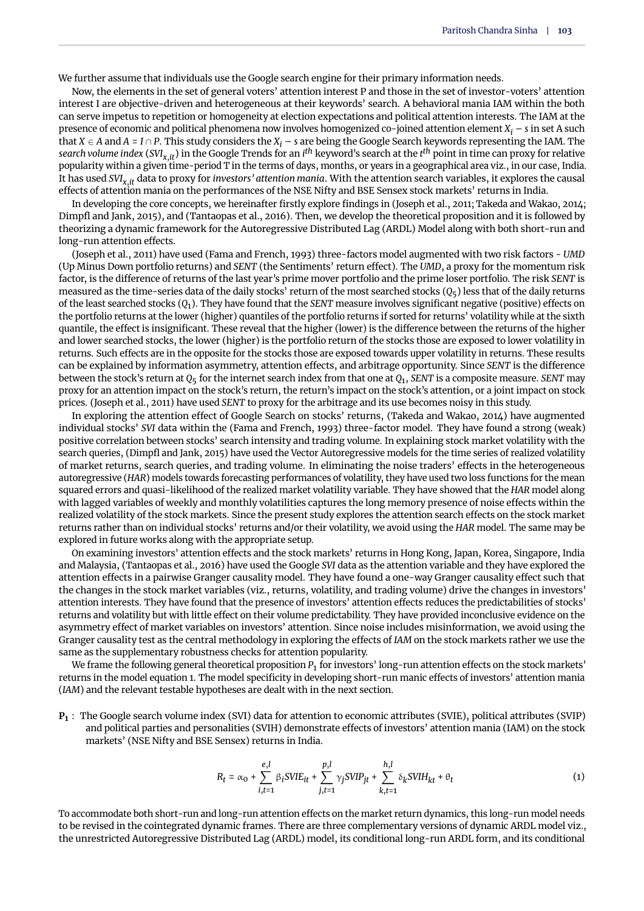We further assume that individuals use the Google search engine for their primary information needs.

Now, the elements in the set of general voters' attention interest P and those in the set of investor-voters' attention interest I are objective-driven and heterogeneous at their keywords' search. A behavioral mania IAM within the both can serve impetus to repetition or homogeneity at election expectations and political attention interests. The IAM at the presence of economic and political phenomena now involves homogenized co-joined attention element $X_i - s$ in set A such that $X \in A$ and $A = I \cap P$. This study considers the $X_i - s$ are being the Google Search keywords representing the IAM. The *search volume index* ($SVI_{x,it}$) in the Google Trends for an $i^{th}$ keyword's search at the $t^{th}$ point in time can proxy for relative popularity within a given time-period T in the terms of days, months, or years in a geographical area viz., in our case, India. It has used $SVI_{x,it}$ data to proxy for *investors' attention mania*. With the attention search variables, it explores the causal effects of attention mania on the performances of the NSE Nifty and BSE Sensex stock markets' returns in India.

In developing the core concepts, we hereinafter firstly explore findings in (Joseph et al., 2011; Takeda and Wakao, 2014; Dimpfl and Jank, 2015), and (Tantaopas et al., 2016). Then, we develop the theoretical proposition and it is followed by theorizing a dynamic framework for the Autoregressive Distributed Lag (ARDL) Model along with both short-run and long-run attention effects.

(Joseph et al., 2011) have used (Fama and French, 1993) three-factors model augmented with two risk factors - *UMD* (Up Minus Down portfolio returns) and *SENT* (the Sentiments' return effect). The *UMD*, a proxy for the momentum risk factor, is the difference of returns of the last year's prime mover portfolio and the prime loser portfolio. The risk *SENT* is measured as the time-series data of the daily stocks' return of the most searched stocks ($Q_5$) less that of the daily returns of the least searched stocks ($Q_1$). They have found that the *SENT* measure involves significant negative (positive) effects on the portfolio returns at the lower (higher) quantiles of the portfolio returns if sorted for returns' volatility while at the sixth quantile, the effect is insignificant. These reveal that the higher (lower) is the difference between the returns of the higher and lower searched stocks, the lower (higher) is the portfolio return of the stocks those are exposed to lower volatility in returns. Such effects are in the opposite for the stocks those are exposed towards upper volatility in returns. These results can be explained by information asymmetry, attention effects, and arbitrage opportunity. Since *SENT* is the difference between the stock's return at $Q_5$ for the internet search index from that one at $Q_1$, *SENT* is a composite measure. *SENT* may proxy for an attention impact on the stock's return, the return's impact on the stock's attention, or a joint impact on stock prices. (Joseph et al., 2011) have used *SENT* to proxy for the arbitrage and its use becomes noisy in this study.

In exploring the attention effect of Google Search on stocks' returns, (Takeda and Wakao, 2014) have augmented individual stocks' *SVI* data within the (Fama and French, 1993) three-factor model. They have found a strong (weak) positive correlation between stocks' search intensity and trading volume. In explaining stock market volatility with the search queries, (Dimpfl and Jank, 2015) have used the Vector Autoregressive models for the time series of realized volatility of market returns, search queries, and trading volume. In eliminating the noise traders' effects in the heterogeneous autoregressive (*HAR*) models towards forecasting performances of volatility, they have used two loss functions for the mean squared errors and quasi-likelihood of the realized market volatility variable. They have showed that the *HAR* model along with lagged variables of weekly and monthly volatilities captures the long memory presence of noise effects within the realized volatility of the stock markets. Since the present study explores the attention search effects on the stock market returns rather than on individual stocks' returns and/or their volatility, we avoid using the *HAR* model. The same may be explored in future works along with the appropriate setup.

On examining investors' attention effects and the stock markets' returns in Hong Kong, Japan, Korea, Singapore, India and Malaysia, (Tantaopas et al., 2016) have used the Google *SVI* data as the attention variable and they have explored the attention effects in a pairwise Granger causality model. They have found a one-way Granger causality effect such that the changes in the stock market variables (viz., returns, volatility, and trading volume) drive the changes in investors' attention interests. They have found that the presence of investors' attention effects reduces the predictabilities of stocks' returns and volatility but with little effect on their volume predictability. They have provided inconclusive evidence on the asymmetry effect of market variables on investors' attention. Since noise includes misinformation, we avoid using the Granger causality test as the central methodology in exploring the effects of *IAM* on the stock markets rather we use the same as the supplementary robustness checks for attention popularity.

We frame the following general theoretical proposition $P_1$ for investors' long-run attention effects on the stock markets' returns in the model equation 1. The model specificity in developing short-run manic effects of investors' attention mania (*IAM*) and the relevant testable hypotheses are dealt with in the next section.

**$P_1$** : The Google search volume index (SVI) data for attention to economic attributes (SVIE), political attributes (SVIP) and political parties and personalities (SVIH) demonstrate effects of investors' attention mania (IAM) on the stock markets' (NSE Nifty and BSE Sensex) returns in India.

$$R_t = \alpha_0 + \sum_{i,t=1}^{e,l} \beta_i SVIE_{it} + \sum_{j,t=1}^{p,l} \gamma_j SVIP_{jt} + \sum_{k,t=1}^{h,l} \delta_k SVIH_{kt} + \theta_t \tag{1}$$

To accommodate both short-run and long-run attention effects on the market return dynamics, this long-run model needs to be revised in the cointegrated dynamic frames. There are three complementary versions of dynamic ARDL model viz., the unrestricted Autoregressive Distributed Lag (ARDL) model, its conditional long-run ARDL form, and its conditional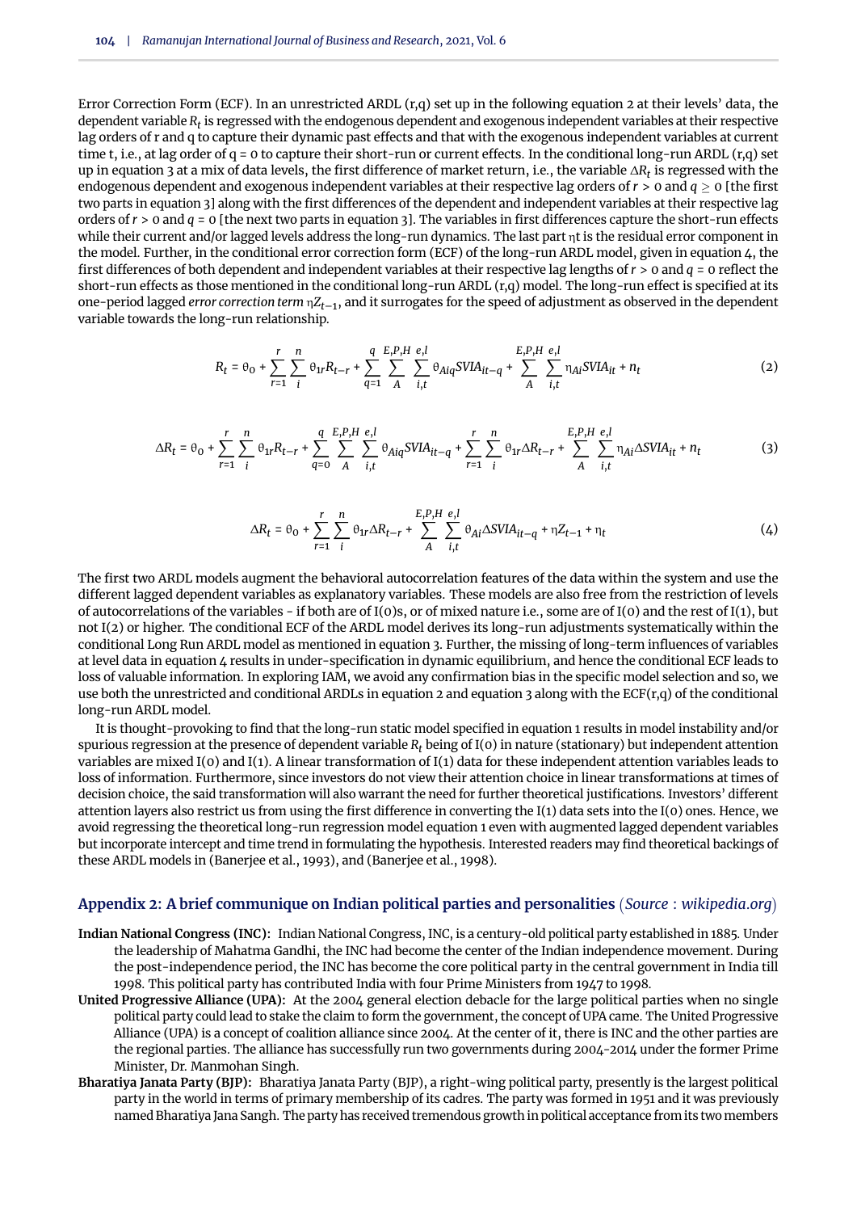Error Correction Form (ECF). In an unrestricted ARDL (r,q) set up in the following equation 2 at their levels' data, the dependent variable $R_t$ is regressed with the endogenous dependent and exogenous independent variables at their respective lag orders of r and q to capture their dynamic past effects and that with the exogenous independent variables at current time t, i.e., at lag order of q = 0 to capture their short-run or current effects. In the conditional long-run ARDL (r,q) set up in equation 3 at a mix of data levels, the first difference of market return, i.e., the variable $\Delta R_t$ is regressed with the endogenous dependent and exogenous independent variables at their respective lag orders of $r > 0$ and $q \geq 0$ [the first two parts in equation 3] along with the first differences of the dependent and independent variables at their respective lag orders of $r > 0$ and $q = 0$ [the next two parts in equation 3]. The variables in first differences capture the short-run effects while their current and/or lagged levels address the long-run dynamics. The last part ηt is the residual error component in the model. Further, in the conditional error correction form (ECF) of the long-run ARDL model, given in equation 4, the first differences of both dependent and independent variables at their respective lag lengths of $r > 0$ and $q = 0$ reflect the short-run effects as those mentioned in the conditional long-run ARDL (r,q) model. The long-run effect is specified at its one-period lagged *error correction term* $\eta Z_{t-1}$, and it surrogates for the speed of adjustment as observed in the dependent variable towards the long-run relationship.

$$R_t = \theta_0 + \sum_{r=1}^{r}\sum_{i}^{n}\theta_{1r}R_{t-r} + \sum_{q=1}^{q}\sum_{A}^{E,P,H}\sum_{i,t}^{e,l}\theta_{Aiq}SVIA_{it-q} + \sum_{A}^{E,P,H}\sum_{i,t}^{e,l}\eta_{Ai}SVIA_{it} + n_t \tag{2}$$

$$\Delta R_t = \theta_0 + \sum_{r=1}^{r}\sum_{i}^{n}\theta_{1r}R_{t-r} + \sum_{q=0}^{q}\sum_{A}^{E,P,H}\sum_{i,t}^{e,l}\theta_{Aiq}SVIA_{it-q} + \sum_{r=1}^{r}\sum_{i}^{n}\theta_{1r}\Delta R_{t-r} + \sum_{A}^{E,P,H}\sum_{i,t}^{e,l}\eta_{Ai}\Delta SVIA_{it} + n_t \tag{3}$$

$$\Delta R_t = \theta_0 + \sum_{r=1}^{r}\sum_{i}^{n}\theta_{1r}\Delta R_{t-r} + \sum_{A}^{E,P,H}\sum_{i,t}^{e,l}\theta_{Ai}\Delta SVIA_{it-q} + \eta Z_{t-1} + \eta_t \tag{4}$$

The first two ARDL models augment the behavioral autocorrelation features of the data within the system and use the different lagged dependent variables as explanatory variables. These models are also free from the restriction of levels of autocorrelations of the variables - if both are of I(0)s, or of mixed nature i.e., some are of I(0) and the rest of I(1), but not I(2) or higher. The conditional ECF of the ARDL model derives its long-run adjustments systematically within the conditional Long Run ARDL model as mentioned in equation 3. Further, the missing of long-term influences of variables at level data in equation 4 results in under-specification in dynamic equilibrium, and hence the conditional ECF leads to loss of valuable information. In exploring IAM, we avoid any confirmation bias in the specific model selection and so, we use both the unrestricted and conditional ARDLs in equation 2 and equation 3 along with the ECF(r,q) of the conditional long-run ARDL model.

It is thought-provoking to find that the long-run static model specified in equation 1 results in model instability and/or spurious regression at the presence of dependent variable $R_t$ being of I(0) in nature (stationary) but independent attention variables are mixed I(0) and I(1). A linear transformation of I(1) data for these independent attention variables leads to loss of information. Furthermore, since investors do not view their attention choice in linear transformations at times of decision choice, the said transformation will also warrant the need for further theoretical justifications. Investors' different attention layers also restrict us from using the first difference in converting the I(1) data sets into the I(0) ones. Hence, we avoid regressing the theoretical long-run regression model equation 1 even with augmented lagged dependent variables but incorporate intercept and time trend in formulating the hypothesis. Interested readers may find theoretical backings of these ARDL models in (Banerjee et al., 1993), and (Banerjee et al., 1998).

## Appendix 2: A brief communique on Indian political parties and personalities (*Source* : *wikipedia.org*)

**Indian National Congress (INC):** Indian National Congress, INC, is a century-old political party established in 1885. Under the leadership of Mahatma Gandhi, the INC had become the center of the Indian independence movement. During the post-independence period, the INC has become the core political party in the central government in India till 1998. This political party has contributed India with four Prime Ministers from 1947 to 1998.

**United Progressive Alliance (UPA):** At the 2004 general election debacle for the large political parties when no single political party could lead to stake the claim to form the government, the concept of UPA came. The United Progressive Alliance (UPA) is a concept of coalition alliance since 2004. At the center of it, there is INC and the other parties are the regional parties. The alliance has successfully run two governments during 2004-2014 under the former Prime Minister, Dr. Manmohan Singh.

**Bharatiya Janata Party (BJP):** Bharatiya Janata Party (BJP), a right-wing political party, presently is the largest political party in the world in terms of primary membership of its cadres. The party was formed in 1951 and it was previously named Bharatiya Jana Sangh. The party has received tremendous growth in political acceptance from its two members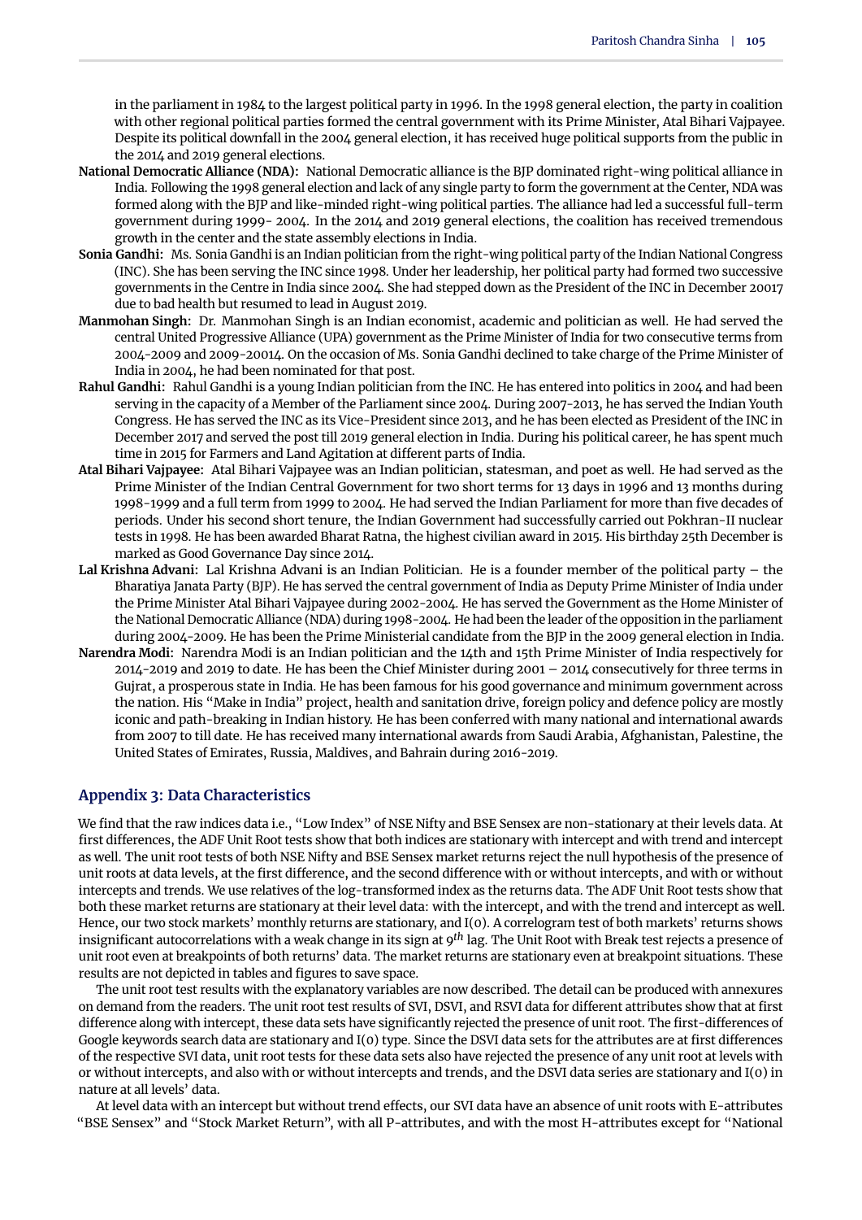in the parliament in 1984 to the largest political party in 1996. In the 1998 general election, the party in coalition with other regional political parties formed the central government with its Prime Minister, Atal Bihari Vajpayee. Despite its political downfall in the 2004 general election, it has received huge political supports from the public in the 2014 and 2019 general elections.

**National Democratic Alliance (NDA):** National Democratic alliance is the BJP dominated right-wing political alliance in India. Following the 1998 general election and lack of any single party to form the government at the Center, NDA was formed along with the BJP and like-minded right-wing political parties. The alliance had led a successful full-term government during 1999- 2004. In the 2014 and 2019 general elections, the coalition has received tremendous growth in the center and the state assembly elections in India.

**Sonia Gandhi:** Ms. Sonia Gandhi is an Indian politician from the right-wing political party of the Indian National Congress (INC). She has been serving the INC since 1998. Under her leadership, her political party had formed two successive governments in the Centre in India since 2004. She had stepped down as the President of the INC in December 20017 due to bad health but resumed to lead in August 2019.

**Manmohan Singh:** Dr. Manmohan Singh is an Indian economist, academic and politician as well. He had served the central United Progressive Alliance (UPA) government as the Prime Minister of India for two consecutive terms from 2004-2009 and 2009-20014. On the occasion of Ms. Sonia Gandhi declined to take charge of the Prime Minister of India in 2004, he had been nominated for that post.

**Rahul Gandhi:** Rahul Gandhi is a young Indian politician from the INC. He has entered into politics in 2004 and had been serving in the capacity of a Member of the Parliament since 2004. During 2007-2013, he has served the Indian Youth Congress. He has served the INC as its Vice-President since 2013, and he has been elected as President of the INC in December 2017 and served the post till 2019 general election in India. During his political career, he has spent much time in 2015 for Farmers and Land Agitation at different parts of India.

**Atal Bihari Vajpayee:** Atal Bihari Vajpayee was an Indian politician, statesman, and poet as well. He had served as the Prime Minister of the Indian Central Government for two short terms for 13 days in 1996 and 13 months during 1998-1999 and a full term from 1999 to 2004. He had served the Indian Parliament for more than five decades of periods. Under his second short tenure, the Indian Government had successfully carried out Pokhran-II nuclear tests in 1998. He has been awarded Bharat Ratna, the highest civilian award in 2015. His birthday 25th December is marked as Good Governance Day since 2014.

**Lal Krishna Advani:** Lal Krishna Advani is an Indian Politician. He is a founder member of the political party – the Bharatiya Janata Party (BJP). He has served the central government of India as Deputy Prime Minister of India under the Prime Minister Atal Bihari Vajpayee during 2002-2004. He has served the Government as the Home Minister of the National Democratic Alliance (NDA) during 1998-2004. He had been the leader of the opposition in the parliament during 2004-2009. He has been the Prime Ministerial candidate from the BJP in the 2009 general election in India.

**Narendra Modi:** Narendra Modi is an Indian politician and the 14th and 15th Prime Minister of India respectively for 2014-2019 and 2019 to date. He has been the Chief Minister during 2001 – 2014 consecutively for three terms in Gujrat, a prosperous state in India. He has been famous for his good governance and minimum government across the nation. His "Make in India" project, health and sanitation drive, foreign policy and defence policy are mostly iconic and path-breaking in Indian history. He has been conferred with many national and international awards from 2007 to till date. He has received many international awards from Saudi Arabia, Afghanistan, Palestine, the United States of Emirates, Russia, Maldives, and Bahrain during 2016-2019.

## Appendix 3: Data Characteristics

We find that the raw indices data i.e., "Low Index" of NSE Nifty and BSE Sensex are non-stationary at their levels data. At first differences, the ADF Unit Root tests show that both indices are stationary with intercept and with trend and intercept as well. The unit root tests of both NSE Nifty and BSE Sensex market returns reject the null hypothesis of the presence of unit roots at data levels, at the first difference, and the second difference with or without intercepts, and with or without intercepts and trends. We use relatives of the log-transformed index as the returns data. The ADF Unit Root tests show that both these market returns are stationary at their level data: with the intercept, and with the trend and intercept as well. Hence, our two stock markets' monthly returns are stationary, and I(0). A correlogram test of both markets' returns shows insignificant autocorrelations with a weak change in its sign at 9*th* lag. The Unit Root with Break test rejects a presence of unit root even at breakpoints of both returns' data. The market returns are stationary even at breakpoint situations. These results are not depicted in tables and figures to save space.

The unit root test results with the explanatory variables are now described. The detail can be produced with annexures on demand from the readers. The unit root test results of SVI, DSVI, and RSVI data for different attributes show that at first difference along with intercept, these data sets have significantly rejected the presence of unit root. The first-differences of Google keywords search data are stationary and I(0) type. Since the DSVI data sets for the attributes are at first differences of the respective SVI data, unit root tests for these data sets also have rejected the presence of any unit root at levels with or without intercepts, and also with or without intercepts and trends, and the DSVI data series are stationary and I(0) in nature at all levels' data.

At level data with an intercept but without trend effects, our SVI data have an absence of unit roots with E-attributes "BSE Sensex" and "Stock Market Return", with all P-attributes, and with the most H-attributes except for "National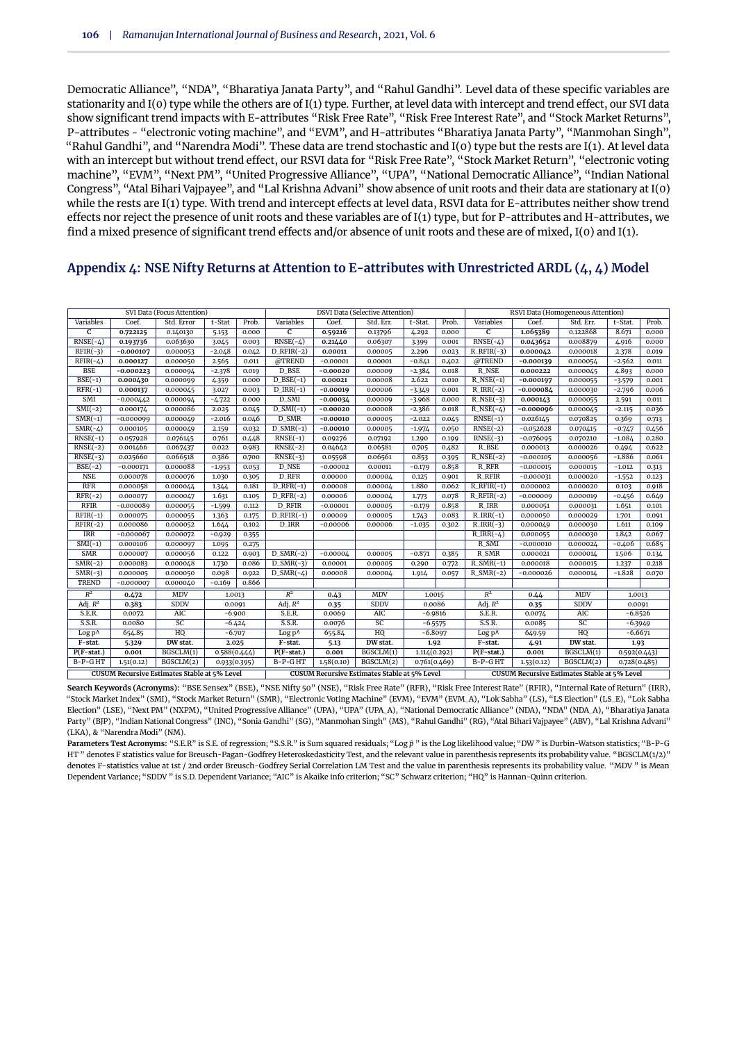Democratic Alliance", "NDA", "Bharatiya Janata Party", and "Rahul Gandhi". Level data of these specific variables are stationarity and I(0) type while the others are of I(1) type. Further, at level data with intercept and trend effect, our SVI data show significant trend impacts with E-attributes "Risk Free Rate", "Risk Free Interest Rate", and "Stock Market Returns", P-attributes - "electronic voting machine", and "EVM", and H-attributes "Bharatiya Janata Party", "Manmohan Singh", "Rahul Gandhi", and "Narendra Modi". These data are trend stochastic and I(0) type but the rests are I(1). At level data with an intercept but without trend effect, our RSVI data for "Risk Free Rate", "Stock Market Return", "electronic voting machine", "EVM", "Next PM", "United Progressive Alliance", "UPA", "National Democratic Alliance", "Indian National Congress", "Atal Bihari Vajpayee", and "Lal Krishna Advani" show absence of unit roots and their data are stationary at I(0) while the rests are I(1) type. With trend and intercept effects at level data, RSVI data for E-attributes neither show trend effects nor reject the presence of unit roots and these variables are of I(1) type, but for P-attributes and H-attributes, we find a mixed presence of significant trend effects and/or absence of unit roots and these are of mixed, I(0) and I(1).

## Appendix 4: NSE Nifty Returns at Attention to E-attributes with Unrestricted ARDL (4, 4) Model

| SVI Data (Focus Attention) | | | | | DSVI Data (Selective Attention) | | | | | RSVI Data (Homogeneous Attention) | | | | |
|---|---|---|---|---|---|---|---|---|---|---|---|---|---|---|
| Variables | Coef. | Std. Error | t-Stat | Prob. | Variables | Coef. | Std. Err. | t-Stat. | Prob. | Variables | Coef. | Std. Err. | t-Stat. | Prob. |
| **C** | **0.722125** | 0.140130 | 5.153 | 0.000 | **C** | **0.59216** | 0.13796 | 4.292 | 0.000 | **C** | **1.065389** | 0.122868 | 8.671 | 0.000 |
| RNSE(-4) | **0.193736** | 0.063630 | 3.045 | 0.003 | RNSE(-4) | **0.21440** | 0.06307 | 3.399 | 0.001 | RNSE(-4) | **0.043652** | 0.008879 | 4.916 | 0.000 |
| RFIR(-3) | **-0.000107** | 0.000053 | -2.048 | 0.042 | D_RFIR(-2) | **0.00011** | 0.00005 | 2.296 | 0.023 | R_RFIR(-3) | **0.000042** | 0.000018 | 2.378 | 0.019 |
| RFIR(-4) | **0.000127** | 0.000050 | 2.565 | 0.011 | @TREND | -0.00001 | 0.00001 | -0.841 | 0.402 | @TREND | **-0.000139** | 0.000054 | -2.562 | 0.011 |
| BSE | **-0.000223** | 0.000094 | -2.378 | 0.019 | D_BSE | **-0.00020** | 0.00009 | -2.384 | 0.018 | R_NSE | **0.000222** | 0.000045 | 4.893 | 0.000 |
| BSE(-1) | **0.000430** | 0.000099 | 4.359 | 0.000 | D_BSE(-1) | **0.00021** | 0.00008 | 2.622 | 0.010 | R_NSE(-1) | **-0.000197** | 0.000055 | -3.579 | 0.001 |
| RFR(-1) | **0.000137** | 0.000045 | 3.027 | 0.003 | D_IRR(-1) | **-0.00019** | 0.00006 | -3.349 | 0.001 | R_IRR(-2) | **-0.000084** | 0.000030 | -2.796 | 0.006 |
| SMI | **-0.000442** | 0.000094 | -4.722 | 0.000 | D_SMI | **-0.00034** | 0.00009 | -3.968 | 0.000 | R_NSE(-3) | **0.000143** | 0.000055 | 2.591 | 0.011 |
| SMI(-2) | **0.000174** | 0.000086 | 2.025 | 0.045 | D_SMI(-1) | **-0.00020** | 0.00008 | -2.386 | 0.018 | R_NSE(-4) | **-0.000096** | 0.000045 | -2.115 | 0.036 |
| SMR(-1) | **-0.000099** | 0.000049 | -2.016 | 0.046 | D_SMR | **-0.00010** | 0.00005 | -2.022 | 0.045 | RNSE(-1) | 0.026145 | 0.070825 | 0.369 | 0.713 |
| SMR(-4) | **0.000105** | 0.000049 | 2.159 | 0.032 | D_SMR(-1) | **-0.00010** | 0.00005 | -1.974 | 0.050 | RNSE(-2) | -0.052628 | 0.070415 | -0.747 | 0.456 |
| RNSE(-1) | 0.057928 | 0.076145 | 0.761 | 0.448 | RNSE(-1) | 0.09276 | 0.07192 | 1.290 | 0.199 | RNSE(-3) | -0.076095 | 0.070210 | -1.084 | 0.280 |
| RNSE(-2) | 0.001466 | 0.067437 | 0.022 | 0.983 | RNSE(-2) | 0.04642 | 0.06581 | 0.705 | 0.482 | R_BSE | 0.000013 | 0.000026 | 0.494 | 0.622 |
| RNSE(-3) | 0.025660 | 0.066518 | 0.386 | 0.700 | RNSE(-3) | 0.05598 | 0.06561 | 0.853 | 0.395 | R_NSE(-2) | -0.000105 | 0.000056 | -1.886 | 0.061 |
| BSE(-2) | -0.000171 | 0.000088 | -1.953 | 0.053 | D_NSE | -0.00002 | 0.00011 | -0.179 | 0.858 | R_RFR | -0.000015 | 0.000015 | -1.012 | 0.313 |
| NSE | 0.000078 | 0.000076 | 1.030 | 0.305 | D_RFR | 0.00000 | 0.00004 | 0.125 | 0.901 | R_RFIR | -0.000031 | 0.000020 | -1.552 | 0.123 |
| RFR | 0.000058 | 0.000044 | 1.344 | 0.181 | D_RFR(-1) | 0.00008 | 0.00004 | 1.880 | 0.062 | R_RFIR(-1) | 0.000002 | 0.000020 | 0.103 | 0.918 |
| RFR(-2) | 0.000077 | 0.000047 | 1.631 | 0.105 | D_RFR(-2) | 0.00006 | 0.00004 | 1.773 | 0.078 | R_RFIR(-2) | -0.000009 | 0.000019 | -0.456 | 0.649 |
| RFIR | -0.000089 | 0.000055 | -1.599 | 0.112 | D_RFIR | -0.00001 | 0.00005 | -0.179 | 0.858 | R_IRR | 0.000051 | 0.000031 | 1.651 | 0.101 |
| RFIR(-1) | 0.000075 | 0.000055 | 1.363 | 0.175 | D_RFIR(-1) | 0.00009 | 0.00005 | 1.743 | 0.083 | R_IRR(-1) | 0.000050 | 0.000029 | 1.701 | 0.091 |
| RFIR(-2) | 0.000086 | 0.000052 | 1.644 | 0.102 | D_IRR | -0.00006 | 0.00006 | -1.035 | 0.302 | R_IRR(-3) | 0.000049 | 0.000030 | 1.611 | 0.109 |
| IRR | -0.000067 | 0.000072 | -0.929 | 0.355 | | | | | | R_IRR(-4) | 0.000055 | 0.000030 | 1.842 | 0.067 |
| SMI(-1) | 0.000106 | 0.000097 | 1.095 | 0.275 | | | | | | R_SMI | -0.000010 | 0.000024 | -0.406 | 0.685 |
| SMR | 0.000007 | 0.000056 | 0.122 | 0.903 | D_SMR(-2) | -0.00004 | 0.00005 | -0.871 | 0.385 | R_SMR | 0.000021 | 0.000014 | 1.506 | 0.134 |
| SMR(-2) | 0.000083 | 0.000048 | 1.730 | 0.086 | D_SMR(-3) | 0.00001 | 0.00005 | 0.290 | 0.772 | R_SMR(-1) | 0.000018 | 0.000015 | 1.237 | 0.218 |
| SMR(-3) | 0.000005 | 0.000050 | 0.098 | 0.922 | D_SMR(-4) | 0.00008 | 0.00004 | 1.914 | 0.057 | R_SMR(-2) | -0.000026 | 0.000014 | -1.828 | 0.070 |
| TREND | -0.000007 | 0.000040 | -0.169 | 0.866 | | | | | | | | | | |
| $R^2$ | **0.472** | MDV | 1.0013 | | $R^2$ | **0.43** | MDV | 1.0015 | | $R^2$ | **0.44** | MDV | 1.0013 | |
| Adj. $R^2$ | **0.383** | SDDV | 0.0091 | | Adj. $R^2$ | **0.35** | SDDV | 0.0086 | | Adj. $R^2$ | **0.35** | SDDV | 0.0091 | |
| S.E.R. | 0.0072 | AIC | -6.900 | | S.E.R. | 0.0069 | AIC | -6.9816 | | S.E.R. | 0.0074 | AIC | -6.8526 | |
| S.S.R. | 0.0080 | SC | -6.424 | | S.S.R. | 0.0076 | SC | -6.5575 | | S.S.R. | 0.0085 | SC | -6.3949 | |
| Log p^ | 654.85 | HQ | -6.707 | | Log p^ | 655.84 | HQ | -6.8097 | | Log p^ | 649.59 | HQ | -6.6671 | |
| **F-stat.** | **5.329** | **DW stat.** | **2.025** | | **F-stat.** | **5.13** | **DW stat.** | **1.92** | | **F-stat.** | **4.91** | **DW stat.** | **1.93** | |
| **P(F-stat.)** | **0.001** | BGSCLM(1) | 0.588(0.444) | | **P(F-stat.)** | **0.001** | BGSCLM(1) | 1.114(0.292) | | **P(F-stat.)** | **0.001** | BGSCLM(1) | 0.592(0.443) | |
| B-P-G HT | 1.51(0.12) | BGSCLM(2) | 0.933(0.395) | | B-P-G HT | 1.58(0.10) | BGSCLM(2) | 0.761(0.469) | | B-P-G HT | 1.53(0.12) | BGSCLM(2) | 0.728(0.485) | |
| **CUSUM Recursive Estimates Stable at 5% Level** | | | | | **CUSUM Recursive Estimates Stable at 5% Level** | | | | | **CUSUM Recursive Estimates Stable at 5% Level** | | | | |

**Search Keywords (Acronyms):** "BSE Sensex" (BSE), "NSE Nifty 50" (NSE), "Risk Free Rate" (RFR), "Risk Free Interest Rate" (RFIR), "Internal Rate of Return" (IRR), "Stock Market Index" (SMI), "Stock Market Return" (SMR), "Electronic Voting Machine" (EVM), "EVM" (EVM_A), "Lok Sabha" (LS), "LS Election" (LS_E), "Lok Sabha Election" (LSE), "Next PM" (NXPM), "United Progressive Alliance" (UPA), "UPA" (UPA_A), "National Democratic Alliance" (NDA), "NDA" (NDA_A), "Bharatiya Janata Party" (BJP), "Indian National Congress" (INC), "Sonia Gandhi" (SG), "Manmohan Singh" (MS), "Rahul Gandhi" (RG), "Atal Bihari Vajpayee" (ABV), "Lal Krishna Advani" (LKA), & "Narendra Modi" (NM).

**Parameter Test Acronyms:** "S.E.R" is S.E. of regression; "S.S.R." is Sum squared residuals; "Log p̂ " is the Log likelihood value; "DW " is Durbin-Watson statistics; "B-P-G HT " denotes F statistics value for Breusch-Pagan-Godfrey Heteroskedasticity Test, and the relevant value in parenthesis represents its probability value. "BGSCLM(1/2)" denotes F-statistics value at 1st / 2nd order Breusch-Godfrey Serial Correlation LM Test and the value in parenthesis represents its probability value. "MDV " is Mean Dependent Variance; "SDDV " is S.D. Dependent Variance; "AIC" is Akaike info criterion; "SC" Schwarz criterion; "HQ" is Hannan-Quinn criterion.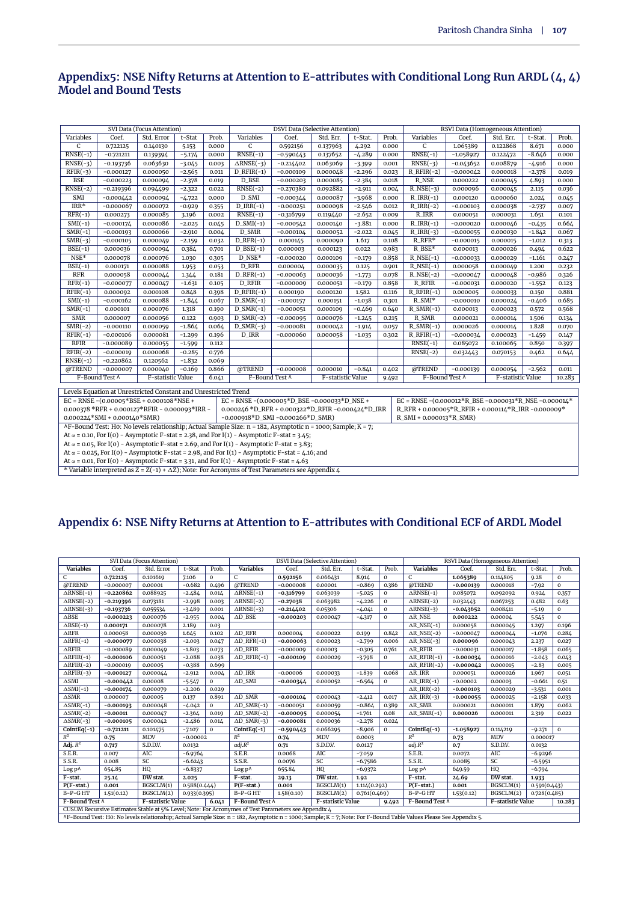## Appendix5: NSE Nifty Returns at Attention to E-attributes with Conditional Long Run ARDL (4, 4) Model and Bound Tests

| SVI Data (Focus Attention) | | | | | DSVI Data (Selective Attention) | | | | | RSVI Data (Homogeneous Attention) | | | | |
|---|---|---|---|---|---|---|---|---|---|---|---|---|---|---|
| Variables | Coef. | Std. Error | t-Stat | Prob. | Variables | Coef. | Std. Err. | t-Stat. | Prob. | Variables | Coef. | Std. Err. | t-Stat. | Prob. |
| C | 0.722125 | 0.140130 | 5.153 | 0.000 | C | 0.592156 | 0.137963 | 4.292 | 0.000 | C | 1.065389 | 0.122868 | 8.671 | 0.000 |
| RNSE(-1) | -0.721211 | 0.139394 | -5.174 | 0.000 | RNSE(-1) | -0.590443 | 0.137652 | -4.289 | 0.000 | RNSE(-1) | -1.058927 | 0.122472 | -8.646 | 0.000 |
| RNSE(-3) | -0.193736 | 0.063630 | -3.045 | 0.003 | ΔRNSE(-3) | -0.214402 | 0.063069 | -3.399 | 0.001 | RNSE(-3) | -0.043652 | 0.008879 | -4.916 | 0.000 |
| RFIR(-3) | -0.000127 | 0.000050 | -2.565 | 0.011 | D_RFIR(-1) | -0.000109 | 0.000048 | -2.296 | 0.023 | R_RFIR(-2) | -0.000042 | 0.000018 | -2.378 | 0.019 |
| BSE | -0.000223 | 0.000094 | -2.378 | 0.019 | D_BSE | -0.000203 | 0.000085 | -2.384 | 0.018 | R_NSE | 0.000222 | 0.000045 | 4.893 | 0.000 |
| RNSE(-2) | -0.219396 | 0.094499 | -2.322 | 0.022 | RNSE(-2) | -0.270380 | 0.092882 | -2.911 | 0.004 | R_NSE(-3) | 0.000096 | 0.000045 | 2.115 | 0.036 |
| SMI | -0.000442 | 0.000094 | -4.722 | 0.000 | D_SMI | -0.000344 | 0.000087 | -3.968 | 0.000 | R_IRR(-1) | 0.000120 | 0.000060 | 2.024 | 0.045 |
| IRR* | -0.000067 | 0.000072 | -0.929 | 0.355 | D_IRR(-1) | -0.000251 | 0.000098 | -2.546 | 0.012 | R_IRR(-2) | -0.000103 | 0.000038 | -2.737 | 0.007 |
| RFR(-1) | 0.000273 | 0.000085 | 3.196 | 0.002 | RNSE(-1) | -0.316799 | 0.119440 | -2.652 | 0.009 | R_IRR | 0.000051 | 0.000031 | 1.651 | 0.101 |
| SMI(-1) | -0.000174 | 0.000086 | -2.025 | 0.045 | D_SMI(-1) | -0.000542 | 0.000140 | -3.881 | 0.000 | R_IRR(-1) | -0.000020 | 0.000046 | -0.435 | 0.664 |
| SMR(-1) | -0.000193 | 0.000066 | -2.910 | 0.004 | D_SMR | -0.000104 | 0.000052 | -2.022 | 0.045 | R_IRR(-3) | -0.000055 | 0.000030 | -1.842 | 0.067 |
| SMR(-3) | -0.000105 | 0.000049 | -2.159 | 0.032 | D_RFR(-1) | 0.000145 | 0.000090 | 1.617 | 0.108 | R_RFR* | -0.000015 | 0.000015 | -1.012 | 0.313 |
| BSE(-1) | 0.000036 | 0.000094 | 0.384 | 0.701 | D_BSE(-1) | 0.000003 | 0.000123 | 0.022 | 0.983 | R_BSE* | 0.000013 | 0.000026 | 0.494 | 0.622 |
| NSE* | 0.000078 | 0.000076 | 1.030 | 0.305 | D_NSE* | -0.000020 | 0.000109 | -0.179 | 0.858 | R_NSE(-1) | -0.000033 | 0.000029 | -1.161 | 0.247 |
| BSE(-1) | 0.000171 | 0.000088 | 1.953 | 0.053 | D_RFR | 0.000004 | 0.000035 | 0.125 | 0.901 | R_NSE(-1) | 0.000058 | 0.000049 | 1.200 | 0.232 |
| RFR | 0.000058 | 0.000044 | 1.344 | 0.181 | D_RFR(-1) | -0.000063 | 0.000036 | -1.773 | 0.078 | R_NSE(-2) | -0.000047 | 0.000048 | -0.986 | 0.326 |
| RFR(-1) | -0.000077 | 0.000047 | -1.631 | 0.105 | D_RFIR | -0.000009 | 0.000051 | -0.179 | 0.858 | R_RFIR | -0.000031 | 0.000020 | -1.552 | 0.123 |
| RFIR(-1) | 0.000092 | 0.000108 | 0.848 | 0.398 | D_RFR(-3) | 0.000190 | 0.000120 | 1.582 | 0.116 | R_RFIR(-1) | 0.000005 | 0.000033 | 0.150 | 0.881 |
| SMI(-1) | -0.000162 | 0.000088 | -1.844 | 0.067 | D_SMR(-1) | -0.000157 | 0.000151 | -1.038 | 0.301 | R_SMI* | -0.000010 | 0.000024 | -0.406 | 0.685 |
| SMR(-1) | 0.000101 | 0.000076 | 1.318 | 0.190 | D_SMR(-1) | -0.000051 | 0.000109 | -0.469 | 0.640 | R_SMR(-1) | 0.000013 | 0.000023 | 0.572 | 0.568 |
| SMR | 0.000007 | 0.000056 | 0.122 | 0.903 | D_SMR(-2) | -0.000095 | 0.000076 | -1.245 | 0.215 | R_SMR | 0.000021 | 0.000014 | 1.506 | 0.134 |
| SMR(-2) | -0.000110 | 0.000059 | -1.864 | 0.064 | D_SMR(-3) | -0.000081 | 0.000042 | -1.914 | 0.057 | R_SMR(-1) | 0.000026 | 0.000014 | 1.828 | 0.070 |
| RFIR(-1) | -0.000106 | 0.000081 | -1.299 | 0.196 | D_IRR | -0.000060 | 0.000058 | -1.035 | 0.302 | R_RFIR(-1) | -0.000034 | 0.000023 | -1.459 | 0.147 |
| RFIR | -0.000089 | 0.000055 | -1.599 | 0.112 | | | | | | RNSE(-1) | 0.085072 | 0.100065 | 0.850 | 0.397 |
| RFIR(-2) | -0.000019 | 0.000068 | -0.285 | 0.776 | | | | | | RNSE(-2) | 0.032443 | 0.070153 | 0.462 | 0.644 |
| RNSE(-1) | -0.220862 | 0.120562 | -1.832 | 0.069 | | | | | | | | | | |
| @TREND | -0.000007 | 0.000040 | -0.169 | 0.866 | @TREND | -0.000008 | 0.000010 | -0.841 | 0.402 | @TREND | -0.000139 | 0.000054 | -2.562 | 0.011 |
| F-Bound Test ^ | | F-statistic Value | | 6.041 | F-Bound Test ^ | | F-statistic Value | | 9.492 | F-Bound Test ^ | | F-statistic Value | | 10.283 |
| Levels Equation at Unrestricted Constant and Unrestricted Trend | | | | | | | | | | | | | | |
| EC = RNSE -(0.000005*BSE + 0.000108*NSE + 0.000378 *RFR + 0.000127*RFIR - 0.000093*IRR - 0.000224*SMI + 0.000140*SMR) | | | | | EC = RNSE -(0.000005*D_BSE -0.000033*D_NSE + 0.000246 *D_RFR + 0.000322*D_RFIR -0.000424*D_IRR -0.000918*D_SMI -0.000266*D_SMR) | | | | | EC = RNSE -(0.000012*R_BSE -0.000031*R_NSE -0.000014*R_RFR + 0.000005*R_RFIR + 0.000114*R_IRR -0.000009*R_SMI + 0.000013*R_SMR) | | | | |

^F-Bound Test: H0: No levels relationship; Actual Sample Size: n = 182, Asymptotic n = 1000; Sample; K = 7;

At α = 0.10, For I(0) - Asymptotic F-stat = 2.38, and For I(1) - Asymptotic F-stat = 3.45;

At α = 0.05, For I(0) - Asymptotic F-stat = 2.69, and For I(1) - Asymptotic F-stat = 3.83;

At α = 0.025, For I(0) - Asymptotic F-stat = 2.98, and For I(1) - Asymptotic F-stat = 4.16; and

At α = 0.01, For I(0) - Asymptotic F-stat = 3.31, and For I(1) - Asymptotic F-stat = 4.63

* Variable interpreted as Z = Z(-1) + ΔZ); Note: For Acronyms of Test Parameters see Appendix 4

## Appendix 6: NSE Nifty Returns at Attention to E-attributes with Conditional ECF of ARDL Model

| SVI Data (Focus Attention) | | | | | DSVI Data (Selective Attention) | | | | | RSVI Data (Homogeneous Attention) | | | | |
|---|---|---|---|---|---|---|---|---|---|---|---|---|---|---|
| **Variables** | Coef. | Std. Error | t-Stat | Prob. | **Variables** | Coef. | Std. Err. | t-Stat. | Prob. | **Variables** | Coef. | Std. Err. | t-Stat. | Prob. |
| C | **0.722125** | 0.101619 | 7.106 | 0 | C | **0.592156** | 0.066431 | 8.914 | 0 | C | **1.065389** | 0.114805 | 9.28 | 0 |
| @TREND | -0.000007 | 0.00001 | -0.682 | 0.496 | @TREND | -0.000008 | 0.00001 | -0.869 | 0.386 | @TREND | **-0.000139** | 0.000018 | -7.92 | 0 |
| ΔRNSE(-1) | **-0.220862** | 0.088925 | -2.484 | 0.014 | ΔRNSE(-1) | **-0.316799** | 0.063039 | -5.025 | 0 | ΔRNSE(-1) | 0.085072 | 0.092092 | 0.924 | 0.357 |
| ΔRNSE(-2) | **-0.219396** | 0.073181 | -2.998 | 0.003 | ΔRNSE(-2) | **-0.27038** | 0.063982 | -4.226 | 0 | ΔRNSE(-2) | 0.032443 | 0.067253 | 0.482 | 0.63 |
| ΔRNSE(-3) | **-0.193736** | 0.055534 | -3.489 | 0.001 | ΔRNSE(-3) | **-0.214402** | 0.05306 | -4.041 | 0 | ΔRNSE(-3) | **-0.043652** | 0.008411 | -5.19 | 0 |
| ΔBSE | **-0.000223** | 0.000076 | -2.955 | 0.004 | ΔD_BSE | **-0.000203** | 0.000047 | -4.317 | 0 | ΔR_NSE | **0.000222** | 0.00004 | 5.545 | 0 |
| ΔBSE(-1) | **0.000171** | 0.000078 | 2.189 | 0.03 | | | | | | ΔR_NSE(-1) | 0.000058 | 0.000045 | 1.297 | 0.196 |
| ΔRFR | 0.000058 | 0.000036 | 1.645 | 0.102 | ΔD_RFR | 0.000004 | 0.000022 | 0.199 | 0.842 | ΔR_NSE(-2) | -0.000047 | 0.000044 | -1.076 | 0.284 |
| ΔRFR(-1) | **-0.000077** | 0.000038 | -2.003 | 0.047 | ΔD_RFR(-1) | **-0.000063** | 0.000023 | -2.799 | 0.006 | ΔR_NSE(-3) | **0.000096** | 0.000043 | 2.237 | 0.027 |
| ΔRFIR | -0.000089 | 0.000049 | -1.803 | 0.073 | ΔD_RFIR | -0.000009 | 0.00003 | -0.305 | 0.761 | ΔR_RFIR | -0.000031 | 0.000017 | -1.858 | 0.065 |
| ΔRFIR(-1) | **-0.000106** | 0.000051 | -2.088 | 0.038 | ΔD_RFIR(-1) | **-0.000109** | 0.000029 | -3.798 | 0 | ΔR_RFIR(-1) | **-0.000034** | 0.000016 | -2.043 | 0.043 |
| ΔRFIR(-2) | -0.000019 | 0.00005 | -0.388 | 0.699 | | | | | | ΔR_RFIR(-2) | **-0.000042** | 0.000015 | -2.83 | 0.005 |
| ΔRFIR(-3) | **-0.000127** | 0.000044 | -2.912 | 0.004 | ΔD_IRR | -0.00006 | 0.000033 | -1.839 | 0.068 | ΔR_IRR | 0.000051 | 0.000026 | 1.967 | 0.051 |
| ΔSMI | **-0.000442** | 0.00008 | -5.547 | 0 | ΔD_SMI | **-0.000344** | 0.000052 | -6.564 | 0 | ΔR_IRR(-1) | -0.00002 | 0.00003 | -0.661 | 0.51 |
| ΔSMI(-1) | **-0.000174** | 0.000079 | -2.206 | 0.029 | | | | | | ΔR_IRR(-2) | **-0.000103** | 0.000029 | -3.531 | 0.001 |
| ΔSMR | 0.000007 | 0.00005 | 0.137 | 0.891 | ΔD_SMR | **-0.000104** | 0.000043 | -2.412 | 0.017 | ΔR_IRR(-3) | **-0.000055** | 0.000025 | -2.158 | 0.033 |
| ΔSMR(-1) | **-0.000193** | 0.000048 | -4.042 | 0 | ΔD_SMR(-1) | -0.000051 | 0.000059 | -0.864 | 0.389 | ΔR_SMR | 0.000021 | 0.000011 | 1.879 | 0.062 |
| ΔSMR(-2) | **-0.00011** | 0.000047 | -2.364 | 0.019 | ΔD_SMR(-2) | **-0.000095** | 0.000054 | -1.761 | 0.08 | ΔR_SMR(-1) | **0.000026** | 0.000011 | 2.319 | 0.022 |
| ΔSMR(-3) | **-0.000105** | 0.000042 | -2.486 | 0.014 | ΔD_SMR(-3) | **-0.000081** | 0.000036 | -2.278 | 0.024 | | | | | |
| **CointEq(-1)** | **-0.721211** | 0.101475 | -7.107 | 0 | **CointEq(-1)** | **-0.590443** | 0.066295 | -8.906 | 0 | **CointEq(-1)** | **-1.058927** | 0.114219 | -9.271 | 0 |
| $R^2$ | **0.75** | MDV | -0.00002 | | $R^2$ | **0.74** | MDV | 0.0003 | | $R^2$ | **0.73** | MDV | 0.000017 | |
| **Adj.** $R^2$ | **0.717** | S.D.DV. | 0.0132 | | *adj.* $R^2$ | **0.71** | S.D.DV. | 0.0127 | | *adj.* $R^2$ | **0.7** | S.D.DV. | 0.0132 | |
| S.E.R. | 0.007 | AIC | -6.9764 | | S.E.R. | 0.0068 | AIC | -7.059 | | S.E.R. | 0.0072 | AIC | -6.9296 | |
| S.S.R. | 0.008 | SC | -6.6243 | | S.S.R. | 0.0076 | SC | -6.7586 | | S.S.R. | 0.0085 | SC | -6.5951 | |
| Log p^ | 654.85 | HQ | -6.8337 | | Log p^ | 655.84 | HQ | -6.9372 | | Log p^ | 649.59 | HQ | -6.794 | |
| **F-stat.** | **25.14** | **DW stat.** | **2.025** | | **F-stat.** | **29.13** | **DW stat.** | **1.92** | | **F-stat.** | **24.69** | **DW stat.** | **1.933** | |
| **P(F-stat.)** | **0.001** | BGSCLM(1) | 0.588(0.444) | | **P(F-stat.)** | **0.001** | BGSCLM(1) | 1.114(0.292) | | **P(F-stat.)** | **0.001** | BGSCLM(1) | 0.591(0.443) | |
| B-P-G HT | 1.51(0.12) | BGSCLM(2) | 0.933(0.395) | | B-P-G HT | 1.58(0.10) | BGSCLM(2) | 0.761(0.469) | | B-P-G HT | 1.53(0.12) | BGSCLM(2) | 0.728(0.485) | |
| **F-Bound Test ^** | | **F-statistic Value** | | **6.041** | **F-Bound Test ^** | | **F-statistic Value** | | **9.492** | **F-Bound Test ^** | | **F-statistic Value** | | **10.283** |

CUSUM Recursive Estimates Stable at 5% Level; Note: For Acronyms of Test Parameters see Appendix 4

^F-Bound Test: H0: No levels relationship; Actual Sample Size: n = 182, Asymptotic n = 1000; Sample; K = 7; Note: For F-Bound Table Values Please See Appendix 5.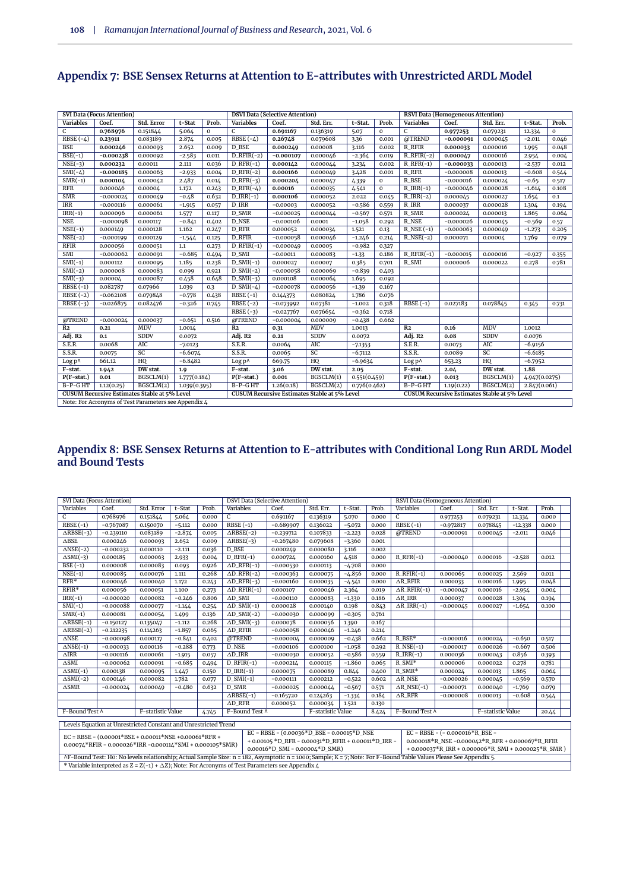## Appendix 7: BSE Sensex Returns at Attention to E-attributes with Unrestricted ARDL Model

| SVI Data (Focus Attention) | | | | | DSVI Data (Selective Attention) | | | | | RSVI Data (Homogeneous Attention) | | | | |
|---|---|---|---|---|---|---|---|---|---|---|---|---|---|---|
| **Variables** | **Coef.** | **Std. Error** | **t-Stat** | **Prob.** | **Variables** | **Coef.** | **Std. Err.** | **t-Stat.** | **Prob.** | **Variables** | **Coef.** | **Std. Err.** | **t-Stat.** | **Prob.** |
| C | **0.768976** | 0.151844 | 5.064 | 0 | C | **0.691167** | 0.136319 | 5.07 | 0 | C | **0.977253** | 0.079231 | 12.334 | 0 |
| RBSE (-4) | **0.23911** | 0.083189 | 2.874 | 0.005 | RBSE (-4) | **0.26748** | 0.079608 | 3.36 | 0.001 | @TREND | **-0.000091** | 0.000045 | -2.011 | 0.046 |
| BSE | **0.000246** | 0.000093 | 2.652 | 0.009 | D_BSE | **0.000249** | 0.00008 | 3.116 | 0.002 | R_RFIR | **0.000033** | 0.000016 | 1.995 | 0.048 |
| BSE(-1) | **-0.000238** | 0.000092 | -2.583 | 0.011 | D_RFIR(-2) | **-0.000107** | 0.000046 | -2.364 | 0.019 | R_RFIR(-2) | **0.000047** | 0.000016 | 2.954 | 0.004 |
| NSE(-3) | **0.000232** | 0.00011 | 2.111 | 0.036 | D_RFR(-1) | **0.000142** | 0.000044 | 3.234 | 0.002 | R_RFR(-1) | **-0.000033** | 0.000013 | -2.537 | 0.012 |
| SMI(-4) | **-0.000185** | 0.000063 | -2.933 | 0.004 | D_RFR(-2) | **0.000166** | 0.000049 | 3.428 | 0.001 | R_RFR | -0.000008 | 0.000013 | -0.608 | 0.544 |
| SMR(-1) | **0.000104** | 0.000042 | 2.487 | 0.014 | D_RFR(-3) | **0.000204** | 0.000047 | 4.339 | 0 | R_BSE | -0.000016 | 0.000024 | -0.65 | 0.517 |
| RFR | 0.000046 | 0.00004 | 1.172 | 0.243 | D_RFR(-4) | **0.00016** | 0.000035 | 4.541 | 0 | R_IRR(-1) | -0.000046 | 0.000028 | -1.614 | 0.108 |
| SMR | -0.000024 | 0.000049 | -0.48 | 0.632 | D_IRR(-1) | **0.000106** | 0.000052 | 2.022 | 0.045 | R_IRR(-2) | 0.000045 | 0.000027 | 1.654 | 0.1 |
| IRR | -0.000116 | 0.000061 | -1.915 | 0.057 | D_IRR | -0.00003 | 0.000052 | -0.586 | 0.559 | R_IRR | 0.000037 | 0.000028 | 1.304 | 0.194 |
| IRR(-1) | 0.000096 | 0.000061 | 1.577 | 0.117 | D_SMR | -0.000025 | 0.000044 | -0.567 | 0.571 | R_SMR | 0.000024 | 0.000013 | 1.865 | 0.064 |
| NSE | -0.000098 | 0.000117 | -0.841 | 0.402 | D_NSE | -0.000106 | 0.0001 | -1.058 | 0.292 | R_NSE | -0.000026 | 0.000045 | -0.569 | 0.57 |
| NSE(-1) | 0.000149 | 0.000128 | 1.162 | 0.247 | D_RFR | 0.000052 | 0.000034 | 1.521 | 0.13 | R_NSE (-1) | -0.000063 | 0.000049 | -1.273 | 0.205 |
| NSE(-2) | -0.000199 | 0.000129 | -1.544 | 0.125 | D_RFIR | -0.000058 | 0.000046 | -1.246 | 0.214 | R_NSE(-2) | 0.000071 | 0.00004 | 1.769 | 0.079 |
| RFIR | 0.000056 | 0.000051 | 1.1 | 0.273 | D_RFIR(-1) | -0.000049 | 0.00005 | -0.982 | 0.327 | | | | | |
| SMI | -0.000062 | 0.000091 | -0.685 | 0.494 | D_SMI | -0.00011 | 0.000083 | -1.33 | 0.186 | R_RFIR(-1) | -0.000015 | 0.000016 | -0.927 | 0.355 |
| SMI(-1) | 0.000112 | 0.000095 | 1.185 | 0.238 | D_SMI(-1) | 0.000027 | 0.00007 | 0.385 | 0.701 | R_SMI | 0.000006 | 0.000022 | 0.278 | 0.781 |
| SMI(-2) | 0.000008 | 0.000083 | 0.099 | 0.921 | D_SMI(-2) | -0.000058 | 0.000069 | -0.839 | 0.403 | | | | | |
| SMI(-3) | 0.00004 | 0.000087 | 0.458 | 0.648 | D_SMI(-3) | 0.000108 | 0.000064 | 1.695 | 0.092 | | | | | |
| RBSE (-1) | 0.082787 | 0.07966 | 1.039 | 0.3 | D_SMI(-4) | -0.000078 | 0.000056 | -1.39 | 0.167 | | | | | |
| RBSE (-2) | -0.062108 | 0.079848 | -0.778 | 0.438 | RBSE (-1) | 0.144373 | 0.080824 | 1.786 | 0.076 | | | | | |
| RBSE (-3) | -0.026875 | 0.082476 | -0.326 | 0.745 | RBSE (-2) | -0.073992 | 0.07381 | -1.002 | 0.318 | RBSE (-1) | 0.027183 | 0.078845 | 0.345 | 0.731 |
| | | | | | RBSE (-3) | -0.027767 | 0.076654 | -0.362 | 0.718 | | | | | |
| @TREND | -0.000024 | 0.000037 | -0.651 | 0.516 | @TREND | -0.000004 | 0.000009 | -0.438 | 0.662 | | | | | |
| **R2** | **0.21** | MDV | 1.0014 | | **R2** | **0.31** | MDV | 1.0013 | | **R2** | **0.16** | MDV | 1.0012 | |
| **Adj. R2** | **0.1** | SDDV | 0.0072 | | **Adj. R2** | **0.21** | SDDV | 0.0072 | | **Adj. R2** | **0.08** | SDDV | 0.0076 | |
| S.E.R. | 0.0068 | AIC | -7.0123 | | S.E.R. | 0.0064 | AIC | -7.1353 | | S.E.R. | 0.0073 | AIC | -6.9156 | |
| S.S.R. | 0.0075 | SC | -6.6074 | | S.S.R. | 0.0065 | SC | -6.7112 | | S.S.R. | 0.0089 | SC | -6.6185 | |
| Log p^ | 661.12 | HQ | -6.8482 | | Log p^ | 669.75 | HQ | -6.9634 | | Log p^ | 653.23 | HQ | -6.7952 | |
| **F-stat.** | **1.942** | **DW stat.** | **1.9** | | **F-stat.** | **3.06** | **DW stat.** | **2.05** | | **F-stat.** | **2.04** | **DW stat.** | **1.88** | |
| **P(F-stat.)** | **0.01** | BGSCLM(1) | 1.777(0.184) | | **P(F-stat.)** | **0.001** | BGSCLM(1) | 0.551(0.459) | | **P(F-stat.)** | **0.013** | BGSCLM(1) | 4.947(0.0275) | |
| B-P-G HT | 1.12(0.25) | BGSCLM(2) | 1.039(0.395) | | B-P-G HT | 1.26(0.18) | BGSCLM(2) | 0.776(0.462) | | B-P-G HT | 1.19(0.22) | BGSCLM(2) | 2.847(0.061) | |
| **CUSUM Recursive Estimates Stable at 5% Level** | | | | | **CUSUM Recursive Estimates Stable at 5% Level** | | | | | **CUSUM Recursive Estimates Stable at 5% Level** | | | | |

Note: For Acronyms of Test Parameters see Appendix 4

## Appendix 8: BSE Sensex Returns at Attention to E-attributes with Conditional Long Run ARDL Model and Bound Tests

| SVI Data (Focus Attention) | | | | | DSVI Data (Selective Attention) | | | | | RSVI Data (Homogeneous Attention) | | | | |
|---|---|---|---|---|---|---|---|---|---|---|---|---|---|---|
| Variables | Coef. | Std. Error | t-Stat | Prob. | Variables | Coef. | Std. Err. | t-Stat. | Prob. | Variables | Coef. | Std. Err. | t-Stat. | Prob. |
| C | 0.768976 | 0.151844 | 5.064 | 0.000 | C | 0.691167 | 0.136319 | 5.070 | 0.000 | C | 0.977253 | 0.079231 | 12.334 | 0.000 |
| RBSE (-1) | -0.767087 | 0.150070 | -5.112 | 0.000 | RBSE (-1) | -0.689907 | 0.136022 | -5.072 | 0.000 | RBSE (-1) | -0.972817 | 0.078845 | -12.338 | 0.000 |
| ΔRBSE(-3) | -0.239110 | 0.083189 | -2.874 | 0.005 | ΔRBSE(-2) | -0.239712 | 0.107833 | -2.223 | 0.028 | @TREND | -0.000091 | 0.000045 | -2.011 | 0.046 |
| ΔBSE | 0.000246 | 0.000093 | 2.652 | 0.009 | ΔRBSE(-3) | -0.267480 | 0.079608 | -3.360 | 0.001 | | | | | |
| ΔNSE(-2) | -0.000232 | 0.000110 | -2.111 | 0.036 | D_BSE | 0.000249 | 0.000080 | 3.116 | 0.002 | | | | | |
| ΔSMI(-3) | 0.000185 | 0.000063 | 2.933 | 0.004 | D_RFR(-1) | 0.000724 | 0.000160 | 4.518 | 0.000 | R_RFR(-1) | -0.000040 | 0.000016 | -2.528 | 0.012 |
| BSE (-1) | 0.000008 | 0.000083 | 0.093 | 0.926 | ΔD_RFR(-1) | -0.000530 | 0.000113 | -4.708 | 0.000 | | | | | |
| NSE(-1) | 0.000085 | 0.000076 | 1.111 | 0.268 | ΔD_RFR(-2) | -0.000363 | 0.000075 | -4.856 | 0.000 | R_RFIR(-1) | 0.000065 | 0.000025 | 2.569 | 0.011 |
| RFR* | 0.000046 | 0.000040 | 1.172 | 0.243 | ΔD_RFR(-3) | -0.000160 | 0.000035 | -4.541 | 0.000 | ΔR_RFIR | 0.000033 | 0.000016 | 1.995 | 0.048 |
| RFIR* | 0.000056 | 0.000051 | 1.100 | 0.273 | ΔD_RFIR(-1) | 0.000107 | 0.000046 | 2.364 | 0.019 | ΔR_RFIR(-1) | -0.000047 | 0.000016 | -2.954 | 0.004 |
| IRR(-1) | -0.000020 | 0.000082 | -0.246 | 0.806 | ΔD_SMI | -0.000110 | 0.000083 | -1.330 | 0.186 | ΔR_IRR | 0.000037 | 0.000028 | 1.304 | 0.194 |
| SMI(-1) | -0.000088 | 0.000077 | -1.144 | 0.254 | ΔD_SMI(-1) | 0.000028 | 0.000140 | 0.198 | 0.843 | ΔR_IRR(-1) | -0.000045 | 0.000027 | -1.654 | 0.100 |
| SMR(-1) | 0.000081 | 0.000054 | 1.499 | 0.136 | ΔD_SMI(-2) | -0.000030 | 0.000099 | -0.305 | 0.761 | | | | | |
| ΔRBSE(-1) | -0.150127 | 0.135047 | -1.112 | 0.268 | ΔD_SMI(-3) | 0.000078 | 0.000056 | 1.390 | 0.167 | | | | | |
| ΔRBSE(-2) | -0.212235 | 0.114263 | -1.857 | 0.065 | ΔD_RFIR | -0.000058 | 0.000046 | -1.246 | 0.214 | | | | | |
| ΔNSE | -0.000098 | 0.000117 | -0.841 | 0.402 | @TREND | -0.000004 | 0.000009 | -0.438 | 0.662 | R_BSE* | -0.000016 | 0.000024 | -0.650 | 0.517 |
| ΔNSE(-1) | -0.000033 | 0.000116 | -0.288 | 0.773 | D_NSE | -0.000106 | 0.000100 | -1.058 | 0.292 | R_NSE(-1) | -0.000017 | 0.000026 | -0.667 | 0.506 |
| ΔIRR | -0.000116 | 0.000061 | -1.915 | 0.057 | ΔD_IRR | -0.000030 | 0.000052 | -0.586 | 0.559 | R_IRR(-1) | 0.000036 | 0.000043 | 0.856 | 0.393 |
| ΔSMI | -0.000062 | 0.000091 | -0.685 | 0.494 | D_RFIR(-1) | -0.000214 | 0.000115 | -1.860 | 0.065 | R_SMI* | 0.000006 | 0.000022 | 0.278 | 0.781 |
| ΔSMI(-1) | 0.000138 | 0.000095 | 1.447 | 0.150 | D_IRR(-1) | 0.000075 | 0.000089 | 0.844 | 0.400 | R_SMR* | 0.000024 | 0.000013 | 1.865 | 0.064 |
| ΔSMI(-2) | 0.000146 | 0.000082 | 1.782 | 0.077 | D_SMI(-1) | -0.000111 | 0.000212 | -0.522 | 0.602 | ΔR_NSE | -0.000026 | 0.000045 | -0.569 | 0.570 |
| ΔSMR | -0.000024 | 0.000049 | -0.480 | 0.632 | D_SMR | -0.000025 | 0.000044 | -0.567 | 0.571 | ΔR_NSE(-1) | -0.000071 | 0.000040 | -1.769 | 0.079 |
| | | | | | ΔRBSE(-1) | -0.165720 | 0.124263 | -1.334 | 0.184 | ΔR_RFR | -0.000008 | 0.000013 | -0.608 | 0.544 |
| | | | | | ΔD_RFR | 0.000052 | 0.000034 | 1.521 | 0.130 | | | | | |
| F-Bound Test ^ | | F-statistic Value | | 4.745 | F-Bound Test ^ | | F-statistic Value | | 8.424 | F-Bound Test ^ | | F-statistic Value | | 20.44 |

Levels Equation at Unrestricted Constant and Unrestricted Trend

| | | |
|---|---|---|
| EC = RBSE - (0.00001*BSE + 0.00011*NSE +0.00061*RFR + 0.00074*RFIR - 0.000026*IRR -0.000114*SMI + 0.000105*SMR) | EC = RBSE - (0.00036*D_BSE - 0.00015*D_NSE + 0.00105 *D_RFR - 0.00031*D_RFIR + 0.00011*D_IRR - 0.00016*D_SMI - 0.00004*D_SMR) | EC = RBSE - (- 0.000016*R_BSE - 0.000018*R_NSE -0.000042*R_RFR + 0.000067*R_RFIR + 0.000037*R_IRR + 0.000006*R_SMI + 0.000025*R_SMR ) |

^F-Bound Test: H0: No levels relationship; Actual Sample Size: n = 182, Asymptotic n = 1000; Sample; K = 7; Note: For F-Bound Table Values Please See Appendix 5.

* Variable interpreted as Z = Z(-1) + ΔZ); Note: For Acronyms of Test Parameters see Appendix 4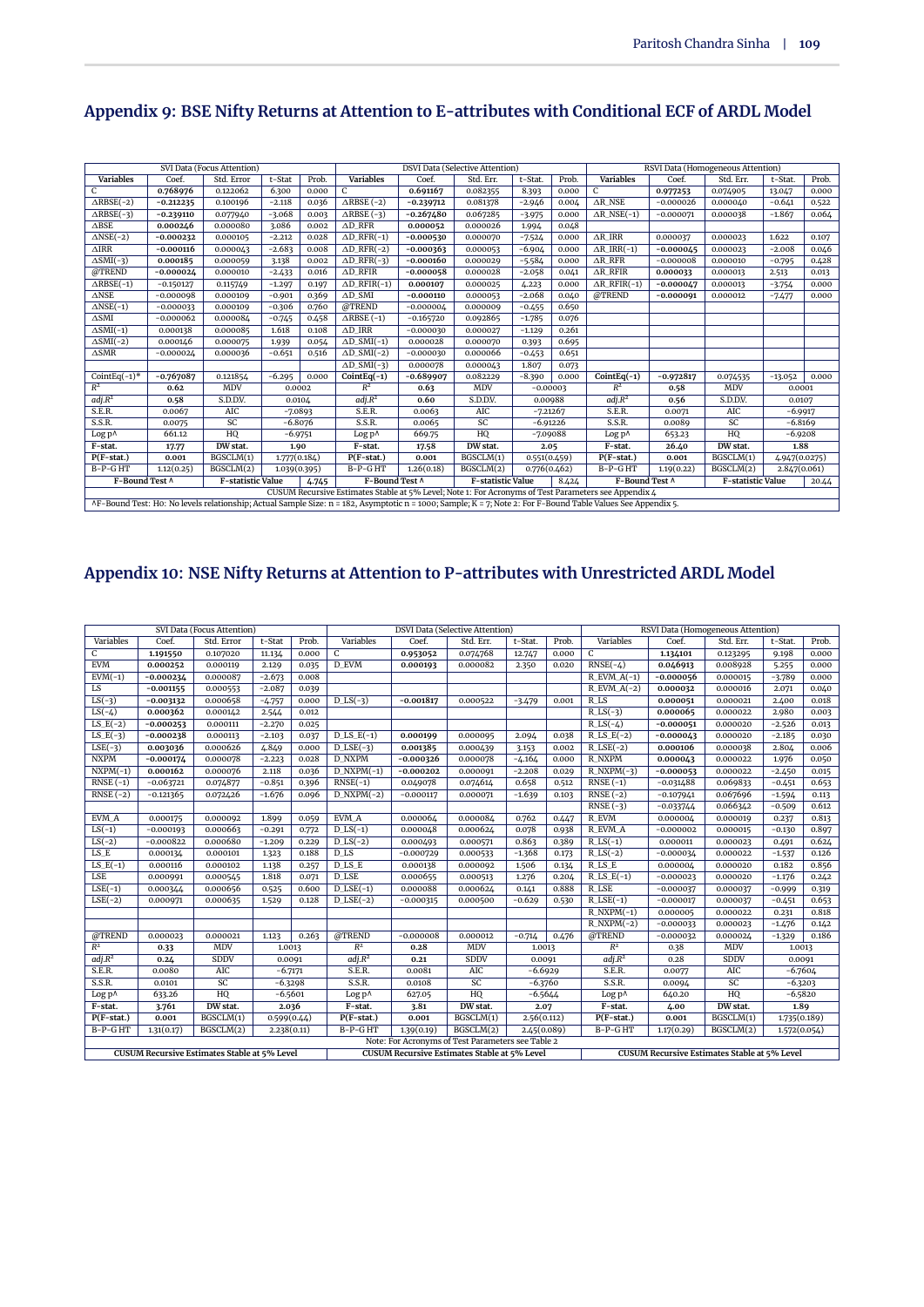## Appendix 9: BSE Nifty Returns at Attention to E-attributes with Conditional ECF of ARDL Model

| SVI Data (Focus Attention) | | | | | DSVI Data (Selective Attention) | | | | | RSVI Data (Homogeneous Attention) | | | | |
|---|---|---|---|---|---|---|---|---|---|---|---|---|---|---|
| **Variables** | **Coef.** | **Std. Error** | **t-Stat** | **Prob.** | **Variables** | **Coef.** | **Std. Err.** | **t-Stat.** | **Prob.** | **Variables** | **Coef.** | **Std. Err.** | **t-Stat.** | **Prob.** |
| C | **0.768976** | 0.122062 | 6.300 | 0.000 | C | **0.691167** | 0.082355 | 8.393 | 0.000 | C | **0.977253** | 0.074905 | 13.047 | 0.000 |
| ΔRBSE(−2) | **−0.212235** | 0.100196 | −2.118 | 0.036 | ΔRBSE (−2) | **−0.239712** | 0.081378 | −2.946 | 0.004 | ΔR_NSE | −0.000026 | 0.000040 | −0.641 | 0.522 |
| ΔRBSE(−3) | **−0.239110** | 0.077940 | −3.068 | 0.003 | ΔRBSE (−3) | **−0.267480** | 0.067285 | −3.975 | 0.000 | ΔR_NSE(−1) | −0.000071 | 0.000038 | −1.867 | 0.064 |
| ΔBSE | **0.000246** | 0.000080 | 3.086 | 0.002 | ΔD_RFR | **0.000052** | 0.000026 | 1.994 | 0.048 | | | | | |
| ΔNSE(−2) | **−0.000232** | 0.000105 | −2.212 | 0.028 | ΔD_RFR(−1) | **−0.000530** | 0.000070 | −7.524 | 0.000 | ΔR_IRR | 0.000037 | 0.000023 | 1.622 | 0.107 |
| ΔIRR | **−0.000116** | 0.000043 | −2.683 | 0.008 | ΔD_RFR(−2) | **−0.000363** | 0.000053 | −6.904 | 0.000 | ΔR_IRR(−1) | **−0.000045** | 0.000023 | −2.008 | 0.046 |
| ΔSMI(−3) | **0.000185** | 0.000059 | 3.138 | 0.002 | ΔD_RFR(−3) | **−0.000160** | 0.000029 | −5.584 | 0.000 | ΔR_RFR | −0.000008 | 0.000010 | −0.795 | 0.428 |
| @TREND | **−0.000024** | 0.000010 | −2.433 | 0.016 | ΔD_RFIR | **−0.000058** | 0.000028 | −2.058 | 0.041 | ΔR_RFIR | **0.000033** | 0.000013 | 2.513 | 0.013 |
| ΔRBSE(−1) | −0.150127 | 0.115749 | −1.297 | 0.197 | ΔD_RFIR(−1) | **0.000107** | 0.000025 | 4.223 | 0.000 | ΔR_RFIR(−1) | **−0.000047** | 0.000013 | −3.754 | 0.000 |
| ΔNSE | −0.000098 | 0.000109 | −0.901 | 0.369 | ΔD_SMI | **−0.000110** | 0.000053 | −2.068 | 0.040 | @TREND | **−0.000091** | 0.000012 | −7.477 | 0.000 |
| ΔNSE(−1) | −0.000033 | 0.000109 | −0.306 | 0.760 | @TREND | −0.000004 | 0.000009 | −0.455 | 0.650 | | | | | |
| ΔSMI | −0.000062 | 0.000084 | −0.745 | 0.458 | ΔRBSE (−1) | −0.165720 | 0.092865 | −1.785 | 0.076 | | | | | |
| ΔSMI(−1) | 0.000138 | 0.000085 | 1.618 | 0.108 | ΔD_IRR | −0.000030 | 0.000027 | −1.129 | 0.261 | | | | | |
| ΔSMI(−2) | 0.000146 | 0.000075 | 1.939 | 0.054 | ΔD_SMI(−1) | 0.000028 | 0.000070 | 0.393 | 0.695 | | | | | |
| ΔSMR | −0.000024 | 0.000036 | −0.651 | 0.516 | ΔD_SMI(−2) | −0.000030 | 0.000066 | −0.453 | 0.651 | | | | | |
| | | | | | ΔD_SMI(−3) | 0.000078 | 0.000043 | 1.807 | 0.073 | | | | | |
| CointEq(−1)* | **−0.767087** | 0.121854 | −6.295 | 0.000 | **CointEq(−1)** | **−0.689907** | 0.082229 | −8.390 | 0.000 | **CointEq(−1)** | **−0.972817** | 0.074535 | −13.052 | 0.000 |
| $R^2$ | **0.62** | MDV | 0.0002 | | $R^2$ | **0.63** | MDV | −0.00003 | | $R^2$ | **0.58** | MDV | 0.0001 | |
| $adj.R^2$ | **0.58** | S.D.DV. | 0.0104 | | $adj.R^2$ | **0.60** | S.D.DV. | 0.00988 | | $adj.R^2$ | **0.56** | S.D.DV. | 0.0107 | |
| S.E.R. | 0.0067 | AIC | −7.0893 | | S.E.R. | 0.0063 | AIC | −7.21267 | | S.E.R. | 0.0071 | AIC | −6.9917 | |
| S.S.R. | 0.0075 | SC | −6.8076 | | S.S.R. | 0.0065 | SC | −6.91226 | | S.S.R. | 0.0089 | SC | −6.8169 | |
| Log p^ | 661.12 | HQ | −6.9751 | | Log p^ | 669.75 | HQ | −7.09088 | | Log p^ | 653.23 | HQ | −6.9208 | |
| **F-stat.** | **17.77** | **DW stat.** | **1.90** | | **F-stat.** | **17.58** | **DW stat.** | **2.05** | | **F-stat.** | **26.40** | **DW stat.** | **1.88** | |
| **P(F-stat.)** | **0.001** | BGSCLM(1) | 1.777(0.184) | | **P(F-stat.)** | **0.001** | BGSCLM(1) | 0.551(0.459) | | **P(F-stat.)** | **0.001** | BGSCLM(1) | 4.947(0.0275) | |
| B-P-G HT | 1.12(0.25) | BGSCLM(2) | 1.039(0.395) | | B-P-G HT | 1.39(0.18) | BGSCLM(2) | 0.776(0.462) | | B-P-G HT | 1.19(0.22) | BGSCLM(2) | 2.847(0.061) | |
| **F-Bound Test ^** | | **F-statistic Value** | | **4.745** | **F-Bound Test ^** | | **F-statistic Value** | | **8.424** | **F-Bound Test ^** | | **F-statistic Value** | | **20.44** |
| CUSUM Recursive Estimates Stable at 5% Level; Note 1: For Acronyms of Test Parameters see Appendix 4 | | | | | | | | | | | | | | |
| ^F-Bound Test: H0: No levels relationship; Actual Sample Size: n = 182, Asymptotic n = 1000; Sample; K = 7; Note 2: For F-Bound Table Values See Appendix 5. | | | | | | | | | | | | | | |

## Appendix 10: NSE Nifty Returns at Attention to P-attributes with Unrestricted ARDL Model

| SVI Data (Focus Attention) | | | | | DSVI Data (Selective Attention) | | | | | RSVI Data (Homogeneous Attention) | | | | |
|---|---|---|---|---|---|---|---|---|---|---|---|---|---|---|
| Variables | Coef. | Std. Error | t-Stat | Prob. | Variables | Coef. | Std. Err. | t-Stat. | Prob. | Variables | Coef. | Std. Err. | t-Stat. | Prob. |
| C | **1.191550** | 0.107020 | 11.134 | 0.000 | C | **0.953052** | 0.074768 | 12.747 | 0.000 | C | **1.134101** | 0.123295 | 9.198 | 0.000 |
| EVM | **0.000252** | 0.000119 | 2.129 | 0.035 | D_EVM | **0.000193** | 0.000082 | 2.350 | 0.020 | RNSE(−4) | **0.046913** | 0.008928 | 5.255 | 0.000 |
| EVM(−1) | **−0.000234** | 0.000087 | −2.673 | 0.008 | | | | | | R_EVM_A(−1) | **−0.000056** | 0.000015 | −3.789 | 0.000 |
| LS | **−0.001155** | 0.000553 | −2.087 | 0.039 | | | | | | R_EVM_A(−2) | **0.000032** | 0.000016 | 2.071 | 0.040 |
| LS(−3) | **−0.003132** | 0.000658 | −4.757 | 0.000 | D_LS(−3) | **−0.001817** | 0.000522 | −3.479 | 0.001 | R_LS | **0.000051** | 0.000021 | 2.400 | 0.018 |
| LS(−4) | **0.000362** | 0.000142 | 2.544 | 0.012 | | | | | | R_LS(−3) | **0.000065** | 0.000022 | 2.980 | 0.003 |
| LS_E(−2) | **−0.000253** | 0.000111 | −2.270 | 0.025 | | | | | | R_LS(−4) | **−0.000051** | 0.000020 | −2.526 | 0.013 |
| LS_E(−3) | **−0.000238** | 0.000113 | −2.103 | 0.037 | D_LS_E(−1) | **0.000199** | 0.000095 | 2.094 | 0.038 | R_LS_E(−3) | **−0.000043** | 0.000020 | −2.185 | 0.030 |
| LSE(−3) | **0.003036** | 0.000626 | 4.849 | 0.000 | D_LSE(−3) | **0.001385** | 0.000439 | 3.153 | 0.002 | R_LSE(−2) | **0.000106** | 0.000038 | 2.804 | 0.006 |
| NXPM | **−0.000174** | 0.000078 | −2.223 | 0.028 | D_NXPM | **−0.000326** | 0.000078 | −4.164 | 0.000 | R_NXPM | **0.000043** | 0.000022 | 1.976 | 0.050 |
| NXPM(−1) | **0.000162** | 0.000076 | 2.118 | 0.036 | D_NXPM(−1) | **−0.000202** | 0.000091 | −2.208 | 0.029 | R_NXPM(−3) | **−0.000053** | 0.000022 | −2.450 | 0.015 |
| RNSE (−1) | −0.063721 | 0.074877 | −0.851 | 0.396 | RNSE(−1) | 0.049078 | 0.074614 | 0.658 | 0.512 | RNSE (−1) | −0.031488 | 0.069833 | −0.451 | 0.653 |
| RNSE (−2) | −0.121365 | 0.072426 | −1.676 | 0.096 | D_NXPM(−2) | −0.000117 | 0.000071 | −1.639 | 0.103 | RNSE (−2) | −0.107941 | 0.067696 | −1.594 | 0.113 |
| | | | | | | | | | | RNSE (−3) | −0.033744 | 0.066342 | −0.509 | 0.612 |
| EVM_A | 0.000175 | 0.000092 | 1.899 | 0.059 | EVM_A | 0.000064 | 0.000084 | 0.762 | 0.447 | R_EVM | 0.000004 | 0.000019 | 0.237 | 0.813 |
| LS(−1) | −0.000193 | 0.000663 | −0.291 | 0.772 | D_LS(−1) | 0.000048 | 0.000624 | 0.078 | 0.938 | R_EVM_A | −0.000002 | 0.000015 | −0.130 | 0.897 |
| LS(−2) | −0.000822 | 0.000680 | −1.209 | 0.229 | D_LS(−2) | 0.000493 | 0.000571 | 0.863 | 0.389 | R_LS(−1) | 0.000011 | 0.000023 | 0.491 | 0.624 |
| LS_E | 0.000134 | 0.000101 | 1.323 | 0.188 | D_LS | −0.000729 | 0.000533 | −1.368 | 0.173 | R_LS(−2) | −0.000034 | 0.000022 | −1.537 | 0.126 |
| LS_E(−1) | 0.000116 | 0.000102 | 1.138 | 0.257 | D_LS_E | 0.000138 | 0.000092 | 1.506 | 0.134 | R_LS_E | 0.000004 | 0.000020 | 0.182 | 0.856 |
| LSE | 0.000991 | 0.000545 | 1.818 | 0.071 | D_LSE | 0.000655 | 0.000513 | 1.276 | 0.204 | R_LS_E(−1) | −0.000023 | 0.000020 | −1.176 | 0.242 |
| LSE(−1) | 0.000344 | 0.000656 | 0.525 | 0.600 | D_LSE(−1) | 0.000088 | 0.000624 | 0.141 | 0.888 | R_LSE | −0.000037 | 0.000037 | −0.999 | 0.319 |
| LSE(−2) | 0.000971 | 0.000635 | 1.529 | 0.128 | D_LSE(−2) | −0.000315 | 0.000500 | −0.629 | 0.530 | R_LSE(−1) | −0.000017 | 0.000037 | −0.451 | 0.653 |
| | | | | | | | | | | R_NXPM(−1) | 0.000005 | 0.000022 | 0.231 | 0.818 |
| | | | | | | | | | | R_NXPM(−2) | −0.000033 | 0.000023 | −1.476 | 0.142 |
| @TREND | 0.000023 | 0.000021 | 1.123 | 0.263 | @TREND | −0.000008 | 0.000012 | −0.714 | 0.476 | @TREND | −0.000032 | 0.000024 | −1.329 | 0.186 |
| $R^2$ | **0.33** | MDV | 1.0013 | | $R^2$ | **0.28** | MDV | 1.0013 | | $R^2$ | 0.38 | MDV | 1.0013 | |
| $adj.R^2$ | **0.24** | SDDV | 0.0091 | | $adj.R^2$ | **0.21** | SDDV | 0.0091 | | $adj.R^2$ | 0.28 | SDDV | 0.0091 | |
| S.E.R. | 0.0080 | AIC | −6.7171 | | S.E.R. | 0.0081 | AIC | −6.6929 | | S.E.R. | 0.0077 | AIC | −6.7604 | |
| S.S.R. | 0.0101 | SC | −6.3298 | | S.S.R. | 0.0108 | SC | −6.3760 | | S.S.R. | 0.0094 | SC | −6.3203 | |
| Log p^ | 633.26 | HQ | −6.5601 | | Log p^ | 627.05 | HQ | −6.5644 | | Log p^ | 640.20 | HQ | −6.5820 | |
| **F-stat.** | **3.761** | **DW stat.** | **2.036** | | **F-stat.** | **3.81** | **DW stat.** | **2.07** | | **F-stat.** | **4.00** | **DW stat.** | **1.89** | |
| **P(F-stat.)** | **0.001** | BGSCLM(1) | 0.599(0.44) | | **P(F-stat.)** | **0.001** | BGSCLM(1) | 2.56(0.112) | | **P(F-stat.)** | **0.001** | BGSCLM(1) | 1.735(0.189) | |
| B-P-G HT | 1.31(0.17) | BGSCLM(2) | 2.238(0.11) | | B-P-G HT | 1.26(0.18) | BGSCLM(2) | 2.45(0.089) | | B-P-G HT | 1.17(0.29) | BGSCLM(2) | 1.572(0.054) | |
| Note: For Acronyms of Test Parameters see Table 2 | | | | | | | | | | | | | | |
| **CUSUM Recursive Estimates Stable at 5% Level** | | | | | **CUSUM Recursive Estimates Stable at 5% Level** | | | | | **CUSUM Recursive Estimates Stable at 5% Level** | | | | |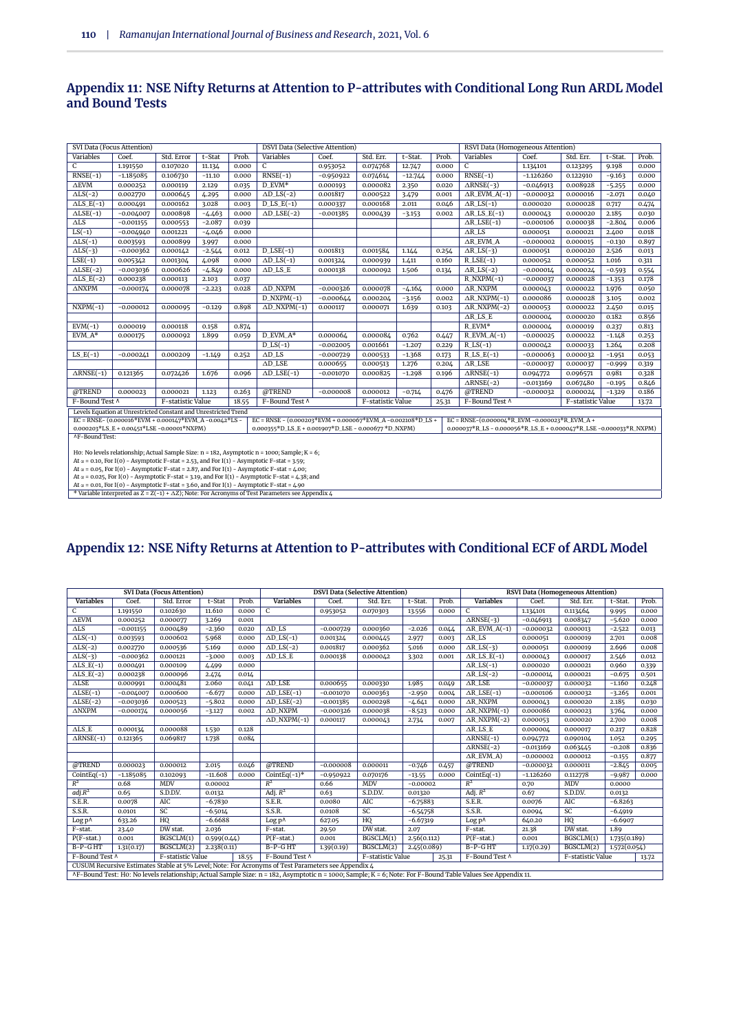## Appendix 11: NSE Nifty Returns at Attention to P-attributes with Conditional Long Run ARDL Model and Bound Tests

| SVI Data (Focus Attention) | | | | | DSVI Data (Selective Attention) | | | | | RSVI Data (Homogeneous Attention) | | | | |
|---|---|---|---|---|---|---|---|---|---|---|---|---|---|---|
| Variables | Coef. | Std. Error | t-Stat | Prob. | Variables | Coef. | Std. Err. | t-Stat. | Prob. | Variables | Coef. | Std. Err. | t-Stat. | Prob. |
| C | 1.191550 | 0.107020 | 11.134 | 0.000 | C | 0.953052 | 0.074768 | 12.747 | 0.000 | C | 1.134101 | 0.123295 | 9.198 | 0.000 |
| RNSE(-1) | −1.185085 | 0.106730 | −11.10 | 0.000 | RNSE(-1) | −0.950922 | 0.074614 | −12.744 | 0.000 | RNSE(-1) | −1.126260 | 0.122910 | −9.163 | 0.000 |
| ΔEVM | 0.000252 | 0.000119 | 2.129 | 0.035 | D_EVM* | 0.000193 | 0.000082 | 2.350 | 0.020 | ΔRNSE(-3) | −0.046913 | 0.008928 | −5.255 | 0.000 |
| ΔLS(-2) | 0.002770 | 0.000645 | 4.295 | 0.000 | ΔD_LS(-2) | 0.001817 | 0.000522 | 3.479 | 0.001 | ΔR_EVM_A(-1) | −0.000032 | 0.000016 | −2.071 | 0.040 |
| ΔLS_E(-1) | 0.000491 | 0.000162 | 3.028 | 0.003 | D_LS_E(-1) | 0.000337 | 0.000168 | 2.011 | 0.046 | ΔR_LS(-1) | 0.000020 | 0.000028 | 0.717 | 0.474 |
| ΔLSE(-1) | −0.004007 | 0.000898 | −4.463 | 0.000 | ΔD_LSE(-2) | −0.001385 | 0.000439 | −3.153 | 0.002 | ΔR_LS_E(-1) | 0.000043 | 0.000020 | 2.185 | 0.030 |
| ΔLS | −0.001155 | 0.000553 | −2.087 | 0.039 | | | | | | ΔR_LSE(-1) | −0.000106 | 0.000038 | −2.804 | 0.006 |
| LS(-1) | −0.004940 | 0.001221 | −4.046 | 0.000 | | | | | | ΔR_LS | 0.000051 | 0.000021 | 2.400 | 0.018 |
| ΔLS(-1) | 0.003593 | 0.000899 | 3.997 | 0.000 | | | | | | ΔR_EVM_A | −0.000002 | 0.000015 | −0.130 | 0.897 |
| ΔLS(-3) | −0.000362 | 0.000142 | −2.544 | 0.012 | D_LSE(-1) | 0.001813 | 0.001584 | 1.144 | 0.254 | ΔR_LS(-3) | 0.000051 | 0.000020 | 2.526 | 0.013 |
| LSE(-1) | 0.005342 | 0.001304 | 4.098 | 0.000 | ΔD_LS(-1) | 0.001324 | 0.000939 | 1.411 | 0.160 | R_LSE(-1) | 0.000052 | 0.000052 | 1.016 | 0.311 |
| ΔLSE(-2) | −0.003036 | 0.000626 | −4.849 | 0.000 | ΔD_LS_E | 0.000138 | 0.000092 | 1.506 | 0.134 | ΔR_LS(-2) | −0.000014 | 0.000024 | −0.593 | 0.554 |
| ΔLS_E(-2) | 0.000238 | 0.000113 | 2.103 | 0.037 | | | | | | R_NXPM(-1) | −0.000037 | 0.000028 | −1.353 | 0.178 |
| ΔNXPM | −0.000174 | 0.000078 | −2.223 | 0.028 | ΔD_NXPM | −0.000326 | 0.000078 | −4.164 | 0.000 | ΔR_NXPM | 0.000043 | 0.000022 | 1.976 | 0.050 |
| | | | | | D_NXPM(-1) | −0.000644 | 0.000204 | −3.156 | 0.002 | ΔR_NXPM(-1) | 0.000086 | 0.000028 | 3.105 | 0.002 |
| NXPM(-1) | −0.000012 | 0.000095 | −0.129 | 0.898 | ΔD_NXPM(-1) | 0.000117 | 0.000071 | 1.639 | 0.103 | ΔR_NXPM(-2) | 0.000053 | 0.000022 | 2.450 | 0.015 |
| | | | | | | | | | | ΔR_LS_E | 0.000004 | 0.000020 | 0.182 | 0.856 |
| EVM(-1) | 0.000019 | 0.000118 | 0.158 | 0.874 | | | | | | R_EVM* | 0.000004 | 0.000019 | 0.237 | 0.813 |
| EVM_A* | 0.000175 | 0.000092 | 1.899 | 0.059 | D_EVM_A* | 0.000064 | 0.000084 | 0.762 | 0.447 | R_EVM_A(-1) | −0.000025 | 0.000022 | −1.148 | 0.253 |
| | | | | | D_LS(-1) | −0.002005 | 0.001661 | −1.207 | 0.229 | R_LS(-1) | 0.000042 | 0.000033 | 1.264 | 0.208 |
| LS_E(-1) | −0.000241 | 0.000209 | −1.149 | 0.252 | ΔD_LS | −0.000729 | 0.000533 | −1.368 | 0.173 | R_LS_E(-1) | −0.000063 | 0.000032 | −1.951 | 0.053 |
| | | | | | ΔD_LSE | 0.000655 | 0.000513 | 1.276 | 0.204 | ΔR_LSE | −0.000037 | 0.000037 | −0.999 | 0.319 |
| ΔRNSE(-1) | 0.121365 | 0.072426 | 1.676 | 0.096 | ΔD_LSE(-1) | −0.001070 | 0.000825 | −1.298 | 0.196 | ΔRNSE(-1) | 0.094772 | 0.096571 | 0.981 | 0.328 |
| | | | | | | | | | | ΔRNSE(-2) | −0.013169 | 0.067480 | −0.195 | 0.846 |
| @TREND | 0.000023 | 0.000021 | 1.123 | 0.263 | @TREND | −0.000008 | 0.000012 | −0.714 | 0.476 | @TREND | −0.000032 | 0.000024 | −1.329 | 0.186 |
| F-Bound Test ^ | | F-statistic Value | | 18.55 | F-Bound Test ^ | | F-statistic Value | | 25.31 | F-Bound Test ^ | | F-statistic Value | | 13.72 |
| Levels Equation at Unrestricted Constant and Unrestricted Trend | | | | | | | | | | | | | | |
| EC = RNSE- (0.000016*EVM + 0.000147*EVM_A −0.0042*LS - 0.000203*LS_E + 0.00451*LSE −0.00001*NXPM) | | | | | EC = RNSE − (0.000203*EVM + 0.000067*EVM_A −0.002108*D_LS + 0.000355*D_LS_E + 0.001907*D_LSE − 0.000677 *D_NXPM) | | | | | EC = RNSE-(0.000004*R_EVM −0.000023*R_EVM_A + 0.000037*R_LS − 0.000056*R_LS_E + 0.000047*R_LSE −0.000033*R_NXPM) | | | | |

^F-Bound Test:

Ho: No levels relationship; Actual Sample Size: n = 182, Asymptotic n = 1000; Sample; K = 6;
At α = 0.10, For I(0) - Asymptotic F-stat = 2.53, and For I(1) - Asymptotic F-stat = 3.59;
At α = 0.05, For I(0) - Asymptotic F-stat = 2.87, and For I(1) - Asymptotic F-stat = 4.00;
At α = 0.025, For I(0) - Asymptotic F-stat = 3.19, and For I(1) - Asymptotic F-stat = 4.38; and
At α = 0.01, For I(0) - Asymptotic F-stat = 3.60, and For I(1) - Asymptotic F-stat = 4.90
* Variable interpreted as Z = Z(-1) + ΔZ); Note: For Acronyms of Test Parameters see Appendix 4

## Appendix 12: NSE Nifty Returns at Attention to P-attributes with Conditional ECF of ARDL Model

| SVI Data (Focus Attention) | | | | | DSVI Data (Selective Attention) | | | | | RSVI Data (Homogeneous Attention) | | | | |
|---|---|---|---|---|---|---|---|---|---|---|---|---|---|---|
| **Variables** | Coef. | Std. Error | t-Stat | Prob. | **Variables** | Coef. | Std. Err. | t-Stat. | Prob. | **Variables** | Coef. | Std. Err. | t-Stat. | Prob. |
| C | 1.191550 | 0.102630 | 11.610 | 0.000 | C | 0.953052 | 0.070303 | 13.556 | 0.000 | C | 1.134101 | 0.113464 | 9.995 | 0.000 |
| ΔEVM | 0.000252 | 0.000077 | 3.269 | 0.001 | | | | | | ΔRNSE(-3) | −0.046913 | 0.008347 | −5.620 | 0.000 |
| ΔLS | −0.001155 | 0.000489 | −2.360 | 0.020 | ΔD_LS | −0.000729 | 0.000360 | −2.026 | 0.044 | ΔR_EVM_A(-1) | −0.000032 | 0.000013 | −2.522 | 0.013 |
| ΔLS(-1) | 0.003593 | 0.000602 | 5.968 | 0.000 | ΔD_LS(-1) | 0.001324 | 0.000445 | 2.977 | 0.003 | ΔR_LS | 0.000051 | 0.000019 | 2.701 | 0.008 |
| ΔLS(-2) | 0.002770 | 0.000536 | 5.169 | 0.000 | ΔD_LS(-2) | 0.001817 | 0.000362 | 5.016 | 0.000 | ΔR_LS(-3) | 0.000051 | 0.000019 | 2.696 | 0.008 |
| ΔLS(-3) | −0.000362 | 0.000121 | −3.000 | 0.003 | ΔD_LS_E | 0.000138 | 0.000042 | 3.302 | 0.001 | ΔR_LS_E(-1) | 0.000043 | 0.000017 | 2.546 | 0.012 |
| ΔLS_E(-1) | 0.000491 | 0.000109 | 4.499 | 0.000 | | | | | | ΔR_LS(-1) | 0.000020 | 0.000021 | 0.960 | 0.339 |
| ΔLS_E(-2) | 0.000238 | 0.000096 | 2.474 | 0.014 | | | | | | ΔR_LS(-2) | −0.000014 | 0.000021 | −0.675 | 0.501 |
| ΔLSE | 0.000991 | 0.000481 | 2.060 | 0.041 | ΔD_LSE | 0.000655 | 0.000330 | 1.985 | 0.049 | ΔR_LSE | −0.000037 | 0.000032 | −1.160 | 0.248 |
| ΔLSE(-1) | −0.004007 | 0.000600 | −6.677 | 0.000 | ΔD_LSE(-1) | −0.001070 | 0.000363 | −2.950 | 0.004 | ΔR_LSE(-1) | −0.000106 | 0.000032 | −3.265 | 0.001 |
| ΔLSE(-2) | −0.003036 | 0.000523 | −5.802 | 0.000 | ΔD_LSE(-2) | −0.001385 | 0.000298 | −4.641 | 0.000 | ΔR_NXPM | 0.000043 | 0.000020 | 2.185 | 0.030 |
| ΔNXPM | −0.000174 | 0.000056 | −3.127 | 0.002 | ΔD_NXPM | −0.000326 | 0.000038 | −8.523 | 0.000 | ΔR_NXPM(-1) | 0.000086 | 0.000023 | 3.764 | 0.000 |
| | | | | | ΔD_NXPM(-1) | 0.000117 | 0.000043 | 2.734 | 0.007 | ΔR_NXPM(-2) | 0.000053 | 0.000020 | 2.700 | 0.008 |
| ΔLS_E | 0.000134 | 0.000088 | 1.530 | 0.128 | | | | | | ΔR_LS_E | 0.000004 | 0.000017 | 0.217 | 0.828 |
| ΔRNSE(-1) | 0.121365 | 0.069817 | 1.738 | 0.084 | | | | | | ΔRNSE(-1) | 0.094772 | 0.090104 | 1.052 | 0.295 |
| | | | | | | | | | | ΔRNSE(-2) | −0.013169 | 0.063445 | −0.208 | 0.836 |
| | | | | | | | | | | ΔR_EVM_A) | −0.000002 | 0.000012 | −0.155 | 0.877 |
| @TREND | 0.000023 | 0.000012 | 2.015 | 0.046 | @TREND | −0.000008 | 0.000011 | −0.746 | 0.457 | @TREND | −0.000032 | 0.000011 | −2.845 | 0.005 |
| CointEq(-1) | −1.185085 | 0.102093 | −11.608 | 0.000 | CointEq(-1)* | −0.950922 | 0.070176 | −13.55 | 0.000 | CointEq(-1) | −1.126260 | 0.112778 | −9.987 | 0.000 |
| $R^2$ | 0.68 | MDV | 0.00002 | | $R^2$ | 0.66 | MDV | −0.00002 | | $R^2$ | 0.70 | MDV | 0.0000 | |
| $adj.R^2$ | 0.65 | S.D.DV. | 0.0132 | | Adj. $R^2$ | 0.63 | S.D.DV. | 0.01320 | | Adj. $R^2$ | 0.67 | S.D.DV. | 0.0132 | |
| S.E.R. | 0.0078 | AIC | −6.7830 | | S.E.R. | 0.0080 | AIC | −6.75883 | | S.E.R. | 0.0076 | AIC | −6.8263 | |
| S.S.R. | 0.0101 | SC | −6.5014 | | S.S.R. | 0.0108 | SC | −6.54758 | | S.S.R. | 0.0094 | SC | −6.4919 | |
| Log p^ | 633.26 | HQ | −6.6688 | | Log p^ | 627.05 | HQ | −6.67319 | | Log p^ | 640.20 | HQ | −6.6907 | |
| F-stat. | 23.40 | DW stat. | 2.036 | | F-stat. | 29.50 | DW stat. | 2.07 | | F-stat. | 21.38 | DW stat. | 1.89 | |
| P(F-stat.) | 0.001 | BGSCLM(1) | 0.599(0.44) | | P(F-stat.) | 0.001 | BGSCLM(1) | 2.56(0.112) | | P(F-stat.) | 0.001 | BGSCLM(1) | 1.735(0.189) | |
| B-P-G HT | 1.31(0.17) | BGSCLM(2) | 2.238(0.11) | | B-P-G HT | 1.39(0.19) | BGSCLM(2) | 2.45(0.089) | | B-P-G HT | 1.17(0.29) | BGSCLM(2) | 1.572(0.054) | |
| F-Bound Test ^ | | F-statistic Value | | 18.55 | F-Bound Test ^ | | F-statistic Value | | 25.31 | F-Bound Test ^ | | F-statistic Value | | 13.72 |

CUSUM Recursive Estimates Stable at 5% Level; Note: For Acronyms of Test Parameters see Appendix 4

^F-Bound Test: Ho: No levels relationship; Actual Sample Size: n = 182, Asymptotic n = 1000; Sample; K = 6; Note: For F-Bound Table Values See Appendix 11.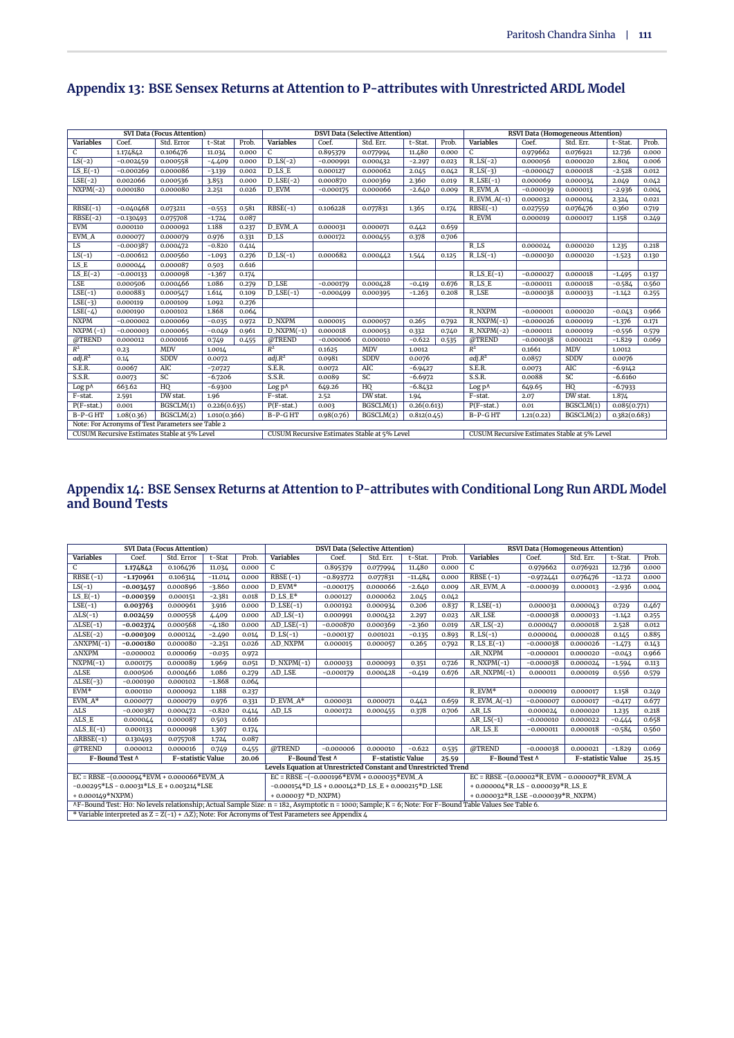## Appendix 13: BSE Sensex Returns at Attention to P-attributes with Unrestricted ARDL Model

| SVI Data (Focus Attention) | | | | | DSVI Data (Selective Attention) | | | | | RSVI Data (Homogeneous Attention) | | | | |
|---|---|---|---|---|---|---|---|---|---|---|---|---|---|---|
| Variables | Coef. | Std. Error | t-Stat | Prob. | Variables | Coef. | Std. Err. | t-Stat. | Prob. | Variables | Coef. | Std. Err. | t-Stat. | Prob. |
| C | 1.174842 | 0.106476 | 11.034 | 0.000 | C | 0.895379 | 0.077994 | 11.480 | 0.000 | C | 0.979662 | 0.076921 | 12.736 | 0.000 |
| LS(-2) | -0.002459 | 0.000558 | -4.409 | 0.000 | D_LS(-2) | -0.000991 | 0.000432 | -2.297 | 0.023 | R_LS(-2) | 0.000056 | 0.000020 | 2.804 | 0.006 |
| LS_E(-1) | -0.000269 | 0.000086 | -3.139 | 0.002 | D_LS_E | 0.000127 | 0.000062 | 2.045 | 0.042 | R_LS(-3) | -0.000047 | 0.000018 | -2.528 | 0.012 |
| LSE(-2) | 0.002066 | 0.000536 | 3.853 | 0.000 | D_LSE(-2) | 0.000870 | 0.000369 | 2.360 | 0.019 | R_LSE(-1) | 0.000069 | 0.000034 | 2.049 | 0.042 |
| NXPM(-2) | 0.000180 | 0.000080 | 2.251 | 0.026 | D_EVM | -0.000175 | 0.000066 | -2.640 | 0.009 | R_EVM_A | -0.000039 | 0.000013 | -2.936 | 0.004 |
| | | | | | | | | | | R_EVM_A(-1) | 0.000032 | 0.000014 | 2.324 | 0.021 |
| RBSE(-1) | -0.040468 | 0.073211 | -0.553 | 0.581 | RBSE(-1) | 0.106228 | 0.077831 | 1.365 | 0.174 | RBSE(-1) | 0.027559 | 0.076476 | 0.360 | 0.719 |
| RBSE(-2) | -0.130493 | 0.075708 | -1.724 | 0.087 | | | | | | R_EVM | 0.000019 | 0.000017 | 1.158 | 0.249 |
| EVM | 0.000110 | 0.000092 | 1.188 | 0.237 | D_EVM_A | 0.000031 | 0.000071 | 0.442 | 0.659 | | | | | |
| EVM_A | 0.000077 | 0.000079 | 0.976 | 0.331 | D_LS | 0.000172 | 0.000455 | 0.378 | 0.706 | | | | | |
| LS | -0.000387 | 0.000472 | -0.820 | 0.414 | | | | | | R_LS | 0.000024 | 0.000020 | 1.235 | 0.218 |
| LS(-1) | -0.000612 | 0.000560 | -1.093 | 0.276 | D_LS(-1) | 0.000682 | 0.000442 | 1.544 | 0.125 | R_LS(-1) | -0.000030 | 0.000020 | -1.523 | 0.130 |
| LS_E | 0.000044 | 0.000087 | 0.503 | 0.616 | | | | | | | | | | |
| LS_E(-2) | -0.000133 | 0.000098 | -1.367 | 0.174 | | | | | | R_LS_E(-1) | -0.000027 | 0.000018 | -1.495 | 0.137 |
| LSE | 0.000506 | 0.000466 | 1.086 | 0.279 | D_LSE | -0.000179 | 0.000428 | -0.419 | 0.676 | R_LS_E | -0.000011 | 0.000018 | -0.584 | 0.560 |
| LSE(-1) | 0.000883 | 0.000547 | 1.614 | 0.109 | D_LSE(-1) | -0.000499 | 0.000395 | -1.263 | 0.208 | R_LSE | -0.000038 | 0.000033 | -1.142 | 0.255 |
| LSE(-3) | 0.000119 | 0.000109 | 1.092 | 0.276 | | | | | | | | | | |
| LSE(-4) | 0.000190 | 0.000102 | 1.868 | 0.064 | | | | | | R_NXPM | -0.000001 | 0.000020 | -0.043 | 0.966 |
| NXPM | -0.000002 | 0.000069 | -0.035 | 0.972 | D_NXPM | 0.000015 | 0.000057 | 0.265 | 0.792 | R_NXPM(-1) | -0.000026 | 0.000019 | -1.376 | 0.171 |
| NXPM (-1) | -0.000003 | 0.000065 | -0.049 | 0.961 | D_NXPM(-1) | 0.000018 | 0.000053 | 0.332 | 0.740 | R_NXPM(-2) | -0.000011 | 0.000019 | -0.556 | 0.579 |
| @TREND | 0.000012 | 0.000016 | 0.749 | 0.455 | @TREND | -0.000006 | 0.000010 | -0.622 | 0.535 | @TREND | -0.000038 | 0.000021 | -1.829 | 0.069 |
| $R^2$ | 0.23 | MDV | 1.0014 | | $R^2$ | 0.1625 | MDV | 1.0012 | | $R^2$ | 0.1661 | MDV | 1.0012 | |
| adj.$R^2$ | 0.14 | SDDV | 0.0072 | | adj.$R^2$ | 0.0981 | SDDV | 0.0076 | | adj.$R^2$ | 0.0857 | SDDV | 0.0076 | |
| S.E.R. | 0.0067 | AIC | -7.0727 | | S.E.R. | 0.0072 | AIC | -6.9427 | | S.E.R. | 0.0073 | AIC | -6.9142 | |
| S.S.R. | 0.0073 | SC | -6.7206 | | S.S.R. | 0.0089 | SC | -6.6972 | | S.S.R. | 0.0088 | SC | -6.6160 | |
| Log p^ | 663.62 | HQ | -6.9300 | | Log p^ | 649.26 | HQ | -6.8432 | | Log p^ | 649.65 | HQ | -6.7933 | |
| F-stat. | 2.591 | DW stat. | 1.96 | | F-stat. | 2.52 | DW stat. | 1.94 | | F-stat. | 2.07 | DW stat. | 1.874 | |
| P(F-stat.) | 0.001 | BGSCLM(1) | 0.226(0.635) | | P(F-stat.) | 0.003 | BGSCLM(1) | 0.26(0.613) | | P(F-stat.) | 0.01 | BGSCLM(1) | 0.085(0.771) | |
| B-P-G HT | 1.08(0.36) | BGSCLM(2) | 1.010(0.366) | | B-P-G HT | 0.98(0.76) | BGSCLM(2) | 0.812(0.45) | | B-P-G HT | 1.21(0.22) | BGSCLM(2) | 0.382(0.683) | |
| Note: For Acronyms of Test Parameters see Table 2 | | | | | | | | | | | | | | |
| CUSUM Recursive Estimates Stable at 5% Level | | | | | CUSUM Recursive Estimates Stable at 5% Level | | | | | CUSUM Recursive Estimates Stable at 5% Level | | | | |

## Appendix 14: BSE Sensex Returns at Attention to P-attributes with Conditional Long Run ARDL Model and Bound Tests

| SVI Data (Focus Attention) | | | | | DSVI Data (Selective Attention) | | | | | RSVI Data (Homogeneous Attention) | | | | |
|---|---|---|---|---|---|---|---|---|---|---|---|---|---|---|
| Variables | Coef. | Std. Error | t-Stat | Prob. | Variables | Coef. | Std. Err. | t-Stat. | Prob. | Variables | Coef. | Std. Err. | t-Stat. | Prob. |
| C | **1.174842** | 0.106476 | 11.034 | 0.000 | C | 0.895379 | 0.077994 | 11.480 | 0.000 | C | 0.979662 | 0.076921 | 12.736 | 0.000 |
| RBSE (-1) | **-1.170961** | 0.106314 | -11.014 | 0.000 | RBSE (-1) | -0.893772 | 0.077831 | -11.484 | 0.000 | RBSE (-1) | -0.972441 | 0.076476 | -12.72 | 0.000 |
| LS(-1) | **-0.003457** | 0.000896 | -3.860 | 0.000 | D_EVM* | -0.000175 | 0.000066 | -2.640 | 0.009 | ΔR_EVM_A | -0.000039 | 0.000013 | -2.936 | 0.004 |
| LS_E(-1) | **-0.000359** | 0.000151 | -2.381 | 0.018 | D_LS_E* | 0.000127 | 0.000062 | 2.045 | 0.042 | | | | | |
| LSE(-1) | **0.003763** | 0.000961 | 3.916 | 0.000 | D_LSE(-1) | 0.000192 | 0.000934 | 0.206 | 0.837 | R_LSE(-1) | 0.000031 | 0.000043 | 0.729 | 0.467 |
| ΔLS(-1) | **0.002459** | 0.000558 | 4.409 | 0.000 | ΔD_LS(-1) | 0.000991 | 0.000432 | 2.297 | 0.023 | ΔR_LSE | -0.000038 | 0.000033 | -1.142 | 0.255 |
| ΔLSE(-1) | **-0.002374** | 0.000568 | -4.180 | 0.000 | ΔD_LSE(-1) | -0.000870 | 0.000369 | -2.360 | 0.019 | ΔR_LS(-2) | 0.000047 | 0.000018 | 2.528 | 0.012 |
| ΔLSE(-2) | **-0.000309** | 0.000124 | -2.490 | 0.014 | D_LS(-1) | -0.000137 | 0.001021 | -0.135 | 0.893 | R_LS(-1) | 0.000004 | 0.000028 | 0.145 | 0.885 |
| ΔNXPM(-1) | **-0.000180** | 0.000080 | -2.251 | 0.026 | ΔD_NXPM | 0.000015 | 0.000057 | 0.265 | 0.792 | R_LS_E(-1) | -0.000038 | 0.000026 | -1.473 | 0.143 |
| ΔNXPM | -0.000002 | 0.000069 | -0.035 | 0.972 | | | | | | ΔR_NXPM | -0.000001 | 0.000020 | -0.043 | 0.966 |
| NXPM(-1) | 0.000175 | 0.000089 | 1.969 | 0.051 | D_NXPM(-1) | 0.000033 | 0.000093 | 0.351 | 0.726 | R_NXPM(-1) | -0.000038 | 0.000024 | -1.594 | 0.113 |
| ΔLSE | 0.000506 | 0.000466 | 1.086 | 0.279 | ΔD_LSE | -0.000179 | 0.000428 | -0.419 | 0.676 | ΔR_NXPM(-1) | 0.000011 | 0.000019 | 0.556 | 0.579 |
| ΔLSE(-3) | -0.000190 | 0.000102 | -1.868 | 0.064 | | | | | | | | | | |
| EVM* | 0.000110 | 0.000092 | 1.188 | 0.237 | | | | | | R_EVM* | 0.000019 | 0.000017 | 1.158 | 0.249 |
| EVM_A* | 0.000077 | 0.000079 | 0.976 | 0.331 | D_EVM_A* | 0.000031 | 0.000071 | 0.442 | 0.659 | R_EVM_A(-1) | -0.000007 | 0.000017 | -0.417 | 0.677 |
| ΔLS | -0.000387 | 0.000472 | -0.820 | 0.414 | ΔD_LS | 0.000172 | 0.000455 | 0.378 | 0.706 | ΔR_LS | 0.000024 | 0.000020 | 1.235 | 0.218 |
| ΔLS_E | 0.000044 | 0.000087 | 0.503 | 0.616 | | | | | | ΔR_LS(-1) | -0.000010 | 0.000022 | -0.444 | 0.658 |
| ΔLS_E(-1) | 0.000133 | 0.000098 | 1.367 | 0.174 | | | | | | ΔR_LS_E | -0.000011 | 0.000018 | -0.584 | 0.560 |
| ΔRBSE(-1) | 0.130493 | 0.075708 | 1.724 | 0.087 | | | | | | | | | | |
| @TREND | 0.000012 | 0.000016 | 0.749 | 0.455 | @TREND | -0.000006 | 0.000010 | -0.622 | 0.535 | @TREND | -0.000038 | 0.000021 | -1.829 | 0.069 |
| F-Bound Test ^ | | F-statistic Value | | 20.06 | F-Bound Test ^ | | F-statistic Value | | 25.59 | F-Bound Test ^ | | F-statistic Value | | 25.15 |
| Levels Equation at Unrestricted Constant and Unrestricted Trend | | | | | | | | | | | | | | |
| EC = RBSE -(0.000094*EVM + 0.000066*EVM_A -0.00295*LS - 0.00031*LS_E + 0.003214*LSE + 0.000149*NXPM) | | | | | EC = RBSE -(-0.000196*EVM + 0.000035*EVM_A -0.000154*D_LS + 0.000142*D_LS_E + 0.000215*D_LSE + 0.000037 *D_NXPM) | | | | | EC = RBSE -(0.00002*R_EVM - 0.000007*R_EVM_A + 0.000004*R_LS - 0.000039*R_LS_E + 0.000032*R_LSE -0.000039*R_NXPM) | | | | |
| ^F-Bound Test: H0: No levels relationship; Actual Sample Size: n = 182, Asymptotic n = 1000; Sample; K = 6; Note: For F-Bound Table Values See Table 6. | | | | | | | | | | | | | | |
| * Variable interpreted as Z = Z(-1) + ΔZ); Note: For Acronyms of Test Parameters see Appendix 4 | | | | | | | | | | | | | | |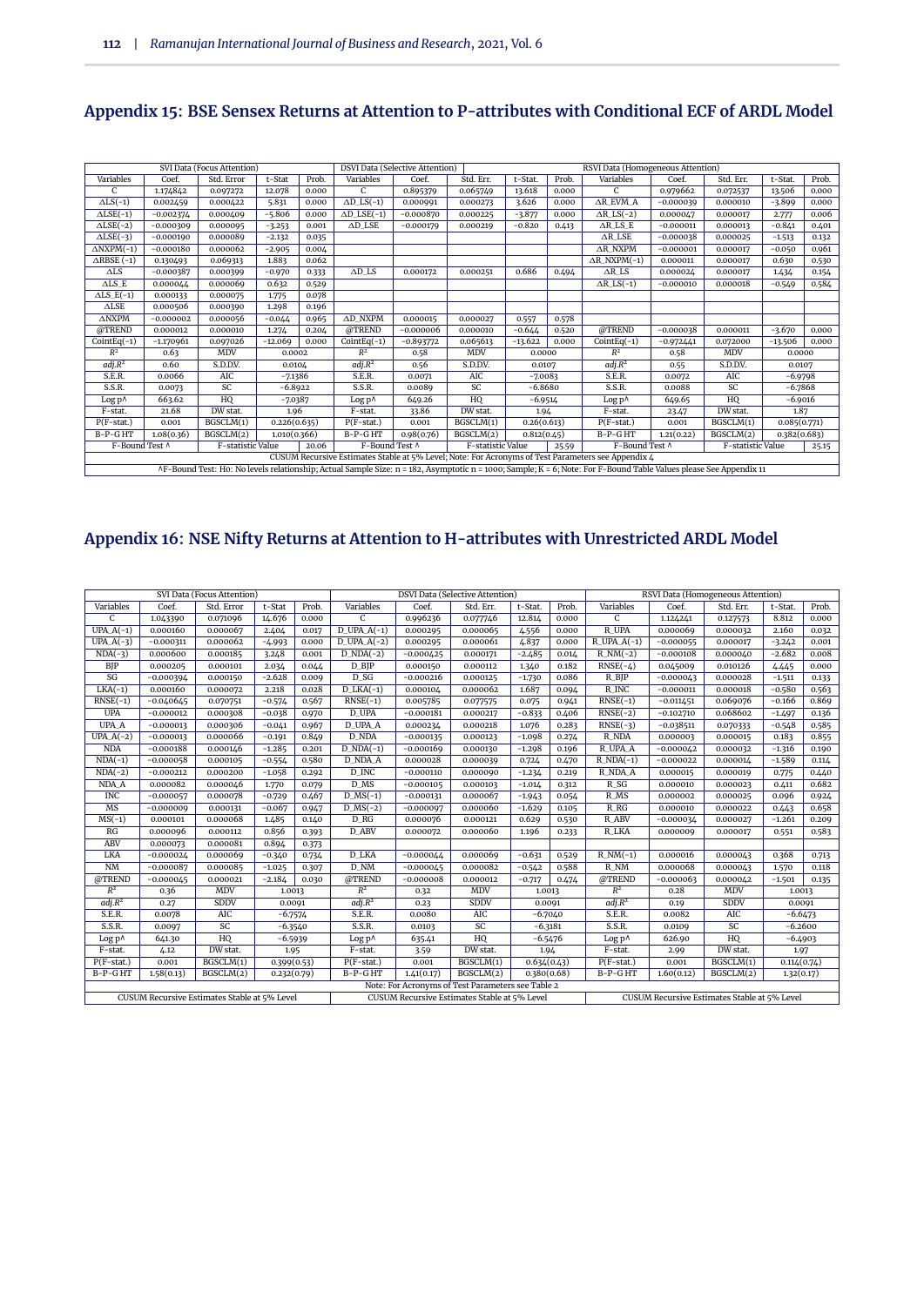## Appendix 15: BSE Sensex Returns at Attention to P-attributes with Conditional ECF of ARDL Model

| SVI Data (Focus Attention) | | | | | DSVI Data (Selective Attention) | | | | | RSVI Data (Homogeneous Attention) | | | | |
|---|---|---|---|---|---|---|---|---|---|---|---|---|---|---|
| Variables | Coef. | Std. Error | t-Stat. | Prob. | Variables | Coef. | Std. Err. | t-Stat. | Prob. | Variables | Coef. | Std. Err. | t-Stat. | Prob. |
| C | 1.174842 | 0.097272 | 12.078 | 0.000 | C | 0.895379 | 0.065749 | 13.618 | 0.000 | C | 0.979662 | 0.072537 | 13.506 | 0.000 |
| ΔLS(-1) | 0.002459 | 0.000422 | 5.831 | 0.000 | ΔD_LS(-1) | 0.000991 | 0.000273 | 3.626 | 0.000 | ΔR_EVM_A | -0.000039 | 0.000010 | -3.899 | 0.000 |
| ΔLSE(-1) | -0.002374 | 0.000409 | -5.806 | 0.000 | ΔD_LSE(-1) | -0.000870 | 0.000225 | -3.877 | 0.000 | ΔR_LS(-2) | 0.000047 | 0.000017 | 2.777 | 0.006 |
| ΔLSE(-2) | -0.000309 | 0.000095 | -3.253 | 0.001 | ΔD_LSE | -0.000179 | 0.000219 | -0.820 | 0.413 | ΔR_LS_E | -0.000011 | 0.000013 | -0.841 | 0.401 |
| ΔLSE(-3) | -0.000190 | 0.000089 | -2.132 | 0.035 | | | | | | ΔR_LSE | -0.000038 | 0.000025 | -1.513 | 0.132 |
| ΔNXPM(-1) | -0.000180 | 0.000062 | -2.905 | 0.004 | | | | | | ΔR_NXPM | -0.000001 | 0.000017 | -0.050 | 0.961 |
| ΔRBSE (-1) | 0.130493 | 0.069313 | 1.883 | 0.062 | | | | | | ΔR_NXPM(-1) | 0.000011 | 0.000017 | 0.630 | 0.530 |
| ΔLS | -0.000387 | 0.000399 | -0.970 | 0.333 | ΔD_LS | 0.000172 | 0.000251 | 0.686 | 0.494 | ΔR_LS | 0.000024 | 0.000017 | 1.434 | 0.154 |
| ΔLS_E | 0.000044 | 0.000069 | 0.632 | 0.529 | | | | | | ΔR_LS(-1) | -0.000010 | 0.000018 | -0.549 | 0.584 |
| ΔLS_E(-1) | 0.000133 | 0.000075 | 1.775 | 0.078 | | | | | | | | | | |
| ΔLSE | 0.000506 | 0.000390 | 1.298 | 0.196 | | | | | | | | | | |
| ΔNXPM | -0.000002 | 0.000056 | -0.044 | 0.965 | ΔD_NXPM | 0.000015 | 0.000027 | 0.557 | 0.578 | | | | | |
| @TREND | 0.000012 | 0.000010 | 1.274 | 0.204 | @TREND | -0.000006 | 0.000010 | -0.644 | 0.520 | @TREND | -0.000038 | 0.000011 | -3.670 | 0.000 |
| CointEq(-1) | -1.170961 | 0.097026 | -12.069 | 0.000 | CointEq(-1) | -0.893772 | 0.065613 | -13.622 | 0.000 | CointEq(-1) | -0.972441 | 0.072000 | -13.506 | 0.000 |
| $R^2$ | 0.63 | MDV | 0.0002 | | $R^2$ | 0.58 | MDV | 0.0000 | | $R^2$ | 0.58 | MDV | 0.0000 | |
| adj.$R^2$ | 0.60 | S.D.DV. | 0.0104 | | adj.$R^2$ | 0.56 | S.D.DV. | 0.0107 | | adj.$R^2$ | 0.55 | S.D.DV. | 0.0107 | |
| S.E.R. | 0.0066 | AIC | -7.1386 | | S.E.R. | 0.0071 | AIC | -7.0083 | | S.E.R. | 0.0072 | AIC | -6.9798 | |
| S.S.R. | 0.0073 | SC | -6.8922 | | S.S.R. | 0.0089 | SC | -6.8680 | | S.S.R. | 0.0088 | SC | -6.7868 | |
| Log p^ | 663.62 | HQ | -7.0387 | | Log p^ | 649.26 | HQ | -6.9514 | | Log p^ | 649.65 | HQ | -6.9016 | |
| F-stat. | 21.68 | DW stat. | 1.96 | | F-stat. | 33.86 | DW stat. | 1.94 | | F-stat. | 23.47 | DW stat. | 1.87 | |
| P(F-stat.) | 0.001 | BGSCLM(1) | 0.226(0.635) | | P(F-stat.) | 0.001 | BGSCLM(1) | 0.26(0.613) | | P(F-stat.) | 0.001 | BGSCLM(1) | 0.085(0.771) | |
| B-P-G HT | 1.08(0.36) | BGSCLM(2) | 1.010(0.366) | | B-P-G HT | 0.98(0.76) | BGSCLM(2) | 0.812(0.45) | | B-P-G HT | 1.21(0.22) | BGSCLM(2) | 0.382(0.683) | |
| F-Bound Test ^ | | F-statistic Value | | 20.06 | F-Bound Test ^ | | F-statistic Value | | 25.59 | F-Bound Test ^ | | F-statistic Value | | 25.15 |
| CUSUM Recursive Estimates Stable at 5% Level; Note: For Acronyms of Test Parameters see Appendix 4 | | | | | | | | | | | | | | |
| ^F-Bound Test: H0: No levels relationship; Actual Sample Size: n = 182, Asymptotic n = 1000; Sample; K = 6; Note: For F-Bound Table Values please See Appendix 11 | | | | | | | | | | | | | | |

## Appendix 16: NSE Nifty Returns at Attention to H-attributes with Unrestricted ARDL Model

| SVI Data (Focus Attention) | | | | | DSVI Data (Selective Attention) | | | | | RSVI Data (Homogeneous Attention) | | | | |
|---|---|---|---|---|---|---|---|---|---|---|---|---|---|---|
| Variables | Coef. | Std. Error | t-Stat | Prob. | Variables | Coef. | Std. Err. | t-Stat. | Prob. | Variables | Coef. | Std. Err. | t-Stat. | Prob. |
| C | 1.043390 | 0.071096 | 14.676 | 0.000 | C | 0.996236 | 0.077746 | 12.814 | 0.000 | C | 1.124241 | 0.127573 | 8.812 | 0.000 |
| UPA_A(-1) | 0.000160 | 0.000067 | 2.404 | 0.017 | D_UPA_A(-1) | 0.000295 | 0.000065 | 4.556 | 0.000 | R_UPA | 0.000069 | 0.000032 | 2.160 | 0.032 |
| UPA_A(-3) | -0.000311 | 0.000062 | -4.993 | 0.000 | D_UPA_A(-2) | 0.000295 | 0.000061 | 4.837 | 0.000 | R_UPA_A(-1) | -0.000055 | 0.000017 | -3.242 | 0.001 |
| NDA(-3) | 0.000600 | 0.000185 | 3.248 | 0.001 | D_NDA(-2) | -0.000425 | 0.000171 | -2.485 | 0.014 | R_NM(-2) | -0.000108 | 0.000040 | -2.682 | 0.008 |
| BJP | 0.000205 | 0.000101 | 2.034 | 0.044 | D_BJP | 0.000150 | 0.000112 | 1.340 | 0.182 | RNSE(-4) | 0.045009 | 0.010126 | 4.445 | 0.000 |
| SG | -0.000394 | 0.000150 | -2.628 | 0.009 | D_SG | -0.000216 | 0.000125 | -1.730 | 0.086 | R_BJP | -0.000043 | 0.000028 | -1.511 | 0.133 |
| LKA(-1) | 0.000160 | 0.000072 | 2.218 | 0.028 | D_LKA(-1) | 0.000104 | 0.000062 | 1.687 | 0.094 | R_INC | -0.000011 | 0.000018 | -0.580 | 0.563 |
| RNSE(-1) | -0.040645 | 0.070751 | -0.574 | 0.567 | RNSE(-1) | 0.005785 | 0.077575 | 0.075 | 0.941 | RNSE(-1) | -0.011451 | 0.069076 | -0.166 | 0.869 |
| UPA | -0.000012 | 0.000308 | -0.038 | 0.970 | D_UPA | -0.000181 | 0.000217 | -0.833 | 0.406 | RNSE(-2) | -0.102710 | 0.068602 | -1.497 | 0.136 |
| UPA_A | -0.000013 | 0.000306 | -0.041 | 0.967 | D_UPA_A | 0.000234 | 0.000218 | 1.076 | 0.283 | RNSE(-3) | -0.038511 | 0.070333 | -0.548 | 0.585 |
| UPA_A(-2) | -0.000013 | 0.000066 | -0.191 | 0.849 | D_NDA | -0.000135 | 0.000123 | -1.098 | 0.274 | R_NDA | 0.000003 | 0.000015 | 0.183 | 0.855 |
| NDA | -0.000188 | 0.000146 | -1.285 | 0.201 | D_NDA(-1) | -0.000169 | 0.000130 | -1.298 | 0.196 | R_UPA_A | -0.000042 | 0.000032 | -1.316 | 0.190 |
| NDA(-1) | -0.000058 | 0.000105 | -0.554 | 0.580 | D_NDA_A | 0.000028 | 0.000039 | 0.724 | 0.470 | R_NDA(-1) | -0.000022 | 0.000014 | -1.589 | 0.114 |
| NDA(-2) | -0.000212 | 0.000200 | -1.058 | 0.292 | D_INC | -0.000110 | 0.000090 | -1.234 | 0.219 | R_NDA_A | 0.000015 | 0.000019 | 0.775 | 0.440 |
| NDA_A | 0.000082 | 0.000046 | 1.770 | 0.079 | D_MS | -0.000105 | 0.000103 | -1.014 | 0.312 | R_SG | 0.000010 | 0.000023 | 0.411 | 0.682 |
| INC | -0.000057 | 0.000078 | -0.729 | 0.467 | D_MS(-1) | -0.000131 | 0.000067 | -1.943 | 0.054 | R_MS | 0.000002 | 0.000025 | 0.096 | 0.924 |
| MS | -0.000009 | 0.000131 | -0.067 | 0.947 | D_MS(-2) | -0.000097 | 0.000060 | -1.629 | 0.105 | R_RG | 0.000010 | 0.000022 | 0.443 | 0.658 |
| MS(-1) | 0.000101 | 0.000068 | 1.485 | 0.140 | D_RG | 0.000076 | 0.000121 | 0.629 | 0.530 | R_ABV | -0.000034 | 0.000027 | -1.261 | 0.209 |
| RG | 0.000096 | 0.000112 | 0.856 | 0.393 | D_ABV | 0.000072 | 0.000060 | 1.196 | 0.233 | R_LKA | 0.000009 | 0.000017 | 0.551 | 0.583 |
| ABV | 0.000073 | 0.000081 | 0.894 | 0.373 | | | | | | | | | | |
| LKA | -0.000024 | 0.000069 | -0.340 | 0.734 | D_LKA | -0.000044 | 0.000069 | -0.631 | 0.529 | R_NM(-1) | 0.000016 | 0.000043 | 0.368 | 0.713 |
| NM | -0.000087 | 0.000085 | -1.025 | 0.307 | D_NM | -0.000045 | 0.000082 | -0.542 | 0.588 | R_NM | 0.000068 | 0.000043 | 1.570 | 0.118 |
| @TREND | -0.000045 | 0.000021 | -2.184 | 0.030 | @TREND | -0.000008 | 0.000012 | -0.717 | 0.474 | @TREND | -0.000063 | 0.000042 | -1.501 | 0.135 |
| $R^2$ | 0.36 | MDV | 1.0013 | | $R^2$ | 0.32 | MDV | 1.0013 | | $R^2$ | 0.28 | MDV | 1.0013 | |
| adj.$R^2$ | 0.27 | SDDV | 0.0091 | | adj.$R^2$ | 0.23 | SDDV | 0.0091 | | adj.$R^2$ | 0.19 | SDDV | 0.0091 | |
| S.E.R. | 0.0078 | AIC | -6.7574 | | S.E.R. | 0.0080 | AIC | -6.7040 | | S.E.R. | 0.0082 | AIC | -6.6473 | |
| S.S.R. | 0.0097 | SC | -6.3540 | | S.S.R. | 0.0103 | SC | -6.3181 | | S.S.R. | 0.0109 | SC | -6.2600 | |
| Log p^ | 641.30 | HQ | -6.5939 | | Log p^ | 635.41 | HQ | -6.5476 | | Log p^ | 626.90 | HQ | -6.4903 | |
| F-stat. | 4.12 | DW stat. | 1.95 | | F-stat. | 3.59 | DW stat. | 1.94 | | F-stat. | 2.99 | DW stat. | 1.97 | |
| P(F-stat.) | 0.001 | BGSCLM(1) | 0.399(0.53) | | P(F-stat.) | 0.001 | BGSCLM(1) | 0.634(0.43) | | P(F-stat.) | 0.001 | BGSCLM(1) | 0.114(0.74) | |
| B-P-G HT | 1.58(0.13) | BGSCLM(2) | 0.232(0.79) | | B-P-G HT | 1.41(0.17) | BGSCLM(2) | 0.380(0.68) | | B-P-G HT | 1.60(0.12) | BGSCLM(2) | 1.32(0.17) | |
| Note: For Acronyms of Test Parameters see Table 2 | | | | | | | | | | | | | | |
| CUSUM Recursive Estimates Stable at 5% Level | | | | | CUSUM Recursive Estimates Stable at 5% Level | | | | | CUSUM Recursive Estimates Stable at 5% Level | | | | |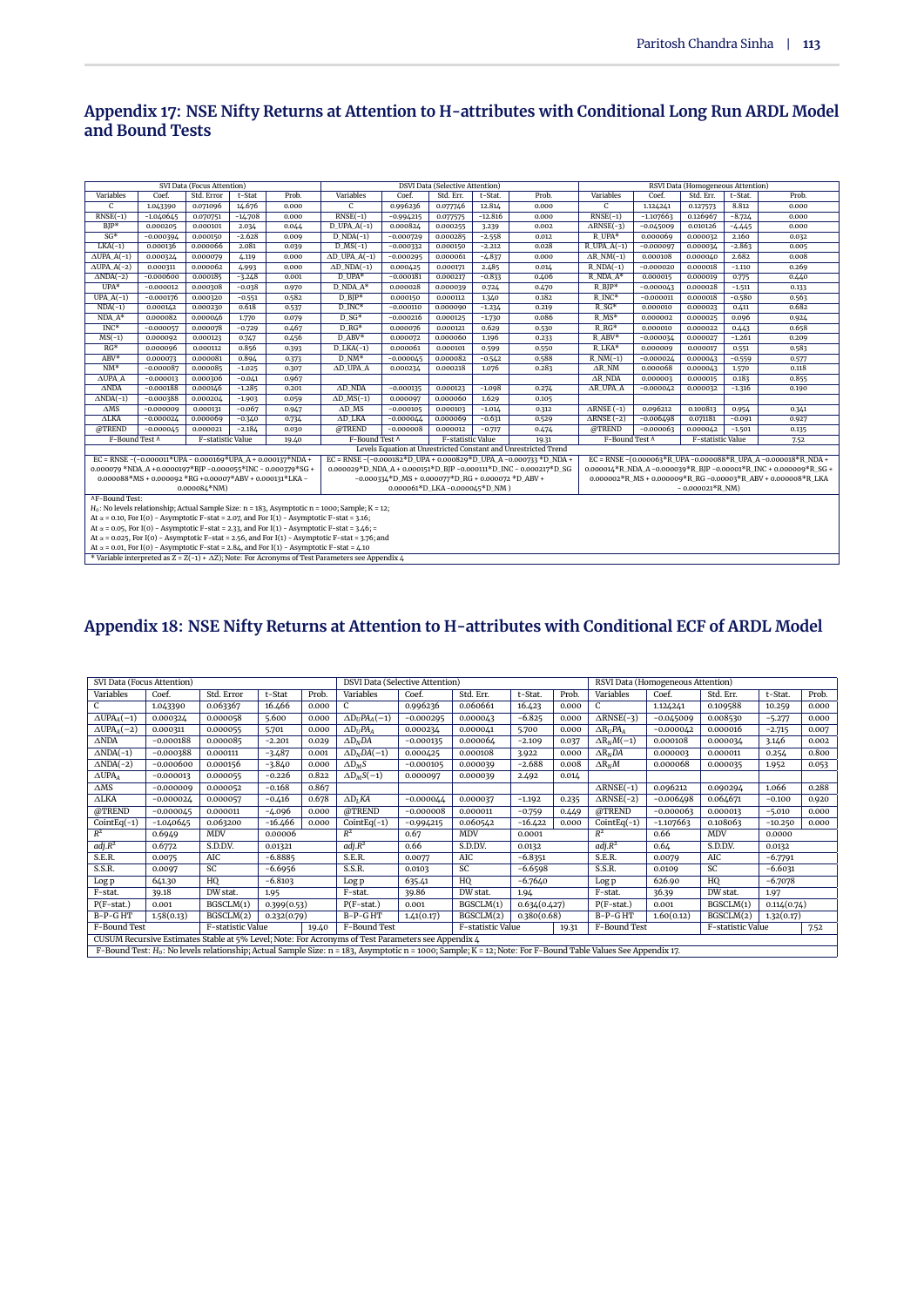## Appendix 17: NSE Nifty Returns at Attention to H-attributes with Conditional Long Run ARDL Model and Bound Tests

| SVI Data (Focus Attention) | | | | | DSVI Data (Selective Attention) | | | | | RSVI Data (Homogeneous Attention) | | | | |
|---|---|---|---|---|---|---|---|---|---|---|---|---|---|---|
| Variables | Coef. | Std. Error | t-Stat | Prob. | Variables | Coef. | Std. Err. | t-Stat. | Prob. | Variables | Coef. | Std. Err. | t-Stat. | Prob. |
| C | 1.043390 | 0.071096 | 14.676 | 0.000 | C | 0.996236 | 0.077746 | 12.814 | 0.000 | C | 1.124241 | 0.127573 | 8.812 | 0.000 |
| RNSE(-1) | -1.040645 | 0.070751 | -14.708 | 0.000 | RNSE(-1) | -0.994215 | 0.077575 | -12.816 | 0.000 | RNSE(-1) | -1.107663 | 0.126967 | -8.724 | 0.000 |
| BJP* | 0.000205 | 0.000101 | 2.034 | 0.044 | D_UPA_A(-1) | 0.000824 | 0.000255 | 3.239 | 0.002 | ΔRNSE(-3) | -0.045009 | 0.010126 | -4.445 | 0.000 |
| SG* | -0.000394 | 0.000150 | -2.628 | 0.009 | D_NDA(-1) | -0.000729 | 0.000285 | -2.558 | 0.012 | R_UPA* | 0.000069 | 0.000032 | 2.160 | 0.032 |
| LKA(-1) | 0.000136 | 0.000066 | 2.081 | 0.039 | D_MS(-1) | -0.000332 | 0.000150 | -2.212 | 0.028 | R_UPA_A(-1) | -0.000097 | 0.000034 | -2.863 | 0.005 |
| ΔUPA_A(-1) | 0.000324 | 0.000079 | 4.119 | 0.000 | ΔD_UPA_A(-1) | -0.000295 | 0.000061 | -4.837 | 0.000 | ΔR_NM(-1) | 0.000108 | 0.000040 | 2.682 | 0.008 |
| ΔUPA_A(-2) | 0.000311 | 0.000062 | 4.993 | 0.000 | ΔD_NDA(-1) | 0.000425 | 0.000171 | 2.485 | 0.014 | R_NDA(-1) | -0.000020 | 0.000018 | -1.110 | 0.269 |
| ΔNDA(-2) | -0.000600 | 0.000185 | -3.248 | 0.001 | D_UPA* | -0.000181 | 0.000217 | -0.833 | 0.406 | R_NDA_A* | 0.000015 | 0.000019 | 0.775 | 0.440 |
| UPA* | -0.000012 | 0.000308 | -0.038 | 0.970 | D_NDA_A* | 0.000028 | 0.000039 | 0.724 | 0.470 | R_BJP* | -0.000043 | 0.000028 | -1.511 | 0.133 |
| UPA_A(-1) | -0.000176 | 0.000320 | -0.551 | 0.582 | D_BJP* | 0.000150 | 0.000112 | 1.340 | 0.182 | R_INC* | -0.000011 | 0.000018 | -0.580 | 0.563 |
| NDA(-1) | 0.000142 | 0.000230 | 0.618 | 0.537 | D_INC* | -0.000110 | 0.000090 | -1.234 | 0.219 | R_SG* | 0.000010 | 0.000023 | 0.411 | 0.682 |
| NDA_A* | 0.000082 | 0.000046 | 1.770 | 0.079 | D_SG* | -0.000216 | 0.000125 | -1.730 | 0.086 | R_MS* | 0.000002 | 0.000025 | 0.096 | 0.924 |
| INC* | -0.000057 | 0.000078 | -0.729 | 0.467 | D_RG* | 0.000076 | 0.000121 | 0.629 | 0.530 | R_RG* | 0.000010 | 0.000022 | 0.443 | 0.658 |
| MS(-1) | 0.000092 | 0.000123 | 0.747 | 0.456 | D_ABV* | 0.000072 | 0.000060 | 1.196 | 0.233 | R_ABV* | -0.000034 | 0.000027 | -1.261 | 0.209 |
| RG* | 0.000096 | 0.000112 | 0.856 | 0.393 | D_LKA(-1) | 0.000061 | 0.000101 | 0.599 | 0.550 | R_LKA* | 0.000009 | 0.000017 | 0.551 | 0.583 |
| ABV* | 0.000073 | 0.000081 | 0.894 | 0.373 | D_NM* | -0.000045 | 0.000082 | -0.542 | 0.588 | R_NM(-1) | -0.000024 | 0.000043 | -0.559 | 0.577 |
| NM* | -0.000087 | 0.000085 | -1.025 | 0.307 | ΔD_UPA_A | 0.000234 | 0.000218 | 1.076 | 0.283 | ΔR_NM | 0.000068 | 0.000043 | 1.570 | 0.118 |
| ΔUPA_A | -0.000013 | 0.000306 | -0.041 | 0.967 | | | | | | ΔR_NDA | 0.000003 | 0.000015 | 0.183 | 0.855 |
| ΔNDA | -0.000188 | 0.000146 | -1.285 | 0.201 | ΔD_NDA | -0.000135 | 0.000123 | -1.098 | 0.274 | ΔR_UPA_A | -0.000042 | 0.000032 | -1.316 | 0.190 |
| ΔNDA(-1) | -0.000388 | 0.000204 | -1.903 | 0.059 | ΔD_MS(-1) | 0.000097 | 0.000060 | 1.629 | 0.105 | | | | | |
| ΔMS | -0.000009 | 0.000131 | -0.067 | 0.947 | ΔD_MS | -0.000105 | 0.000103 | -1.014 | 0.312 | ΔRNSE(-1) | 0.096212 | 0.100813 | 0.954 | 0.341 |
| ΔLKA | -0.000024 | 0.000069 | -0.340 | 0.734 | ΔD_LKA | -0.000044 | 0.000069 | -0.631 | 0.529 | ΔRNSE(-2) | -0.006498 | 0.071181 | -0.091 | 0.927 |
| @TREND | -0.000045 | 0.000021 | -2.184 | 0.030 | @TREND | -0.000008 | 0.000012 | -0.717 | 0.474 | @TREND | -0.000063 | 0.000042 | -1.501 | 0.135 |
| F-Bound Test ^ | | F-statistic Value | | 19.40 | F-Bound Test ^ | | F-statistic Value | | 19.31 | F-Bound Test ^ | | F-statistic Value | | 7.52 |
| | | | | | Levels Equation at Unrestricted Constant and Unrestricted Trend | | | | | | | | | |
| EC = RNSE −(-0.000011*UPA − 0.000169*UPA_A + 0.000137*NDA + 0.000079 *NDA_A +0.0000197*BJP −0.000055*INC − 0.000379*SG + 0.000088*MS + 0.000092 *RG +0.00007*ABV + 0.000131*LKA − 0.000084*NM) | | | | | EC = RNSE −(−0.000182*D_UPA + 0.000829*D_UPA_A −0.000733 *D_NDA + 0.000029*D_NDA_A + 0.000151*D_BJP −0.000111*D_INC − 0.000217*D_SG −0.000334*D_MS + 0.000077*D_RG + 0.000072 *D_ABV + 0.000061*D_LKA −0.000045*D_NM ) | | | | | EC = RNSE −(0.000063*R_UPA −0.000088*R_UPA_A −0.000018*R_NDA + 0.000014*R_NDA_A −0.000039*R_BJP −0.00001*R_INC + 0.000009*R_SG + 0.000002*R_MS + 0.000009*R_RG −0.00003*R_ABV + 0.000008*R_LKA − 0.000021*R_NM) | | | | |

^F-Bound Test:

$H_0$: No levels relationship; Actual Sample Size: n = 183, Asymptotic n = 1000; Sample; K = 12;

At α = 0.10, For I(0) - Asymptotic F-stat = 2.07, and For I(1) - Asymptotic F-stat = 3.16;

At α = 0.05, For I(0) - Asymptotic F-stat = 2.33, and For I(1) - Asymptotic F-stat = 3.46; =

At α = 0.025, For I(0) - Asymptotic F-stat = 2.56, and For I(1) - Asymptotic F-stat = 3.76; and

At α = 0.01, For I(0) - Asymptotic F-stat = 2.84, and For I(1) - Asymptotic F-stat = 4.10

* Variable interpreted as Z = Z(-1) + ΔZ); Note: For Acronyms of Test Parameters see Appendix 4

## Appendix 18: NSE Nifty Returns at Attention to H-attributes with Conditional ECF of ARDL Model

| SVI Data (Focus Attention) | | | | | DSVI Data (Selective Attention) | | | | | RSVI Data (Homogeneous Attention) | | | | |
|---|---|---|---|---|---|---|---|---|---|---|---|---|---|---|
| Variables | Coef. | Std. Error | t-Stat | Prob. | Variables | Coef. | Std. Err. | t-Stat. | Prob. | Variables | Coef. | Std. Err. | t-Stat. | Prob. |
| C | 1.043390 | 0.063367 | 16.466 | 0.000 | C | 0.996236 | 0.060661 | 16.423 | 0.000 | C | 1.124241 | 0.109588 | 10.259 | 0.000 |
| $\Delta UPA_A(-1)$ | 0.000324 | 0.000058 | 5.600 | 0.000 | $\Delta D_U PA_A(-1)$ | -0.000295 | 0.000043 | -6.825 | 0.000 | ΔRNSE(-3) | -0.045009 | 0.008530 | -5.277 | 0.000 |
| $\Delta UPA_A(-2)$ | 0.000311 | 0.000055 | 5.701 | 0.000 | $\Delta D_U PA_A$ | 0.000234 | 0.000041 | 5.700 | 0.000 | $\Delta R_U PA_A$ | -0.000042 | 0.000016 | -2.715 | 0.007 |
| ΔNDA | -0.000188 | 0.000085 | -2.201 | 0.029 | $\Delta D_N DA$ | -0.000135 | 0.000064 | -2.109 | 0.037 | $\Delta R_N M(-1)$ | 0.000108 | 0.000034 | 3.146 | 0.002 |
| ΔNDA(-1) | -0.000388 | 0.000111 | -3.487 | 0.001 | $\Delta D_N DA(-1)$ | 0.000425 | 0.000108 | 3.922 | 0.000 | $\Delta R_N DA$ | 0.000003 | 0.000011 | 0.254 | 0.800 |
| ΔNDA(-2) | -0.000600 | 0.000156 | -3.840 | 0.000 | $\Delta D_M S$ | -0.000105 | 0.000039 | -2.688 | 0.008 | $\Delta R_N M$ | 0.000068 | 0.000035 | 1.952 | 0.053 |
| $\Delta UPA_A$ | -0.000013 | 0.000055 | -0.226 | 0.822 | $\Delta D_M S(-1)$ | 0.000097 | 0.000039 | 2.492 | 0.014 | | | | | |
| ΔMS | -0.000009 | 0.000052 | -0.168 | 0.867 | | | | | | ΔRNSE(-1) | 0.096212 | 0.090294 | 1.066 | 0.288 |
| ΔLKA | -0.000024 | 0.000057 | -0.416 | 0.678 | $\Delta D_L KA$ | -0.000044 | 0.000037 | -1.192 | 0.235 | ΔRNSE(-2) | -0.006498 | 0.064671 | -0.100 | 0.920 |
| @TREND | -0.000045 | 0.000011 | -4.096 | 0.000 | @TREND | -0.000008 | 0.000011 | -0.759 | 0.449 | @TREND | -0.000063 | 0.000013 | -5.010 | 0.000 |
| CointEq(-1) | -1.040645 | 0.063200 | -16.466 | 0.000 | CointEq(-1) | -0.994215 | 0.060542 | -16.422 | 0.000 | CointEq(-1) | -1.107663 | 0.108063 | -10.250 | 0.000 |
| $R^2$ | 0.6949 | MDV | 0.00006 | | $R^2$ | 0.67 | MDV | 0.0001 | | $R^2$ | 0.66 | MDV | 0.0000 | |
| $adj.R^2$ | 0.6772 | S.D.DV. | 0.01321 | | $adj.R^2$ | 0.66 | S.D.DV. | 0.0132 | | $adj.R^2$ | 0.64 | S.D.DV. | 0.0132 | |
| S.E.R. | 0.0075 | AIC | -6.8885 | | S.E.R. | 0.0077 | AIC | -6.8351 | | S.E.R. | 0.0079 | AIC | -6.7791 | |
| S.S.R. | 0.0097 | SC | -6.6956 | | S.S.R. | 0.0103 | SC | -6.6598 | | S.S.R. | 0.0109 | SC | -6.6031 | |
| Log p | 641.30 | HQ | -6.8103 | | Log p | 635.41 | HQ | -6.7640 | | Log p | 626.90 | HQ | -6.7078 | |
| F-stat. | 39.18 | DW stat. | 1.95 | | F-stat. | 39.86 | DW stat. | 1.94 | | F-stat. | 36.39 | DW stat. | 1.97 | |
| P(F-stat.) | 0.001 | BGSCLM(1) | 0.399(0.53) | | P(F-stat.) | 0.001 | BGSCLM(1) | 0.634(0.427) | | P(F-stat.) | 0.001 | BGSCLM(1) | 0.114(0.74) | |
| B-P-G HT | 1.58(0.13) | BGSCLM(2) | 0.232(0.79) | | B-P-G HT | 1.41(0.17) | BGSCLM(2) | 0.380(0.68) | | B-P-G HT | 1.60(0.12) | BGSCLM(2) | 1.32(0.17) | |
| F-Bound Test | | F-statistic Value | | 19.40 | F-Bound Test | | F-statistic Value | | 19.31 | F-Bound Test | | F-statistic Value | | 7.52 |

CUSUM Recursive Estimates Stable at 5% Level; Note: For Acronyms of Test Parameters see Appendix 4

F-Bound Test: $H_0$: No levels relationship; Actual Sample Size: n = 183, Asymptotic n = 1000; Sample; K = 12; Note: For F-Bound Table Values See Appendix 17.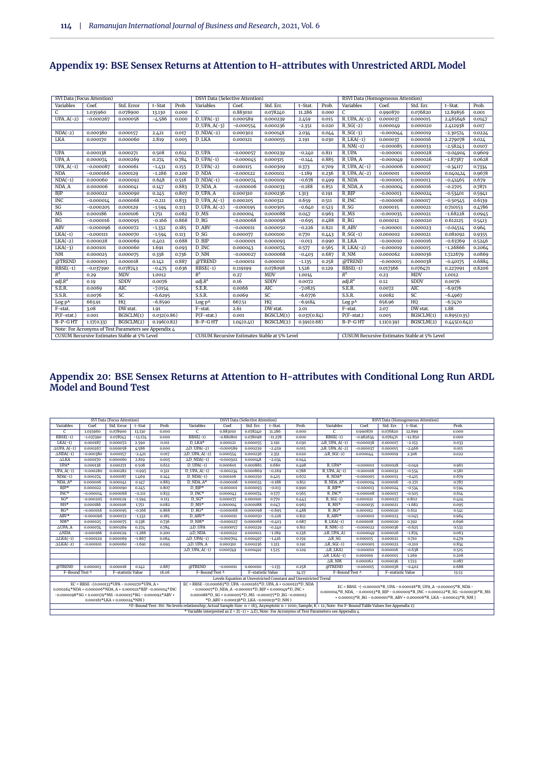## Appendix 19: BSE Sensex Returns at Attention to H-attributes with Unrestricted ARDL Model

| SVI Data (Focus Attention) | | | | | DSVI Data (Selective Attention) | | | | | RSVI Data (Homogeneous Attention) | | | | |
|---|---|---|---|---|---|---|---|---|---|---|---|---|---|---|
| Variables | Coef. | Std. Error | t-Stat | Prob. | Variables | Coef. | Std. Err. | t-Stat. | Prob. | Variables | Coef. | Std. Err. | t-Stat. | Prob. |
| C | 1.035960 | 0.078900 | 13.130 | 0.000 | C | 0.883010 | 0.078240 | 11.286 | 0.000 | C | 0.990870 | 0.076820 | 12.89856 | 0.001 |
| UPA_A(−2) | −0.000267 | 0.000058 | −4.586 | 0.000 | D_UPA(−3) | 0.000589 | 0.000239 | 2.459 | 0.015 | R_UPA_A(−3) | 0.000037 | 0.000015 | 2.465646 | 0.0147 |
| | | | | | D_UPA_A(−3) | −0.000554 | 0.000236 | −2.351 | 0.020 | R_SG(−2) | 0.000049 | 0.000020 | 2.412938 | 0.017 |
| NDA(−2) | 0.000380 | 0.000157 | 2.421 | 0.017 | D_NDA(−2) | 0.000302 | 0.000148 | 2.034 | 0.044 | R_SG(−3) | −0.000044 | 0.000019 | −2.30574 | 0.0224 |
| LKA | 0.000170 | 0.000060 | 2.819 | 0.005 | D_LKA | 0.000121 | 0.000055 | 2.191 | 0.030 | R_LKA(−1) | 0.000037 | 0.000016 | 2.279078 | 0.024 |
| | | | | | | | | | | R_NM(−1) | −0.000085 | 0.000033 | −2.58243 | 0.0107 |
| UPA | 0.000138 | 0.000271 | 0.508 | 0.612 | D_UPA | −0.000057 | 0.000239 | −0.240 | 0.811 | R_UPA | −0.000001 | 0.000028 | −0.04904 | 0.9609 |
| UPA_A | 0.000074 | 0.000269 | 0.274 | 0.784 | D_UPA(−1) | −0.000045 | 0.000315 | −0.144 | 0.885 | R_UPA_A | −0.000049 | 0.000026 | −1.87387 | 0.0628 |
| UPA_A(−1) | −0.000087 | 0.000061 | −1.431 | 0.155 | D_UPA(−2) | 0.000115 | 0.000309 | 0.373 | 0.709 | R_UPA_A(−1) | −0.000006 | 0.000017 | −0.34117 | 0.7334 |
| NDA | −0.000166 | 0.000129 | −1.286 | 0.200 | D_NDA | −0.000122 | 0.000102 | −1.189 | 0.236 | R_UPA_A(−2) | 0.000001 | 0.000016 | 0.040424 | 0.9678 |
| NDA(−1) | 0.000060 | 0.000092 | 0.648 | 0.518 | D_NDA(−1) | −0.000074 | 0.000109 | −0.678 | 0.499 | R_NDA | −0.000005 | 0.000013 | −0.41465 | 0.679 |
| NDA_A | 0.000006 | 0.000041 | 0.147 | 0.883 | D_NDA_A | −0.000006 | 0.000033 | −0.188 | 0.851 | R_NDA_A | −0.000004 | 0.000016 | −0.2705 | 0.7871 |
| BJP | 0.000022 | 0.000090 | 0.245 | 0.807 | D_UPA_A | 0.000310 | 0.000236 | 1.313 | 0.191 | R_BJP | −0.000013 | 0.000024 | −0.53401 | 0.5941 |
| INC | −0.000014 | 0.000068 | −0.211 | 0.833 | D_UPA_A(−1) | 0.000205 | 0.000312 | 0.659 | 0.511 | R_INC | −0.000008 | 0.000017 | −0.50545 | 0.6139 |
| SG | −0.000205 | 0.000129 | −1.594 | 0.113 | D_UPA_A(−2) | −0.000195 | 0.000305 | −0.640 | 0.523 | R_SG | 0.000015 | 0.000021 | 0.710153 | 0.4786 |
| MS | 0.000186 | 0.000106 | 1.751 | 0.082 | D_MS | 0.000004 | 0.000088 | 0.047 | 0.963 | R_MS | −0.000035 | 0.000021 | −1.68228 | 0.0945 |
| RG | −0.000016 | 0.000095 | −0.166 | 0.868 | D_RG | −0.000068 | 0.000098 | −0.695 | 0.488 | R_RG | 0.000012 | 0.000020 | 0.612125 | 0.5413 |
| ABV | −0.000096 | 0.000072 | −1.332 | 0.185 | D_ABV | −0.000011 | 0.000050 | −0.226 | 0.821 | R_ABV | −0.000001 | 0.000023 | −0.04514 | 0.964 |
| LKA(−1) | −0.000111 | 0.000070 | −1.594 | 0.113 | D_SG | 0.000077 | 0.000100 | 0.770 | 0.443 | R_SG(−1) | 0.000002 | 0.000021 | 0.081092 | 0.9355 |
| LKA(−2) | 0.000028 | 0.000069 | 0.402 | 0.688 | D_BJP | −0.000001 | 0.000093 | −0.013 | 0.990 | R_LKA | −0.000010 | 0.000016 | −0.63769 | 0.5246 |
| LKA(−3) | 0.000101 | 0.000060 | 1.691 | 0.093 | D_INC | 0.000043 | 0.000074 | 0.577 | 0.565 | R_LKA(−2) | −0.000019 | 0.000015 | −1.26866 | 0.2064 |
| NM | 0.000025 | 0.000075 | 0.338 | 0.736 | D_NM | −0.000027 | 0.000068 | −0.403 | 0.687 | R_NM | 0.000062 | 0.000036 | 1.722679 | 0.0869 |
| @TREND | 0.000003 | 0.000018 | 0.142 | 0.887 | @TREND | −0.000011 | 0.000010 | −1.135 | 0.258 | @TREND | −0.000015 | 0.000038 | −0.40175 | 0.6884 |
| RBSE(−1) | −0.037390 | 0.078743 | −0.475 | 0.636 | RBSE(−1) | 0.119199 | 0.078098 | 1.526 | 0.129 | RBSE(−1) | 0.017366 | 0.076471 | 0.227091 | 0.8206 |
| $R^2$ | 0.29 | MDV | 1.0012 | | $R^2$ | 0.27 | MDV | 1.0014 | | $R^2$ | 0.23 | MDV | 1.0012 | |
| $adj.R^2$ | 0.19 | SDDV | 0.0076 | | $adj.R^2$ | 0.16 | SDDV | 0.0072 | | $adj.R^2$ | 0.12 | SDDV | 0.0076 | |
| S.E.R. | 0.0069 | AIC | −7.0154 | | S.E.R. | 0.0066 | AIC | −7.0825 | | S.E.R. | 0.0072 | AIC | −6.9176 | |
| S.S.R. | 0.0076 | SC | −6.6295 | | S.S.R. | 0.0069 | SC | −6.6776 | | S.S.R. | 0.0082 | SC | −6.4967 | |
| Log p^ | 663.91 | HQ | −6.8590 | | Log p^ | 667.51 | HQ | −6.9184 | | Log p^ | 656.96 | HQ | −6.7470 | |
| F-stat. | 3.08 | DW stat. | 1.91 | | F-stat. | 2.61 | DW stat. | 2.01 | | F-stat. | 2.07 | DW stat. | 1.88 | |
| P(F-stat.) | 0.001 | BGSCLM(1) | 0.032(0.86) | | P(F-stat.) | 0.001 | BGSCLM(1) | 0.037(0.84) | | P(F-stat.) | 0.005 | BGSCLM(1) | 0.895(0.35) | |
| B-P-G HT | 1.17(0.33) | BGSCLM(2) | 0.196(0.82) | | B-P-G HT | 1.04(0.41) | BGSCLM(2) | 0.391(0.68) | | B-P-G HT | 1.11(0.39) | BGSCLM(2) | 0.445(0.642) | |
| Note: For Acronyms of Test Parameters see Appendix 4 | | | | | | | | | | | | | | |
| CUSUM Recursive Estimates Stable at 5% Level | | | | | CUSUM Recursive Estimates Stable at 5% Level | | | | | CUSUM Recursive Estimates Stable at 5% Level | | | | |

## Appendix 20: BSE Sensex Returns at Attention to H-attributes with Conditional Long Run ARDL Model and Bound Test

| SVI Data (Focus Attention) | | | | | DSVI Data (Selective Attention) | | | | | RSVI Data (Homogeneous Attention) | | | | |
|---|---|---|---|---|---|---|---|---|---|---|---|---|---|---|
| Variables | Coef. | Std. Error | t-Stat | Prob. | Variables | Coef. | Std. Err. | t-Stat. | Prob. | Variables | Coef. | Std. Err. | t-Stat. | Prob. |
| C | 1.035960 | 0.078900 | 13.130 | 0.000 | C | 0.883010 | 0.078240 | 11.286 | 0.000 | C | 0.990870 | 0.076820 | 12.899 | 0.000 |
| RBSE(−1) | −1.037390 | 0.078743 | −13.174 | 0.000 | RBSE(−1) | −0.880801 | 0.078098 | −11.278 | 0.000 | RBSE(−1) | −0.982634 | 0.076471 | −12.850 | 0.000 |
| LKA(−1) | 0.000187 | 0.000072 | 2.590 | 0.011 | D_LKA* | 0.000121 | 0.000055 | 2.191 | 0.030 | ΔR_UPA_A(−1) | −0.000038 | 0.000017 | −2.153 | 0.033 |
| ΔUPA_A(−1) | 0.000267 | 0.000058 | 4.586 | 0.000 | ΔD_UPA(−2) | −0.000589 | 0.000239 | −2.459 | 0.015 | ΔR_UPA_A(−2) | −0.000037 | 0.000015 | −2.466 | 0.015 |
| ΔNDA(−1) | −0.000380 | 0.000157 | −2.421 | 0.017 | ΔD_UPA_A(−2) | 0.000554 | 0.000236 | 2.351 | 0.020 | ΔR_SG(−2) | 0.000044 | 0.000019 | 2.306 | 0.022 |
| ΔLKA | 0.000170 | 0.000060 | 2.819 | 0.005 | ΔD_NDA(−1) | −0.000302 | 0.000148 | −2.034 | 0.044 | | | | | |
| UPA* | 0.000138 | 0.000271 | 0.508 | 0.612 | D_UPA(−1) | 0.000601 | 0.000885 | 0.680 | 0.498 | R_UPA* | −0.000001 | 0.000028 | −0.049 | 0.961 |
| UPA_A(−1) | −0.000280 | 0.000282 | −0.995 | 0.321 | D_UPA_A(−1) | −0.000234 | 0.000869 | −0.269 | 0.788 | R_UPA_A(−1) | −0.000018 | 0.000032 | −0.554 | 0.581 |
| NDA(−1) | 0.000274 | 0.000187 | 1.469 | 0.144 | D_NDA(−1) | 0.000106 | 0.000250 | 0.425 | 0.672 | R_NDA* | −0.000005 | 0.000013 | −0.415 | 0.679 |
| NDA_A* | 0.000006 | 0.000041 | 0.147 | 0.883 | D_NDA_A* | −0.000006 | 0.000033 | −0.188 | 0.851 | R_NDA_A* | −0.000004 | 0.000016 | −0.271 | 0.787 |
| BJP* | 0.000022 | 0.000090 | 0.245 | 0.807 | D_BJP* | −0.000001 | 0.000093 | −0.013 | 0.990 | R_BJP* | −0.000013 | 0.000024 | −0.534 | 0.594 |
| INC* | −0.000014 | 0.000068 | −0.211 | 0.833 | D_INC* | 0.000043 | 0.000074 | 0.577 | 0.565 | R_INC* | −0.000008 | 0.000017 | −0.505 | 0.614 |
| SG* | −0.000205 | 0.000129 | −1.594 | 0.113 | D_SG* | 0.000077 | 0.000100 | 0.770 | 0.443 | R_SG(−1) | 0.000021 | 0.000027 | 0.802 | 0.424 |
| MS* | 0.000186 | 0.000106 | 1.751 | 0.082 | D_MS* | 0.000004 | 0.000088 | 0.047 | 0.963 | R_MS* | −0.000035 | 0.000021 | −1.682 | 0.095 |
| RG* | −0.000016 | 0.000095 | −0.166 | 0.868 | D_RG* | −0.000068 | 0.000098 | −0.695 | 0.488 | R_RG* | 0.000012 | 0.000020 | 0.612 | 0.541 |
| ABV* | −0.000096 | 0.000072 | −1.332 | 0.185 | D_ABV* | −0.000011 | 0.000050 | −0.226 | 0.821 | R_ABV* | −0.000001 | 0.000023 | −0.045 | 0.964 |
| NM* | 0.000025 | 0.000075 | 0.338 | 0.736 | D_NM* | −0.000027 | 0.000068 | −0.403 | 0.687 | R_LKA(−1) | 0.000008 | 0.000020 | 0.392 | 0.696 |
| ΔUPA_A | 0.000074 | 0.000269 | 0.274 | 0.784 | ΔD_UPA | −0.000057 | 0.000239 | −0.240 | 0.811 | R_NM(−1) | −0.000022 | 0.000036 | −0.625 | 0.533 |
| ΔNDA | −0.000166 | 0.000129 | −1.286 | 0.200 | ΔD_NDA | −0.000122 | 0.000102 | −1.189 | 0.236 | ΔR_UPA_A) | −0.000049 | 0.000026 | −1.874 | 0.063 |
| ΔLKA(−1) | −0.000129 | 0.000069 | −1.867 | 0.064 | ΔD_UPA(−1) | −0.000704 | 0.000497 | −1.416 | 0.159 | ΔR_SG | 0.000015 | 0.000021 | 0.710 | 0.479 |
| ΔLKA(−2) | −0.000101 | 0.000060 | −1.691 | 0.093 | ΔD_UPA_A | 0.000310 | 0.000236 | 1.313 | 0.191 | ΔR_SG(−1) | −0.000005 | 0.000022 | −0.210 | 0.834 |
| | | | | | ΔD_UPA_A(−1) | 0.000749 | 0.000491 | 1.525 | 0.129 | ΔR_LKA) | −0.000010 | 0.000016 | −0.638 | 0.525 |
| | | | | | | | | | | ΔR_LKA(−1) | 0.000019 | 0.000015 | 1.269 | 0.206 |
| | | | | | | | | | | ΔR_NM | 0.000062 | 0.000036 | 1.723 | 0.087 |
| @TREND | 0.000003 | 0.000018 | 0.142 | 0.887 | @TREND | −0.000011 | 0.000010 | −1.135 | 0.258 | @TREND | −0.000015 | 0.000038 | −0.402 | 0.688 |
| F-Bound Test ^ | | F-statistic Value | | 16.06 | F-Bound Test ^ | | F-statistic Value | | 14.57 | F-Bound Test ^ | | F-statistic Value | | 13.53 |
| Levels Equation at Unrestricted Constant and Unrestricted Trend | | | | | | | | | | | | | | |
| EC = RBSE −(0.000133*UPA − 0.000270*UPA_A + 0.000264*NDA + 0.000006*NDA_A + 0.000021*BJP −0.000014*INC −0.000198*SG + 0.000179*MS −0.000015*RG − 0.000092*ABV + 0.000181*LKA + 0.000024*NM ) | | | | | EC = RBSE −(0.000683*D_UPA −0.000265*D_UPA_A + 0.000121*D_NDA − 0.000007*D_NDA_A −0.000001*D_BJP + 0.000049*D_INC + 0.000088*D_SG + 0.000005*D_MS −0.000077*D_RG −0.000013 *D_ABV + 0.000138*D_LKA −0.000031*D_NM ) | | | | | EC = RBSE −(−0.000001*R_UPA − 0.000018*R_UPA_A −0.000005*R_NDA − 0.000004*R_NDA_ − 0.000013*R_BJP − 0.000009*R_INC + 0.000022*R_SG −0.000036*R_MS + 0.000013*R_RG − 0.000001*R_ABV + 0.000008*R_LKA − 0.000023*R_NM ) | | | | |
| ^F-Bound Test: H0: No levels relationship; Actual Sample Size: n = 183, Asymptotic n = 1000; Sample; K = 12; Note: For F-Bound Table Values See Appendix 17. | | | | | | | | | | | | | | |
| * Variable interpreted as Z = Z(−1) + ΔZ); Note: For Acronyms of Test Parameters see Appendix 4 | | | | | | | | | | | | | | |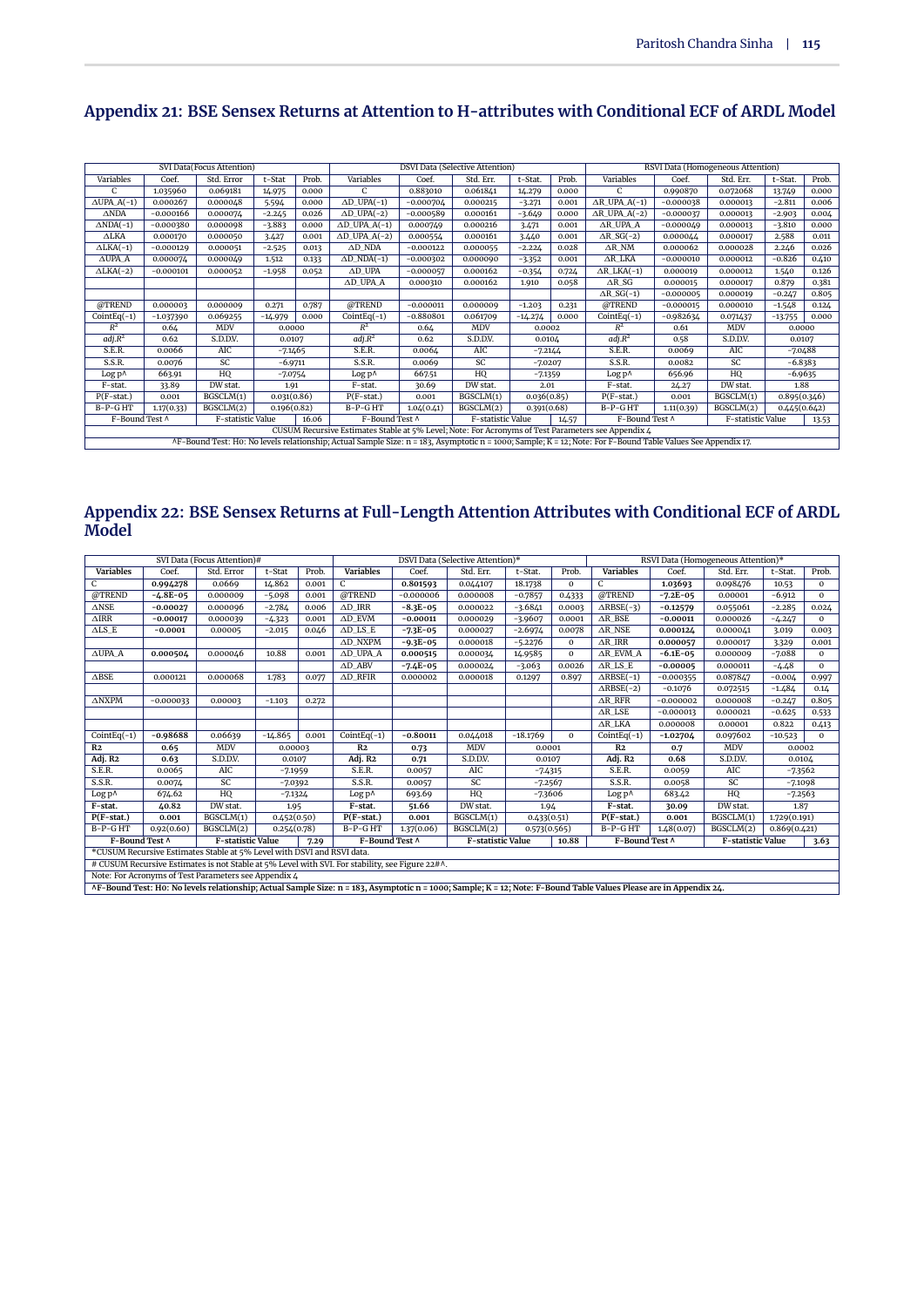## Appendix 21: BSE Sensex Returns at Attention to H-attributes with Conditional ECF of ARDL Model

| SVI Data(Focus Attention) | | | | | DSVI Data (Selective Attention) | | | | | RSVI Data (Homogeneous Attention) | | | | |
|---|---|---|---|---|---|---|---|---|---|---|---|---|---|---|
| Variables | Coef. | Std. Error | t-Stat | Prob. | Variables | Coef. | Std. Err. | t-Stat. | Prob. | Variables | Coef. | Std. Err. | t-Stat. | Prob. |
| C | 1.035960 | 0.069181 | 14.975 | 0.000 | C | 0.883010 | 0.061841 | 14.279 | 0.000 | C | 0.990870 | 0.072068 | 13.749 | 0.000 |
| ΔUPA_A(-1) | 0.000267 | 0.000048 | 5.594 | 0.000 | ΔD_UPA(-1) | -0.000704 | 0.000215 | -3.271 | 0.001 | ΔR_UPA_A(-1) | -0.000038 | 0.000013 | -2.811 | 0.006 |
| ΔNDA | -0.000166 | 0.000074 | -2.245 | 0.026 | ΔD_UPA(-2) | -0.000589 | 0.000161 | -3.649 | 0.000 | ΔR_UPA_A(-2) | -0.000037 | 0.000013 | -2.903 | 0.004 |
| ΔNDA(-1) | -0.000380 | 0.000098 | -3.883 | 0.000 | ΔD_UPA_A(-1) | 0.000749 | 0.000216 | 3.471 | 0.001 | ΔR_UPA_A | -0.000049 | 0.000013 | -3.810 | 0.000 |
| ΔLKA | 0.000170 | 0.000050 | 3.427 | 0.001 | ΔD_UPA_A(-2) | 0.000554 | 0.000161 | 3.440 | 0.001 | ΔR_SG(-2) | 0.000044 | 0.000017 | 2.588 | 0.011 |
| ΔLKA(-1) | -0.000129 | 0.000051 | -2.525 | 0.013 | ΔD_NDA | -0.000122 | 0.000055 | -2.224 | 0.028 | ΔR_NM | 0.000062 | 0.000028 | 2.246 | 0.026 |
| ΔUPA_A | 0.000074 | 0.000049 | 1.512 | 0.133 | ΔD_NDA(-1) | -0.000302 | 0.000090 | -3.352 | 0.001 | ΔR_LKA | -0.000010 | 0.000012 | -0.826 | 0.410 |
| ΔLKA(-2) | -0.000101 | 0.000052 | -1.958 | 0.052 | ΔD_UPA | -0.000057 | 0.000162 | -0.354 | 0.724 | ΔR_LKA(-1) | 0.000019 | 0.000012 | 1.540 | 0.126 |
| | | | | | ΔD_UPA_A | 0.000310 | 0.000162 | 1.910 | 0.058 | ΔR_SG | 0.000015 | 0.000017 | 0.879 | 0.381 |
| | | | | | | | | | | ΔR_SG(-1) | -0.000005 | 0.000019 | -0.247 | 0.805 |
| @TREND | 0.000003 | 0.000009 | 0.271 | 0.787 | @TREND | -0.000011 | 0.000009 | -1.203 | 0.231 | @TREND | -0.000015 | 0.000010 | -1.548 | 0.124 |
| CointEq(-1) | -1.037390 | 0.069255 | -14.979 | 0.000 | CointEq(-1) | -0.880801 | 0.061709 | -14.274 | 0.000 | CointEq(-1) | -0.982634 | 0.071437 | -13.755 | 0.000 |
| $R^2$ | 0.64 | MDV | 0.0000 | | $R^2$ | 0.64 | MDV | 0.0002 | | $R^2$ | 0.61 | MDV | 0.0000 | |
| $adj.R^2$ | 0.62 | S.D.DV. | 0.0107 | | $adj.R^2$ | 0.62 | S.D.DV. | 0.0104 | | $adj.R^2$ | 0.58 | S.D.DV. | 0.0107 | |
| S.E.R. | 0.0066 | AIC | -7.1465 | | S.E.R. | 0.0064 | AIC | -7.2144 | | S.E.R. | 0.0069 | AIC | -7.0488 | |
| S.S.R. | 0.0076 | SC | -6.9711 | | S.S.R. | 0.0069 | SC | -7.0207 | | S.S.R. | 0.0082 | SC | -6.8383 | |
| Log p^ | 663.91 | HQ | -7.0754 | | Log p^ | 667.51 | HQ | -7.1359 | | Log p^ | 656.96 | HQ | -6.9635 | |
| F-stat. | 33.89 | DW stat. | 1.91 | | F-stat. | 30.69 | DW stat. | 2.01 | | F-stat. | 24.27 | DW stat. | 1.88 | |
| P(F-stat.) | 0.001 | BGSCLM(1) | 0.031(0.86) | | P(F-stat.) | 0.001 | BGSCLM(1) | 0.036(0.85) | | P(F-stat.) | 0.001 | BGSCLM(1) | 0.895(0.346) | |
| B-P-G HT | 1.17(0.33) | BGSCLM(2) | 0.196(0.82) | | B-P-G HT | 1.04(0.41) | BGSCLM(2) | 0.391(0.68) | | B-P-G HT | 1.11(0.39) | BGSCLM(2) | 0.445(0.642) | |
| F-Bound Test ^ | | F-statistic Value | | 16.06 | F-Bound Test ^ | | F-statistic Value | | 14.57 | F-Bound Test ^ | | F-statistic Value | | 13.53 |
| CUSUM Recursive Estimates Stable at 5% Level; Note: For Acronyms of Test Parameters see Appendix 4 | | | | | | | | | | | | | | |
| ^F-Bound Test: H0: No levels relationship; Actual Sample Size: n = 183, Asymptotic n = 1000; Sample; K = 12; Note: For F-Bound Table Values See Appendix 17. | | | | | | | | | | | | | | |

## Appendix 22: BSE Sensex Returns at Full-Length Attention Attributes with Conditional ECF of ARDL Model

| SVI Data (Focus Attention)# | | | | | DSVI Data (Selective Attention)* | | | | | RSVI Data (Homogeneous Attention)* | | | | |
|---|---|---|---|---|---|---|---|---|---|---|---|---|---|---|
| **Variables** | Coef. | Std. Error | t-Stat | Prob. | **Variables** | Coef. | Std. Err. | t-Stat. | Prob. | **Variables** | Coef. | Std. Err. | t-Stat. | Prob. |
| C | **0.994278** | 0.0669 | 14.862 | 0.001 | C | **0.801593** | 0.044107 | 18.1738 | 0 | C | **1.03693** | 0.098476 | 10.53 | 0 |
| @TREND | **-4.8E-05** | 0.000009 | -5.098 | 0.001 | @TREND | -0.000006 | 0.000008 | -0.7857 | 0.4333 | @TREND | **-7.2E-05** | 0.00001 | -6.912 | 0 |
| ΔNSE | **-0.00027** | 0.000096 | -2.784 | 0.006 | ΔD_IRR | **-8.3E-05** | 0.000022 | -3.6841 | 0.0003 | ΔRBSE(-3) | **-0.12579** | 0.055061 | -2.285 | 0.024 |
| ΔIRR | **-0.00017** | 0.000039 | -4.323 | 0.001 | ΔD_EVM | **-0.00011** | 0.000029 | -3.9607 | 0.0001 | ΔR_BSE | **-0.00011** | 0.000026 | -4.247 | 0 |
| ΔLS_E | **-0.0001** | 0.00005 | -2.015 | 0.046 | ΔD_LS_E | **-7.3E-05** | 0.000027 | -2.6974 | 0.0078 | ΔR_NSE | **0.000124** | 0.000041 | 3.019 | 0.003 |
| | | | | | ΔD_NXPM | **-9.3E-05** | 0.000018 | -5.2276 | 0 | ΔR_IRR | **0.000057** | 0.000017 | 3.329 | 0.001 |
| ΔUPA_A | **0.000504** | 0.000046 | 10.88 | 0.001 | ΔD_UPA_A | **0.000515** | 0.000034 | 14.9585 | 0 | ΔR_EVM_A | **-6.1E-05** | 0.000009 | -7.088 | 0 |
| | | | | | ΔD_ABV | **-7.4E-05** | 0.000024 | -3.063 | 0.0026 | ΔR_LS_E | **-0.00005** | 0.000011 | -4.48 | 0 |
| ΔBSE | 0.000121 | 0.000068 | 1.783 | 0.077 | ΔD_RFIR | 0.000002 | 0.000018 | 0.1297 | 0.897 | ΔRBSE(-1) | -0.000355 | 0.087847 | -0.004 | 0.997 |
| | | | | | | | | | | ΔRBSE(-2) | -0.1076 | 0.072515 | -1.484 | 0.14 |
| ΔNXPM | -0.000033 | 0.00003 | -1.103 | 0.272 | | | | | | ΔR_RFR | -0.000002 | 0.000008 | -0.247 | 0.805 |
| | | | | | | | | | | ΔR_LSE | -0.000013 | 0.000021 | -0.625 | 0.533 |
| | | | | | | | | | | ΔR_LKA | 0.000008 | 0.00001 | 0.822 | 0.413 |
| CointEq(-1) | **-0.98688** | 0.06639 | -14.865 | 0.001 | CointEq(-1) | **-0.80011** | 0.044018 | -18.1769 | 0 | CointEq(-1) | **-1.02704** | 0.097602 | -10.523 | 0 |
| **R2** | **0.65** | MDV | 0.00003 | | **R2** | **0.73** | MDV | 0.0001 | | **R2** | **0.7** | MDV | 0.0002 | |
| **Adj. R2** | **0.63** | S.D.DV. | 0.0107 | | **Adj. R2** | **0.71** | S.D.DV. | 0.0107 | | **Adj. R2** | **0.68** | S.D.DV. | 0.0104 | |
| S.E.R. | 0.0065 | AIC | -7.1959 | | S.E.R. | 0.0057 | AIC | -7.4315 | | S.E.R. | 0.0059 | AIC | -7.3562 | |
| S.S.R. | 0.0074 | SC | -7.0392 | | S.S.R. | 0.0057 | SC | -7.2567 | | S.S.R. | 0.0058 | SC | -7.1098 | |
| Log p^ | 674.62 | HQ | -7.1324 | | Log p^ | 693.69 | HQ | -7.3606 | | Log p^ | 683.42 | HQ | -7.2563 | |
| **F-stat.** | **40.82** | DW stat. | 1.95 | | **F-stat.** | **51.66** | DW stat. | 1.94 | | **F-stat.** | **30.09** | DW stat. | 1.87 | |
| **P(F-stat.)** | **0.001** | BGSCLM(1) | 0.452(0.50) | | **P(F-stat.)** | **0.001** | BGSCLM(1) | 0.433(0.51) | | **P(F-stat.)** | **0.001** | BGSCLM(1) | 1.729(0.191) | |
| B-P-G HT | 0.92(0.60) | BGSCLM(2) | 0.254(0.78) | | B-P-G HT | 1.37(0.06) | BGSCLM(2) | 0.573(0.565) | | B-P-G HT | 1.48(0.07) | BGSCLM(2) | 0.869(0.421) | |
| **F-Bound Test ^** | | **F-statistic Value** | | **7.29** | **F-Bound Test ^** | | **F-statistic Value** | | **10.88** | **F-Bound Test ^** | | **F-statistic Value** | | **3.63** |
| *CUSUM Recursive Estimates Stable at 5% Level with DSVI and RSVI data. | | | | | | | | | | | | | | |
| # CUSUM Recursive Estimates is not Stable at 5% Level with SVI. For stability, see Figure 22#^. | | | | | | | | | | | | | | |
| Note: For Acronyms of Test Parameters see Appendix 4 | | | | | | | | | | | | | | |
| **^F-Bound Test: H0: No levels relationship; Actual Sample Size: n = 183, Asymptotic n = 1000; Sample; K = 12; Note: F-Bound Table Values Please are in Appendix 24.** | | | | | | | | | | | | | | |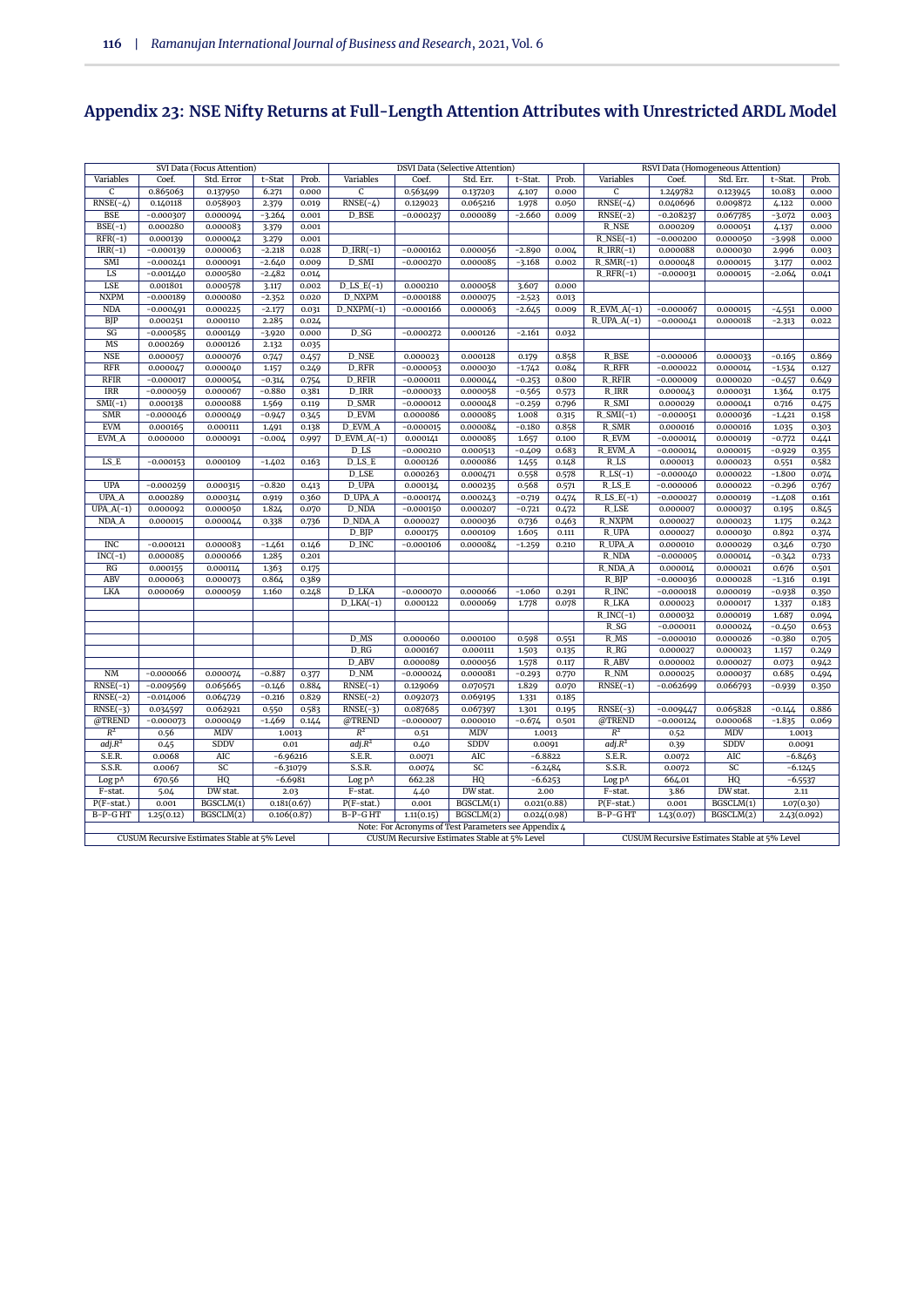## Appendix 23: NSE Nifty Returns at Full-Length Attention Attributes with Unrestricted ARDL Model

| SVI Data (Focus Attention) | | | | | DSVI Data (Selective Attention) | | | | | RSVI Data (Homogeneous Attention) | | | | |
|---|---|---|---|---|---|---|---|---|---|---|---|---|---|---|
| Variables | Coef. | Std. Error | t-Stat | Prob. | Variables | Coef. | Std. Err. | t-Stat. | Prob. | Variables | Coef. | Std. Err. | t-Stat. | Prob. |
| C | 0.865063 | 0.137950 | 6.271 | 0.000 | C | 0.563499 | 0.137203 | 4.107 | 0.000 | C | 1.249782 | 0.123945 | 10.083 | 0.000 |
| RNSE(-4) | 0.140118 | 0.058903 | 2.379 | 0.019 | RNSE(-4) | 0.129023 | 0.065216 | 1.978 | 0.050 | RNSE(-4) | 0.040696 | 0.009872 | 4.122 | 0.000 |
| BSE | -0.000307 | 0.000094 | -3.264 | 0.001 | D_BSE | -0.000237 | 0.000089 | -2.660 | 0.009 | RNSE(-2) | -0.208237 | 0.067785 | -3.072 | 0.003 |
| BSE(-1) | 0.000280 | 0.000083 | 3.379 | 0.001 | | | | | | R_NSE | 0.000209 | 0.000051 | 4.137 | 0.000 |
| RFR(-1) | 0.000139 | 0.000042 | 3.279 | 0.001 | | | | | | R_NSE(-1) | -0.000200 | 0.000050 | -3.998 | 0.000 |
| IRR(-1) | -0.000139 | 0.000063 | -2.218 | 0.028 | D_IRR(-1) | -0.000162 | 0.000056 | -2.890 | 0.004 | R_IRR(-1) | 0.000088 | 0.000030 | 2.996 | 0.003 |
| SMI | -0.000241 | 0.000091 | -2.640 | 0.009 | D_SMI | -0.000270 | 0.000085 | -3.168 | 0.002 | R_SMR(-1) | 0.000048 | 0.000015 | 3.177 | 0.002 |
| LS | -0.001440 | 0.000580 | -2.482 | 0.014 | | | | | | R_RFR(-1) | -0.000031 | 0.000015 | -2.064 | 0.041 |
| LSE | 0.001801 | 0.000578 | 3.117 | 0.002 | D_LS_E(-1) | 0.000210 | 0.000058 | 3.607 | 0.000 | | | | | |
| NXPM | -0.000189 | 0.000080 | -2.352 | 0.020 | D_NXPM | -0.000188 | 0.000075 | -2.523 | 0.013 | | | | | |
| NDA | -0.000491 | 0.000225 | -2.177 | 0.031 | D_NXPM(-1) | -0.000166 | 0.000063 | -2.645 | 0.009 | R_EVM_A(-1) | -0.000067 | 0.000015 | -4.551 | 0.000 |
| BJP | 0.000251 | 0.000110 | 2.285 | 0.024 | | | | | | R_UPA_A(-1) | -0.000041 | 0.000018 | -2.313 | 0.022 |
| SG | -0.000585 | 0.000149 | -3.920 | 0.000 | D_SG | -0.000272 | 0.000126 | -2.161 | 0.032 | | | | | |
| MS | 0.000269 | 0.000126 | 2.132 | 0.035 | | | | | | | | | | |
| NSE | 0.000057 | 0.000076 | 0.747 | 0.457 | D_NSE | 0.000023 | 0.000128 | 0.179 | 0.858 | R_BSE | -0.000006 | 0.000033 | -0.165 | 0.869 |
| RFR | 0.000047 | 0.000040 | 1.157 | 0.249 | D_RFR | -0.000053 | 0.000030 | -1.742 | 0.084 | R_RFR | -0.000022 | 0.000014 | -1.534 | 0.127 |
| RFIR | -0.000017 | 0.000054 | -0.314 | 0.754 | D_RFIR | -0.000011 | 0.000044 | -0.253 | 0.800 | R_RFIR | -0.000009 | 0.000020 | -0.457 | 0.649 |
| IRR | -0.000059 | 0.000067 | -0.880 | 0.381 | D_IRR | -0.000033 | 0.000058 | -0.565 | 0.573 | R_IRR | 0.000043 | 0.000031 | 1.364 | 0.175 |
| SMI(-1) | 0.000138 | 0.000088 | 1.569 | 0.119 | D_SMR | -0.000012 | 0.000048 | -0.259 | 0.796 | R_SMI | 0.000029 | 0.000041 | 0.716 | 0.475 |
| SMR | -0.000046 | 0.000049 | -0.947 | 0.345 | D_EVM | 0.000086 | 0.000085 | 1.008 | 0.315 | R_SMI(-1) | -0.000051 | 0.000036 | -1.421 | 0.158 |
| EVM | 0.000165 | 0.000111 | 1.491 | 0.138 | D_EVM_A | -0.000015 | 0.000084 | -0.180 | 0.858 | R_SMR | 0.000016 | 0.000016 | 1.035 | 0.303 |
| EVM_A | 0.000000 | 0.000091 | -0.004 | 0.997 | D_EVM_A(-1) | 0.000141 | 0.000085 | 1.657 | 0.100 | R_EVM | -0.000014 | 0.000019 | -0.772 | 0.441 |
| | | | | | D_LS | -0.000210 | 0.000513 | -0.409 | 0.683 | R_EVM_A | -0.000014 | 0.000015 | -0.929 | 0.355 |
| LS_E | -0.000153 | 0.000109 | -1.402 | 0.163 | D_LS_E | 0.000126 | 0.000086 | 1.455 | 0.148 | R_LS | 0.000013 | 0.000023 | 0.551 | 0.582 |
| | | | | | D_LSE | 0.000263 | 0.000471 | 0.558 | 0.578 | R_LS(-1) | -0.000040 | 0.000022 | -1.800 | 0.074 |
| UPA | -0.000259 | 0.000315 | -0.820 | 0.413 | D_UPA | 0.000134 | 0.000235 | 0.568 | 0.571 | R_LS_E | -0.000006 | 0.000022 | -0.296 | 0.767 |
| UPA_A | 0.000289 | 0.000314 | 0.919 | 0.360 | D_UPA_A | -0.000174 | 0.000243 | -0.719 | 0.474 | R_LS_E(-1) | -0.000027 | 0.000019 | -1.408 | 0.161 |
| UPA_A(-1) | 0.000092 | 0.000050 | 1.824 | 0.070 | D_NDA | -0.000150 | 0.000207 | -0.721 | 0.472 | R_LSE | 0.000007 | 0.000037 | 0.195 | 0.845 |
| NDA_A | 0.000015 | 0.000044 | 0.338 | 0.736 | D_NDA_A | 0.000027 | 0.000036 | 0.736 | 0.463 | R_NXPM | 0.000027 | 0.000023 | 1.175 | 0.242 |
| | | | | | D_BJP | 0.000175 | 0.000109 | 1.605 | 0.111 | R_UPA | 0.000027 | 0.000030 | 0.892 | 0.374 |
| INC | -0.000121 | 0.000083 | -1.461 | 0.146 | D_INC | -0.000106 | 0.000084 | -1.259 | 0.210 | R_UPA_A | 0.000010 | 0.000029 | 0.346 | 0.730 |
| INC(-1) | 0.000085 | 0.000066 | 1.285 | 0.201 | | | | | | R_NDA | -0.000005 | 0.000014 | -0.342 | 0.733 |
| RG | 0.000155 | 0.000114 | 1.363 | 0.175 | | | | | | R_NDA_A | 0.000014 | 0.000021 | 0.676 | 0.501 |
| ABV | 0.000063 | 0.000073 | 0.864 | 0.389 | | | | | | R_BJP | -0.000036 | 0.000028 | -1.316 | 0.191 |
| LKA | 0.000069 | 0.000059 | 1.160 | 0.248 | D_LKA | -0.000070 | 0.000066 | -1.060 | 0.291 | R_INC | -0.000018 | 0.000019 | -0.938 | 0.350 |
| | | | | | D_LKA(-1) | 0.000122 | 0.000069 | 1.778 | 0.078 | R_LKA | 0.000023 | 0.000017 | 1.337 | 0.183 |
| | | | | | | | | | | R_INC(-1) | 0.000032 | 0.000019 | 1.687 | 0.094 |
| | | | | | | | | | | R_SG | -0.000011 | 0.000024 | -0.450 | 0.653 |
| | | | | | D_MS | 0.000060 | 0.000100 | 0.598 | 0.551 | R_MS | -0.000010 | 0.000026 | -0.380 | 0.705 |
| | | | | | D_RG | 0.000167 | 0.000111 | 1.503 | 0.135 | R_RG | 0.000027 | 0.000023 | 1.157 | 0.249 |
| | | | | | D_ABV | 0.000089 | 0.000056 | 1.578 | 0.117 | R_ABV | 0.000002 | 0.000027 | 0.073 | 0.942 |
| NM | -0.000066 | 0.000074 | -0.887 | 0.377 | D_NM | -0.000024 | 0.000081 | -0.293 | 0.770 | R_NM | 0.000025 | 0.000037 | 0.685 | 0.494 |
| RNSE(-1) | -0.009569 | 0.065665 | -0.146 | 0.884 | RNSE(-1) | 0.129069 | 0.070571 | 1.829 | 0.070 | RNSE(-1) | -0.062699 | 0.066793 | -0.939 | 0.350 |
| RNSE(-2) | -0.014006 | 0.064729 | -0.216 | 0.829 | RNSE(-2) | 0.092073 | 0.069195 | 1.331 | 0.185 | | | | | |
| RNSE(-3) | 0.034597 | 0.062921 | 0.550 | 0.583 | RNSE(-3) | 0.087685 | 0.067397 | 1.301 | 0.195 | RNSE(-3) | -0.009447 | 0.065828 | -0.144 | 0.886 |
| @TREND | -0.000073 | 0.000049 | -1.469 | 0.144 | @TREND | -0.000007 | 0.000010 | -0.674 | 0.501 | @TREND | -0.000124 | 0.000068 | -1.835 | 0.069 |
| $R^2$ | 0.56 | MDV | 1.0013 | | $R^2$ | 0.51 | MDV | 1.0013 | | $R^2$ | 0.52 | MDV | 1.0013 | |
| $adj.R^2$ | 0.45 | SDDV | 0.01 | | $adj.R^2$ | 0.40 | SDDV | 0.0091 | | $adj.R^2$ | 0.39 | SDDV | 0.0091 | |
| S.E.R. | 0.0068 | AIC | -6.96216 | | S.E.R. | 0.0071 | AIC | -6.8822 | | S.E.R. | 0.0072 | AIC | -6.8463 | |
| S.S.R. | 0.0067 | SC | -6.31079 | | S.S.R. | 0.0074 | SC | -6.2484 | | S.S.R. | 0.0072 | SC | -6.1245 | |
| Log p^ | 670.56 | HQ | -6.6981 | | Log p^ | 662.28 | HQ | -6.6253 | | Log p^ | 664.01 | HQ | -6.5537 | |
| F-stat. | 5.04 | DW stat. | 2.03 | | F-stat. | 4.40 | DW stat. | 2.00 | | F-stat. | 3.86 | DW stat. | 2.11 | |
| P(F-stat.) | 0.001 | BGSCLM(1) | 0.181(0.67) | | P(F-stat.) | 0.001 | BGSCLM(1) | 0.021(0.88) | | P(F-stat.) | 0.001 | BGSCLM(1) | 1.07(0.30) | |
| B-P-G HT | 1.25(0.12) | BGSCLM(2) | 0.106(0.87) | | B-P-G HT | 1.11(0.15) | BGSCLM(2) | 0.024(0.98) | | B-P-G HT | 1.43(0.07) | BGSCLM(2) | 2.43(0.092) | |
| | | | | | Note: For Acronyms of Test Parameters see Appendix 4 | | | | | | | | | |
| CUSUM Recursive Estimates Stable at 5% Level | | | | | CUSUM Recursive Estimates Stable at 5% Level | | | | | CUSUM Recursive Estimates Stable at 5% Level | | | | |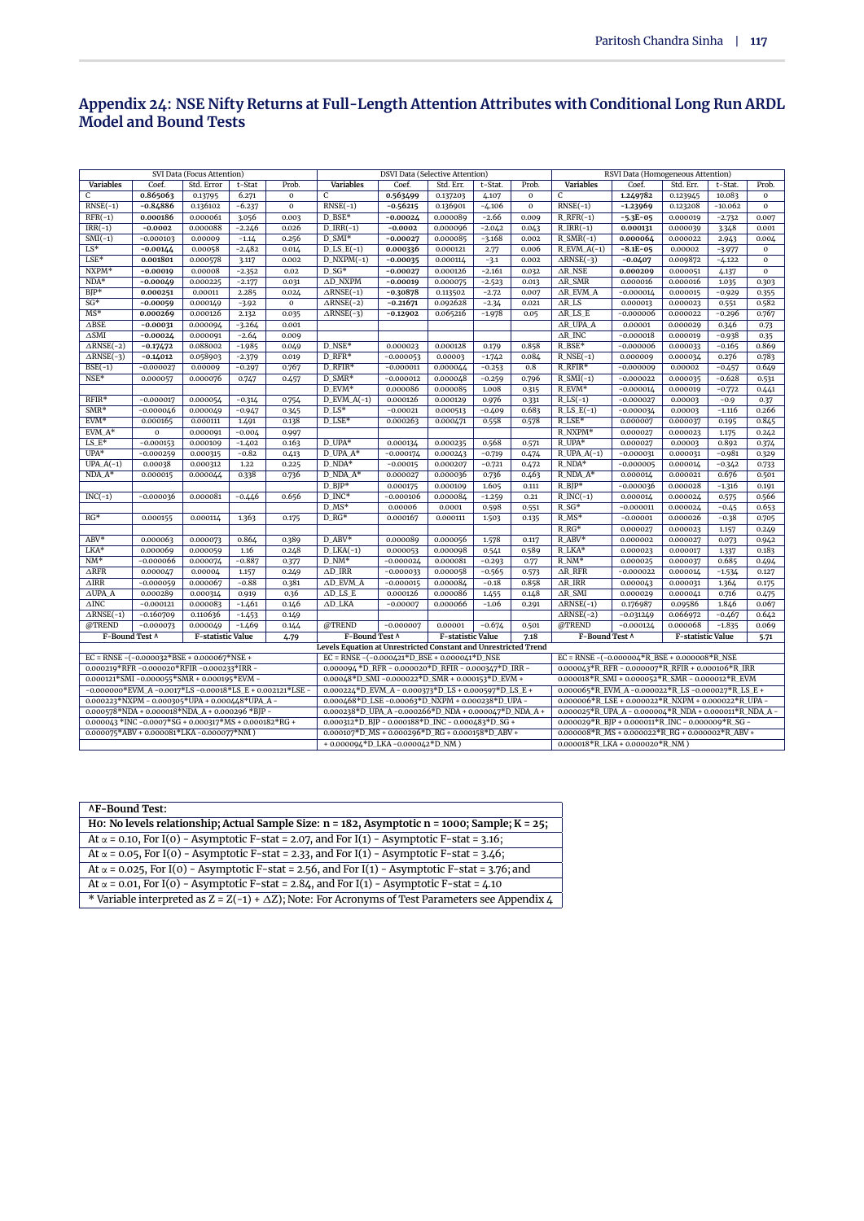## Appendix 24: NSE Nifty Returns at Full-Length Attention Attributes with Conditional Long Run ARDL Model and Bound Tests

| SVI Data (Focus Attention) | | | | | DSVI Data (Selective Attention) | | | | | RSVI Data (Homogeneous Attention) | | | | |
|---|---|---|---|---|---|---|---|---|---|---|---|---|---|---|
| Variables | Coef. | Std. Error | t-Stat | Prob. | Variables | Coef. | Std. Err. | t-Stat. | Prob. | Variables | Coef. | Std. Err. | t-Stat. | Prob. |
| C | **0.865063** | 0.13795 | 6.271 | 0 | C | **0.563499** | 0.137203 | 4.107 | 0 | C | **1.249782** | 0.123945 | 10.083 | 0 |
| RNSE(−1) | **−0.84886** | 0.136102 | −6.237 | 0 | RNSE(−1) | **−0.56215** | 0.136901 | −4.106 | 0 | RNSE(−1) | **−1.23969** | 0.123208 | −10.062 | 0 |
| RFR(−1) | **0.000186** | 0.000061 | 3.056 | 0.003 | D_BSE* | **−0.00024** | 0.000089 | −2.66 | 0.009 | R_RFR(−1) | **−5.3E−05** | 0.000019 | −2.732 | 0.007 |
| IRR(−1) | **−0.0002** | 0.000088 | −2.246 | 0.026 | D_IRR(−1) | **−0.0002** | 0.000096 | −2.042 | 0.043 | R_IRR(−1) | **0.000131** | 0.000039 | 3.348 | 0.001 |
| SMI(−1) | −0.000103 | 0.00009 | −1.14 | 0.256 | D_SMI* | **−0.00027** | 0.000085 | −3.168 | 0.002 | R_SMR(−1) | **0.000064** | 0.000022 | 2.943 | 0.004 |
| LS* | **−0.00144** | 0.00058 | −2.482 | 0.014 | D_LS_E(−1) | **0.000336** | 0.000121 | 2.77 | 0.006 | R_EVM_A(−1) | **−8.1E−05** | 0.00002 | −3.977 | 0 |
| LSE* | **0.001801** | 0.000578 | 3.117 | 0.002 | D_NXPM(−1) | **−0.00035** | 0.000114 | −3.1 | 0.002 | ΔRNSE(−3) | **−0.0407** | 0.009872 | −4.122 | 0 |
| NXPM* | **−0.00019** | 0.00008 | −2.352 | 0.02 | D_SG* | **−0.00027** | 0.000126 | −2.161 | 0.032 | ΔR_NSE | **0.000209** | 0.000051 | 4.137 | 0 |
| NDA* | **−0.00049** | 0.000225 | −2.177 | 0.031 | ΔD_NXPM | **−0.00019** | 0.000075 | −2.523 | 0.013 | ΔR_SMR | 0.000016 | 0.000016 | 1.035 | 0.303 |
| BJP* | **0.000251** | 0.00011 | 2.285 | 0.024 | ΔRNSE(−1) | **−0.30878** | 0.113502 | −2.72 | 0.007 | ΔR_EVM_A | −0.000014 | 0.000015 | −0.929 | 0.355 |
| SG* | **−0.00059** | 0.000149 | −3.92 | 0 | ΔRNSE(−2) | **−0.21671** | 0.092628 | −2.34 | 0.021 | ΔR_LS | 0.000013 | 0.000023 | 0.551 | 0.582 |
| MS* | **0.000269** | 0.000126 | 2.132 | 0.035 | ΔRNSE(−3) | **−0.12902** | 0.065216 | −1.978 | 0.05 | ΔR_LS_E | −0.000006 | 0.000022 | −0.296 | 0.767 |
| ΔBSE | **−0.00031** | 0.000094 | −3.264 | 0.001 | | | | | | ΔR_UPA_A | 0.00001 | 0.000029 | 0.346 | 0.73 |
| ΔSMI | **−0.00024** | 0.000091 | −2.64 | 0.009 | | | | | | ΔR_INC | −0.000018 | 0.000019 | −0.938 | 0.35 |
| ΔRNSE(−2) | **−0.17472** | 0.088002 | −1.985 | 0.049 | D_NSE* | 0.000023 | 0.000128 | 0.179 | 0.858 | R_BSE* | −0.000006 | 0.000033 | −0.165 | 0.869 |
| ΔRNSE(−3) | **−0.14012** | 0.058903 | −2.379 | 0.019 | D_RFR* | −0.000053 | 0.00003 | −1.742 | 0.084 | R_NSE(−1) | 0.000009 | 0.000034 | 0.276 | 0.783 |
| BSE(−1) | −0.000027 | 0.00009 | −0.297 | 0.767 | D_RFIR* | −0.000011 | 0.000044 | −0.253 | 0.8 | R_RFIR* | −0.000009 | 0.00002 | −0.457 | 0.649 |
| NSE* | 0.000057 | 0.000076 | 0.747 | 0.457 | D_SMR* | −0.000012 | 0.000048 | −0.259 | 0.796 | R_SMI(−1) | −0.000022 | 0.000035 | −0.628 | 0.531 |
| | | | | | D_EVM* | 0.000086 | 0.000085 | 1.008 | 0.315 | R_EVM* | −0.000014 | 0.000019 | −0.772 | 0.441 |
| RFIR* | −0.000017 | 0.000054 | −0.314 | 0.754 | D_EVM_A(−1) | 0.000126 | 0.000129 | 0.976 | 0.331 | R_LS(−1) | −0.000027 | 0.00003 | −0.9 | 0.37 |
| SMR* | −0.000046 | 0.000049 | −0.947 | 0.345 | D_LS* | −0.00021 | 0.000513 | −0.409 | 0.683 | R_LS_E(−1) | −0.000034 | 0.00003 | −1.116 | 0.266 |
| EVM* | 0.000165 | 0.000111 | 1.491 | 0.138 | D_LSE* | 0.000263 | 0.000471 | 0.558 | 0.578 | R_LSE* | 0.000007 | 0.000037 | 0.195 | 0.845 |
| EVM_A* | 0 | 0.000091 | −0.004 | 0.997 | | | | | | R_NXPM* | 0.000027 | 0.000023 | 1.175 | 0.242 |
| LS_E* | −0.000153 | 0.000109 | −1.402 | 0.163 | D_UPA* | 0.000134 | 0.000235 | 0.568 | 0.571 | R_UPA* | 0.000027 | 0.00003 | 0.892 | 0.374 |
| UPA* | −0.000259 | 0.000315 | −0.82 | 0.413 | D_UPA_A* | −0.000174 | 0.000243 | −0.719 | 0.474 | R_UPA_A(−1) | −0.000031 | 0.000031 | −0.981 | 0.329 |
| UPA_A(−1) | 0.00038 | 0.000312 | 1.22 | 0.225 | D_NDA* | −0.00015 | 0.000207 | −0.721 | 0.472 | R_NDA* | −0.000005 | 0.000014 | −0.342 | 0.733 |
| NDA_A* | 0.000015 | 0.000044 | 0.338 | 0.736 | D_NDA_A* | 0.000027 | 0.000036 | 0.736 | 0.463 | R_NDA_A* | 0.000014 | 0.000021 | 0.676 | 0.501 |
| | | | | | D_BJP* | 0.000175 | 0.000109 | 1.605 | 0.111 | R_BJP* | −0.000036 | 0.000028 | −1.316 | 0.191 |
| INC(−1) | −0.000036 | 0.000081 | −0.446 | 0.656 | D_INC* | −0.000106 | 0.000084 | −1.259 | 0.21 | R_INC(−1) | 0.000014 | 0.000024 | 0.575 | 0.566 |
| | | | | | D_MS* | 0.00006 | 0.0001 | 0.598 | 0.551 | R_SG* | −0.000011 | 0.000024 | −0.45 | 0.653 |
| RG* | 0.000155 | 0.000114 | 1.363 | 0.175 | D_RG* | 0.000167 | 0.000111 | 1.503 | 0.135 | R_MS* | −0.00001 | 0.000026 | −0.38 | 0.705 |
| | | | | | | | | | | R_RG* | 0.000027 | 0.000023 | 1.157 | 0.249 |
| ABV* | 0.000063 | 0.000073 | 0.864 | 0.389 | D_ABV* | 0.000089 | 0.000056 | 1.578 | 0.117 | R_ABV* | 0.000002 | 0.000027 | 0.073 | 0.942 |
| LKA* | 0.000069 | 0.000059 | 1.16 | 0.248 | D_LKA(−1) | 0.000053 | 0.000098 | 0.541 | 0.589 | R_LKA* | 0.000023 | 0.000017 | 1.337 | 0.183 |
| NM* | −0.000066 | 0.000074 | −0.887 | 0.377 | D_NM* | −0.000024 | 0.000081 | −0.293 | 0.77 | R_NM* | 0.000025 | 0.000037 | 0.685 | 0.494 |
| ΔRFR | 0.000047 | 0.00004 | 1.157 | 0.249 | ΔD_IRR | −0.000033 | 0.000058 | −0.565 | 0.573 | ΔR_RFR | −0.000022 | 0.000014 | −1.534 | 0.127 |
| ΔIRR | −0.000059 | 0.000067 | −0.88 | 0.381 | ΔD_EVM_A | −0.000015 | 0.000084 | −0.18 | 0.858 | ΔR_IRR | 0.000043 | 0.000031 | 1.364 | 0.175 |
| ΔUPA_A | 0.000289 | 0.000314 | 0.919 | 0.36 | ΔD_LS_E | 0.000126 | 0.000086 | 1.455 | 0.148 | ΔR_SMI | 0.000029 | 0.000041 | 0.716 | 0.475 |
| ΔINC | −0.000121 | 0.000083 | −1.461 | 0.146 | ΔD_LKA | −0.00007 | 0.000066 | −1.06 | 0.291 | ΔRNSE(−1) | 0.176987 | 0.09586 | 1.846 | 0.067 |
| ΔRNSE(−1) | −0.160709 | 0.110636 | −1.453 | 0.149 | | | | | | ΔRNSE(−2) | −0.031249 | 0.066972 | −0.467 | 0.642 |
| @TREND | −0.000073 | 0.000049 | −1.469 | 0.144 | @TREND | −0.000007 | 0.00001 | −0.674 | 0.501 | @TREND | −0.000124 | 0.000068 | −1.835 | 0.069 |
| F-Bound Test ^ | | F-statistic Value | | 4.79 | F-Bound Test ^ | | F-statistic Value | | 7.18 | F-Bound Test ^ | | F-statistic Value | | 5.71 |
| Levels Equation at Unrestricted Constant and Unrestricted Trend | | | | | | | | | | | | | | |
| EC = RNSE −(−0.000032*BSE + 0.000067*NSE + 0.000219*RFR −0.000020*RFIR −0.000233*IRR − 0.000121*SMI −0.000055*SMR + 0.000195*EVM − −0.000000*EVM_A −0.0017*LS −0.00018*LS_E + 0.002121*LSE − 0.000223*NXPM − 0.000305*UPA + 0.000448*UPA_A − 0.000578*NDA + 0.000018*NDA_A + 0.000296 *BJP − 0.000043 *INC −0.0007*SG + 0.000317*MS + 0.000182*RG + 0.000075*ABV + 0.000081*LKA −0.000077*NM ) | | | | | EC = RNSE −(−0.000421*D_BSE + 0.000041*D_NSE + 0.000094 *D_RFR − 0.000020*D_RFIR − 0.000347*D_IRR − 0.00048*D_SMI −0.000022*D_SMR + 0.000153*D_EVM + 0.000224*D_EVM_A − 0.000373*D_LS + 0.000597*D_LS_E + 0.000468*D_LSE −0.00063*D_NXPM + 0.000238*D_UPA − 0.000238*D_UPA_A −0.000266*D_NDA + 0.000047*D_NDA_A + 0.000312*D_BJP − 0.000188*D_INC − 0.000483*D_SG + 0.000107*D_MS + 0.000296*D_RG + 0.000158*D_ABV + + 0.000094*D_LKA −0.000042*D_NM ) | | | | | EC = RNSE −(−0.000004*R_BSE + 0.000008*R_NSE 0.000043*R_RFR − 0.000007*R_RFIR + 0.000106*R_IRR 0.000018*R_SMI + 0.000052*R_SMR − 0.000012*R_EVM 0.000065*R_EVM_A −0.000022*R_LS −0.000027*R_LS_E + 0.000006*R_LSE + 0.000022*R_NXPM + 0.000022*R_UPA − 0.000025*R_UPA_A − 0.000004*R_NDA + 0.000011*R_NDA_A − 0.000029*R_BJP + 0.000011*R_INC − 0.000009*R_SG − 0.000008*R_MS + 0.000022*R_RG + 0.000002*R_ABV + 0.000018*R_LKA + 0.000020*R_NM ) | | | | |

| ^F-Bound Test: |
|---|
| H0: No levels relationship; Actual Sample Size: n = 182, Asymptotic n = 1000; Sample; K = 25; |
| At α = 0.10, For I(0) - Asymptotic F-stat = 2.07, and For I(1) - Asymptotic F-stat = 3.16; |
| At α = 0.05, For I(0) - Asymptotic F-stat = 2.33, and For I(1) - Asymptotic F-stat = 3.46; |
| At α = 0.025, For I(0) - Asymptotic F-stat = 2.56, and For I(1) - Asymptotic F-stat = 3.76; and |
| At α = 0.01, For I(0) - Asymptotic F-stat = 2.84, and For I(1) - Asymptotic F-stat = 4.10 |
| * Variable interpreted as Z = Z(−1) + ΔZ; Note: For Acronyms of Test Parameters see Appendix 4 |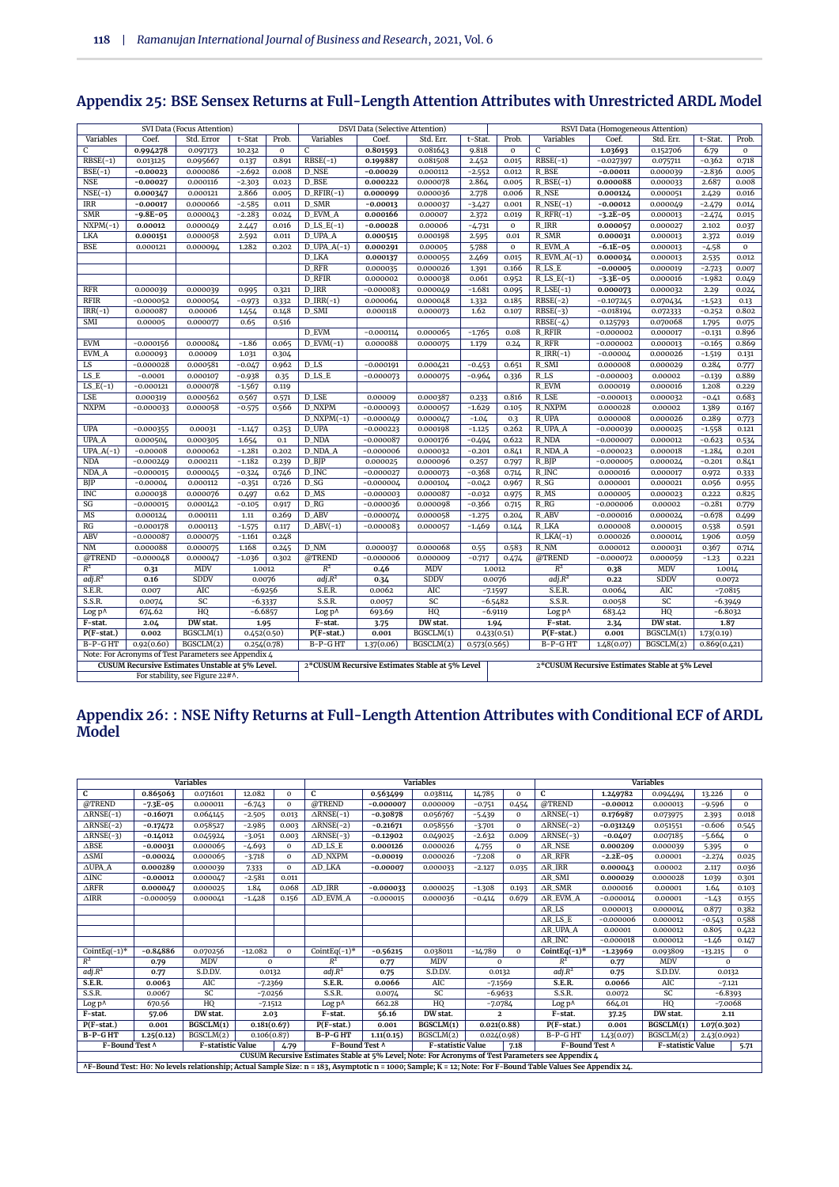## Appendix 25: BSE Sensex Returns at Full-Length Attention Attributes with Unrestricted ARDL Model

| SVI Data (Focus Attention) | | | | | DSVI Data (Selective Attention) | | | | | RSVI Data (Homogeneous Attention) | | | | |
|---|---|---|---|---|---|---|---|---|---|---|---|---|---|---|
| Variables | Coef. | Std. Error | t-Stat | Prob. | Variables | Coef. | Std. Err. | t-Stat. | Prob. | Variables | Coef. | Std. Err. | t-Stat. | Prob. |
| C | **0.994278** | 0.097173 | 10.232 | 0 | C | **0.801593** | 0.081643 | 9.818 | 0 | C | **1.03693** | 0.152706 | 6.79 | 0 |
| RBSE(-1) | 0.013125 | 0.095667 | 0.137 | 0.891 | RBSE(-1) | **0.199887** | 0.081508 | 2.452 | 0.015 | RBSE(-1) | -0.027397 | 0.075711 | -0.362 | 0.718 |
| BSE(-1) | **-0.00023** | 0.000086 | -2.692 | 0.008 | D_NSE | **-0.00029** | 0.000112 | -2.552 | 0.012 | R_BSE | **-0.00011** | 0.000039 | -2.836 | 0.005 |
| NSE | **-0.00027** | 0.000116 | -2.303 | 0.023 | D_BSE | **0.000222** | 0.000078 | 2.864 | 0.005 | R_BSE(-1) | **0.000088** | 0.000033 | 2.687 | 0.008 |
| NSE(-1) | **0.000347** | 0.000121 | 2.866 | 0.005 | D_RFIR(-1) | **0.000099** | 0.000036 | 2.778 | 0.006 | R_NSE | **0.000124** | 0.000051 | 2.429 | 0.016 |
| IRR | **-0.00017** | 0.000066 | -2.585 | 0.011 | D_SMR | **-0.00013** | 0.000037 | -3.427 | 0.001 | R_NSE(-1) | **-0.00012** | 0.000049 | -2.479 | 0.014 |
| SMR | **-9.8E-05** | 0.000043 | -2.283 | 0.024 | D_EVM_A | **0.000166** | 0.00007 | 2.372 | 0.019 | R_RFR(-1) | **-3.2E-05** | 0.000013 | -2.474 | 0.015 |
| NXPM(-1) | **0.00012** | 0.000049 | 2.447 | 0.016 | D_LS_E(-1) | **-0.00028** | 0.00006 | -4.731 | 0 | R_IRR | **0.000057** | 0.000027 | 2.102 | 0.037 |
| LKA | **0.000151** | 0.000058 | 2.592 | 0.011 | D_UPA_A | **0.000515** | 0.000198 | 2.595 | 0.01 | R_SMR | **0.000031** | 0.000013 | 2.372 | 0.019 |
| BSE | 0.000121 | 0.000094 | 1.282 | 0.202 | D_UPA_A(-1) | **0.000291** | 0.00005 | 5.788 | 0 | R_EVM_A | **-6.1E-05** | 0.000013 | -4.58 | 0 |
| | | | | | D_LKA | **0.000137** | 0.000055 | 2.469 | 0.015 | R_EVM_A(-1) | **0.000034** | 0.000013 | 2.535 | 0.012 |
| | | | | | D_RFR | 0.000035 | 0.000026 | 1.391 | 0.166 | R_LS_E | **-0.00005** | 0.000019 | -2.723 | 0.007 |
| | | | | | D_RFIR | 0.000002 | 0.000038 | 0.061 | 0.952 | R_LS_E(-1) | **-3.3E-05** | 0.000016 | -1.982 | 0.049 |
| RFR | 0.000039 | 0.000039 | 0.995 | 0.321 | D_IRR | -0.000083 | 0.000049 | -1.681 | 0.095 | R_LSE(-1) | **0.000073** | 0.000032 | 2.29 | 0.024 |
| RFIR | -0.000052 | 0.000054 | -0.973 | 0.332 | D_IRR(-1) | 0.000064 | 0.000048 | 1.332 | 0.185 | RBSE(-2) | -0.107245 | 0.070434 | -1.523 | 0.13 |
| IRR(-1) | 0.000087 | 0.00006 | 1.454 | 0.148 | D_SMI | 0.000118 | 0.000073 | 1.62 | 0.107 | RBSE(-3) | -0.018194 | 0.072333 | -0.252 | 0.802 |
| SMI | 0.00005 | 0.000077 | 0.65 | 0.516 | | | | | | RBSE(-4) | 0.125793 | 0.070068 | 1.795 | 0.075 |
| | | | | | D_EVM | -0.000114 | 0.000065 | -1.765 | 0.08 | R_RFIR | -0.000002 | 0.000017 | -0.131 | 0.896 |
| EVM | -0.000156 | 0.000084 | -1.86 | 0.065 | D_EVM(-1) | 0.000088 | 0.000075 | 1.179 | 0.24 | R_RFR | -0.000002 | 0.000013 | -0.165 | 0.869 |
| EVM_A | 0.000093 | 0.00009 | 1.031 | 0.304 | | | | | | R_IRR(-1) | -0.00004 | 0.000026 | -1.519 | 0.131 |
| LS | -0.000028 | 0.000581 | -0.047 | 0.962 | D_LS | -0.000191 | 0.000421 | -0.453 | 0.651 | R_SMI | 0.000008 | 0.000029 | 0.284 | 0.777 |
| LS_E | -0.0001 | 0.000107 | -0.938 | 0.35 | D_LS_E | -0.000073 | 0.000075 | -0.964 | 0.336 | R_LS | -0.000003 | 0.00002 | -0.139 | 0.889 |
| LS_E(-1) | -0.000121 | 0.000078 | -1.567 | 0.119 | | | | | | R_EVM | 0.000019 | 0.000016 | 1.208 | 0.229 |
| LSE | 0.000319 | 0.000562 | 0.567 | 0.571 | D_LSE | 0.00009 | 0.000387 | 0.233 | 0.816 | R_LSE | -0.000013 | 0.000032 | -0.41 | 0.683 |
| NXPM | -0.000033 | 0.000058 | -0.575 | 0.566 | D_NXPM | -0.000093 | 0.000057 | -1.629 | 0.105 | R_NXPM | 0.000028 | 0.00002 | 1.389 | 0.167 |
| | | | | | D_NXPM(-1) | -0.000049 | 0.000047 | -1.04 | 0.3 | R_UPA | 0.000008 | 0.000026 | 0.289 | 0.773 |
| UPA | -0.000355 | 0.00031 | -1.147 | 0.253 | D_UPA | -0.000223 | 0.000198 | -1.125 | 0.262 | R_UPA_A | -0.000039 | 0.000025 | -1.558 | 0.121 |
| UPA_A | 0.000504 | 0.000305 | 1.654 | 0.1 | D_NDA | -0.000087 | 0.000176 | -0.494 | 0.622 | R_NDA | -0.000007 | 0.000012 | -0.623 | 0.534 |
| UPA_A(-1) | -0.00008 | 0.000062 | -1.281 | 0.202 | D_NDA_A | -0.000006 | 0.000032 | -0.201 | 0.841 | R_NDA_A | -0.000023 | 0.000018 | -1.284 | 0.201 |
| NDA | -0.000249 | 0.000211 | -1.182 | 0.239 | D_BJP | 0.000025 | 0.000096 | 0.257 | 0.797 | R_BJP | -0.000005 | 0.000024 | -0.201 | 0.841 |
| NDA_A | -0.000015 | 0.000045 | -0.324 | 0.746 | D_INC | -0.000027 | 0.000073 | -0.368 | 0.714 | R_INC | 0.000016 | 0.000017 | 0.972 | 0.333 |
| BJP | -0.00004 | 0.000112 | -0.351 | 0.726 | D_SG | -0.000004 | 0.000104 | -0.042 | 0.967 | R_SG | 0.000001 | 0.000021 | 0.056 | 0.955 |
| INC | 0.000038 | 0.000076 | 0.497 | 0.62 | D_MS | -0.000003 | 0.000087 | -0.032 | 0.975 | R_MS | 0.000005 | 0.000023 | 0.222 | 0.825 |
| SG | -0.000015 | 0.000142 | -0.105 | 0.917 | D_RG | -0.000036 | 0.000098 | -0.366 | 0.715 | R_RG | -0.000006 | 0.00002 | -0.281 | 0.779 |
| MS | 0.000124 | 0.000111 | 1.11 | 0.269 | D_ABV | -0.000074 | 0.000058 | -1.275 | 0.204 | R_ABV | -0.000016 | 0.000024 | -0.678 | 0.499 |
| RG | -0.000178 | 0.000113 | -1.575 | 0.117 | D_ABV(-1) | -0.000083 | 0.000057 | -1.469 | 0.144 | R_LKA | 0.000008 | 0.000015 | 0.538 | 0.591 |
| ABV | -0.000087 | 0.000075 | -1.161 | 0.248 | | | | | | R_LKA(-1) | 0.000026 | 0.000014 | 1.906 | 0.059 |
| NM | 0.000088 | 0.000075 | 1.168 | 0.245 | D_NM | 0.000037 | 0.000068 | 0.55 | 0.583 | R_NM | 0.000012 | 0.000031 | 0.367 | 0.714 |
| @TREND | -0.000048 | 0.000047 | -1.036 | 0.302 | @TREND | -0.000006 | 0.000009 | -0.717 | 0.474 | @TREND | -0.000072 | 0.000059 | -1.23 | 0.221 |
| $R^2$ | **0.31** | MDV | 1.0012 | | $R^2$ | **0.46** | MDV | 1.0012 | | $R^2$ | **0.38** | MDV | 1.0014 | |
| adj.$R^2$ | **0.16** | SDDV | 0.0076 | | adj.$R^2$ | **0.34** | SDDV | 0.0076 | | adj.$R^2$ | **0.22** | SDDV | 0.0072 | |
| S.E.R. | 0.007 | AIC | -6.9256 | | S.E.R. | 0.0062 | AIC | -7.1597 | | S.E.R. | 0.0064 | AIC | -7.0815 | |
| S.S.R. | 0.0074 | SC | -6.3337 | | S.S.R. | 0.0057 | SC | -6.5482 | | S.S.R. | 0.0058 | SC | -6.3949 | |
| Log p^ | 674.62 | HQ | -6.6857 | | Log p^ | 693.69 | HQ | -6.9119 | | Log p^ | 683.42 | HQ | -6.8032 | |
| **F-stat.** | **2.04** | **DW stat.** | **1.95** | | **F-stat.** | **3.75** | **DW stat.** | **1.94** | | **F-stat.** | **2.34** | **DW stat.** | **1.87** | |
| **P(F-stat.)** | **0.002** | BGSCLM(1) | 0.452(0.50) | | **P(F-stat.)** | **0.001** | BGSCLM(1) | 0.433(0.51) | | **P(F-stat.)** | **0.001** | BGSCLM(1) | 1.73(0.19) | |
| B-P-G HT | 0.92(0.60) | BGSCLM(2) | 0.254(0.78) | | B-P-G HT | 1.37(0.06) | BGSCLM(2) | 0.573(0.565) | | B-P-G HT | 1.48(0.07) | BGSCLM(2) | 0.869(0.421) | |
| Note: For Acronyms of Test Parameters see Appendix 4 | | | | | | | | | | | | | | |
| **CUSUM Recursive Estimates Unstable at 5% Level.** For stability, see Figure 22#^. | | | | | **2*CUSUM Recursive Estimates Stable at 5% Level** | | | | | **2*CUSUM Recursive Estimates Stable at 5% Level** | | | | |

## Appendix 26: : NSE Nifty Returns at Full-Length Attention Attributes with Conditional ECF of ARDL Model

| Variables | | | | | Variables | | | | | Variables | | | | |
|---|---|---|---|---|---|---|---|---|---|---|---|---|---|---|
| C | **0.865063** | 0.071601 | 12.082 | 0 | C | **0.563499** | 0.038114 | 14.785 | 0 | C | **1.249782** | 0.094494 | 13.226 | 0 |
| @TREND | **-7.3E-05** | 0.000011 | -6.743 | 0 | @TREND | **-0.000007** | 0.000009 | -0.751 | 0.454 | @TREND | **-0.00012** | 0.000013 | -9.596 | 0 |
| ΔRNSE(-1) | **-0.16071** | 0.064145 | -2.505 | 0.013 | ΔRNSE(-1) | **-0.30878** | 0.056767 | -5.439 | 0 | ΔRNSE(-1) | **0.176987** | 0.073975 | 2.393 | 0.018 |
| ΔRNSE(-2) | **-0.17472** | 0.058527 | -2.985 | 0.003 | ΔRNSE(-2) | **-0.21671** | 0.058556 | -3.701 | 0 | ΔRNSE(-2) | **-0.031249** | 0.051551 | -0.606 | 0.545 |
| ΔRNSE(-3) | **-0.14012** | 0.045924 | -3.051 | 0.003 | ΔRNSE(-3) | **-0.12902** | 0.049025 | -2.632 | 0.009 | ΔRNSE(-3) | **-0.0407** | 0.007185 | -5.664 | 0 |
| ΔBSE | **-0.00031** | 0.000065 | -4.693 | 0 | ΔD_LS_E | **0.000126** | 0.000026 | 4.755 | 0 | ΔR_NSE | **0.000209** | 0.000039 | 5.395 | 0 |
| ΔSMI | **-0.00024** | 0.000065 | -3.718 | 0 | ΔD_NXPM | **-0.00019** | 0.000026 | -7.208 | 0 | ΔR_RFR | **-2.2E-05** | 0.00001 | -2.274 | 0.025 |
| ΔUPA_A | **0.000289** | 0.000039 | 7.333 | 0 | ΔD_LKA | **-0.00007** | 0.000033 | -2.127 | 0.035 | ΔR_IRR | **0.000043** | 0.00002 | 2.117 | 0.036 |
| ΔINC | **-0.00012** | 0.000047 | -2.581 | 0.011 | | | | | | ΔR_SMI | **0.000029** | 0.000028 | 1.039 | 0.301 |
| ΔRFR | **0.000047** | 0.000025 | 1.84 | 0.068 | ΔD_IRR | **-0.000033** | 0.000025 | -1.308 | 0.193 | ΔR_SMR | 0.000016 | 0.00001 | 1.64 | 0.103 |
| ΔIRR | -0.000059 | 0.000041 | -1.428 | 0.156 | ΔD_EVM_A | -0.000015 | 0.000036 | -0.414 | 0.679 | ΔR_EVM_A | -0.000014 | 0.00001 | -1.43 | 0.155 |
| | | | | | | | | | | ΔR_LS | 0.000013 | 0.000014 | 0.877 | 0.382 |
| | | | | | | | | | | ΔR_LS_E | -0.000006 | 0.000012 | -0.543 | 0.588 |
| | | | | | | | | | | ΔR_UPA_A | 0.00001 | 0.000012 | 0.805 | 0.422 |
| | | | | | | | | | | ΔR_INC | -0.000018 | 0.000012 | -1.46 | 0.147 |
| CointEq(-1)* | **-0.84886** | 0.070256 | -12.082 | 0 | CointEq(-1)* | **-0.56215** | 0.038011 | -14.789 | 0 | **CointEq(-1)*** | **-1.23969** | 0.093809 | -13.215 | 0 |
| $R^2$ | **0.79** | MDV | 0 | | $R^2$ | **0.77** | MDV | 0 | | $R^2$ | **0.77** | MDV | 0 | |
| adj.$R^2$ | **0.77** | S.D.DV. | 0.0132 | | adj.$R^2$ | **0.75** | S.D.DV. | 0.0132 | | adj.$R^2$ | **0.75** | S.D.DV. | 0.0132 | |
| **S.E.R.** | **0.0063** | AIC | -7.2369 | | **S.E.R.** | **0.0066** | AIC | -7.1569 | | **S.E.R.** | **0.0066** | AIC | -7.121 | |
| S.S.R. | 0.0067 | SC | -7.0256 | | S.S.R. | 0.0074 | SC | -6.9633 | | S.S.R. | 0.0072 | SC | -6.8393 | |
| Log p^ | 670.56 | HQ | -7.1512 | | Log p^ | 662.28 | HQ | -7.0784 | | Log p^ | 664.01 | HQ | -7.0068 | |
| **F-stat.** | **57.06** | **DW stat.** | **2.03** | | **F-stat.** | **56.16** | **DW stat.** | **2** | | **F-stat.** | **37.25** | **DW stat.** | **2.11** | |
| **P(F-stat.)** | **0.001** | **BGSCLM(1)** | **0.181(0.67)** | | **P(F-stat.)** | **0.001** | **BGSCLM(1)** | **0.021(0.88)** | | **P(F-stat.)** | **0.001** | **BGSCLM(1)** | **1.07(0.302)** | |
| **B-P-G HT** | **1.25(0.12)** | BGSCLM(2) | 0.106(0.87) | | **B-P-G HT** | **1.11(0.15)** | BGSCLM(2) | 0.024(0.98) | | B-P-G HT | 1.43(0.07) | BGSCLM(2) | 2.43(0.092) | |
| **F-Bound Test ^** | | **F-statistic Value** | | 4.79 | **F-Bound Test ^** | | **F-statistic Value** | | 7.18 | **F-Bound Test ^** | | **F-statistic Value** | | 5.71 |
| **CUSUM Recursive Estimates Stable at 5% Level; Note: For Acronyms of Test Parameters see Appendix 4** | | | | | | | | | | | | | | |
| **^F-Bound Test: H0: No levels relationship; Actual Sample Size: n = 183, Asymptotic n = 1000; Sample; K = 12; Note: For F-Bound Table Values See Appendix 24.** | | | | | | | | | | | | | | |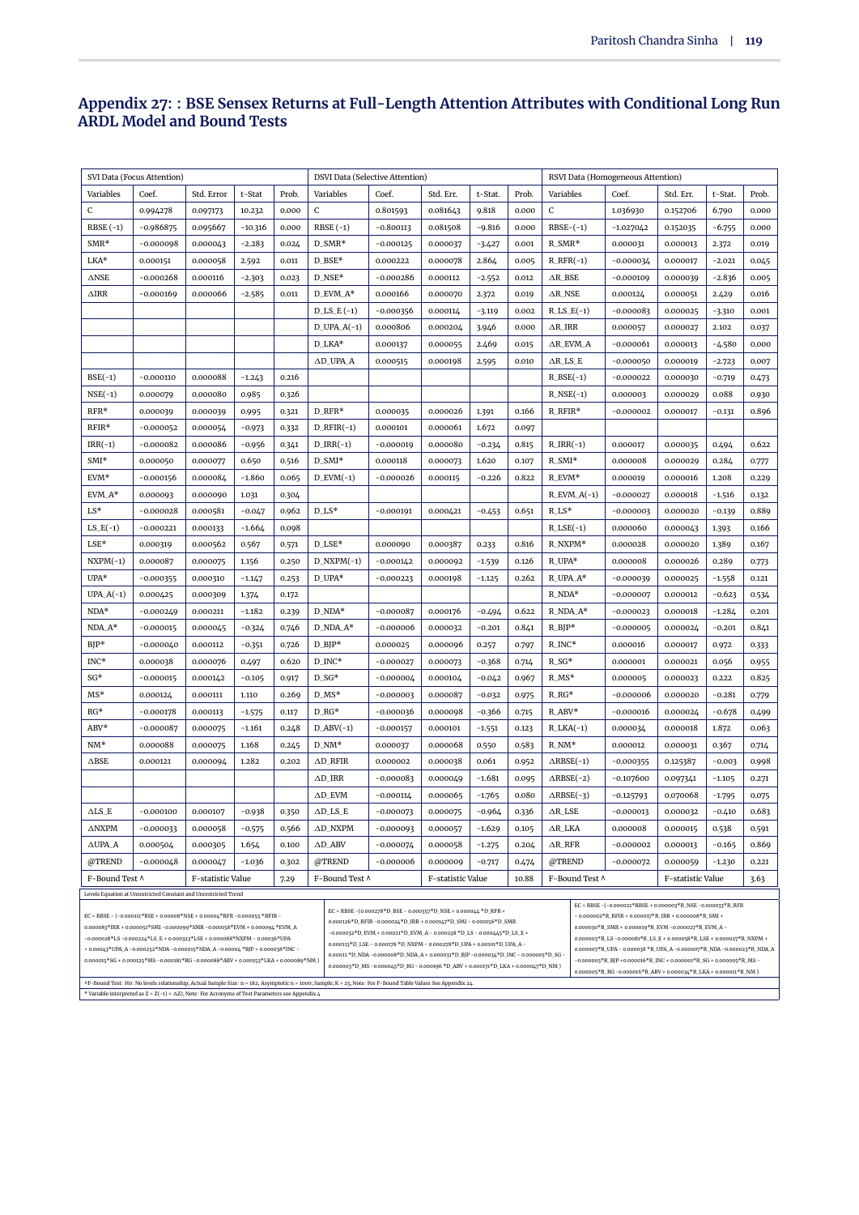## Appendix 27: : BSE Sensex Returns at Full-Length Attention Attributes with Conditional Long Run ARDL Model and Bound Tests

| SVI Data (Focus Attention) | | | | | DSVI Data (Selective Attention) | | | | | RSVI Data (Homogeneous Attention) | | | | |
|---|---|---|---|---|---|---|---|---|---|---|---|---|---|---|
| Variables | Coef. | Std. Error | t-Stat | Prob. | Variables | Coef. | Std. Err. | t-Stat. | Prob. | Variables | Coef. | Std. Err. | t-Stat. | Prob. |
| C | 0.994278 | 0.097173 | 10.232 | 0.000 | C | 0.801593 | 0.081643 | 9.818 | 0.000 | C | 1.036930 | 0.152706 | 6.790 | 0.000 |
| RBSE (-1) | -0.986875 | 0.095667 | -10.316 | 0.000 | RBSE (-1) | -0.800113 | 0.081508 | -9.816 | 0.000 | RBSE-(-1) | -1.027042 | 0.152035 | -6.755 | 0.000 |
| SMR* | -0.000098 | 0.000043 | -2.283 | 0.024 | D_SMR* | -0.000125 | 0.000037 | -3.427 | 0.001 | R_SMR* | 0.000031 | 0.000013 | 2.372 | 0.019 |
| LKA* | 0.000151 | 0.000058 | 2.592 | 0.011 | D_BSE* | 0.000222 | 0.000078 | 2.864 | 0.005 | R_RFR(-1) | -0.000034 | 0.000017 | -2.021 | 0.045 |
| ΔNSE | -0.000268 | 0.000116 | -2.303 | 0.023 | D_NSE* | -0.000286 | 0.000112 | -2.552 | 0.012 | ΔR_BSE | -0.000109 | 0.000039 | -2.836 | 0.005 |
| ΔIRR | -0.000169 | 0.000066 | -2.585 | 0.011 | D_EVM_A* | 0.000166 | 0.000070 | 2.372 | 0.019 | ΔR_NSE | 0.000124 | 0.000051 | 2.429 | 0.016 |
| | | | | | D_LS_E(-1) | -0.000356 | 0.000114 | -3.119 | 0.002 | R_LS_E(-1) | -0.000083 | 0.000025 | -3.310 | 0.001 |
| | | | | | D_UPA_A(-1) | 0.000806 | 0.000204 | 3.946 | 0.000 | ΔR_IRR | 0.000057 | 0.000027 | 2.102 | 0.037 |
| | | | | | D_LKA* | 0.000137 | 0.000055 | 2.469 | 0.015 | ΔR_EVM_A | -0.000061 | 0.000013 | -4.580 | 0.000 |
| | | | | | ΔD_UPA_A | 0.000515 | 0.000198 | 2.595 | 0.010 | ΔR_LS_E | -0.000050 | 0.000019 | -2.723 | 0.007 |
| BSE(-1) | -0.000110 | 0.000088 | -1.243 | 0.216 | | | | | | R_BSE(-1) | -0.000022 | 0.000030 | -0.719 | 0.473 |
| NSE(-1) | 0.000079 | 0.000080 | 0.985 | 0.326 | | | | | | R_NSE(-1) | 0.000003 | 0.000029 | 0.088 | 0.930 |
| RFR* | 0.000039 | 0.000039 | 0.995 | 0.321 | D_RFR* | 0.000035 | 0.000026 | 1.391 | 0.166 | R_RFIR* | -0.000002 | 0.000017 | -0.131 | 0.896 |
| RFIR* | -0.000052 | 0.000054 | -0.973 | 0.332 | D_RFIR(-1) | 0.000101 | 0.000061 | 1.672 | 0.097 | | | | | |
| IRR(-1) | -0.000082 | 0.000086 | -0.956 | 0.341 | D_IRR(-1) | -0.000019 | 0.000080 | -0.234 | 0.815 | R_IRR(-1) | 0.000017 | 0.000035 | 0.494 | 0.622 |
| SMI* | 0.000050 | 0.000077 | 0.650 | 0.516 | D_SMI* | 0.000118 | 0.000073 | 1.620 | 0.107 | R_SMI* | 0.000008 | 0.000029 | 0.284 | 0.777 |
| EVM* | -0.000156 | 0.000084 | -1.860 | 0.065 | D_EVM(-1) | -0.000026 | 0.000115 | -0.226 | 0.822 | R_EVM* | 0.000019 | 0.000016 | 1.208 | 0.229 |
| EVM_A* | 0.000093 | 0.000090 | 1.031 | 0.304 | | | | | | R_EVM_A(-1) | -0.000027 | 0.000018 | -1.516 | 0.132 |
| LS* | -0.000028 | 0.000581 | -0.047 | 0.962 | D_LS* | -0.000191 | 0.000421 | -0.453 | 0.651 | R_LS* | -0.000003 | 0.000020 | -0.139 | 0.889 |
| LS_E(-1) | -0.000221 | 0.000133 | -1.664 | 0.098 | | | | | | R_LSE(-1) | 0.000060 | 0.000043 | 1.393 | 0.166 |
| LSE* | 0.000319 | 0.000562 | 0.567 | 0.571 | D_LSE* | 0.000090 | 0.000387 | 0.233 | 0.816 | R_NXPM* | 0.000028 | 0.000020 | 1.389 | 0.167 |
| NXPM(-1) | 0.000087 | 0.000075 | 1.156 | 0.250 | D_NXPM(-1) | -0.000142 | 0.000092 | -1.539 | 0.126 | R_UPA* | 0.000008 | 0.000026 | 0.289 | 0.773 |
| UPA* | -0.000355 | 0.000310 | -1.147 | 0.253 | D_UPA* | -0.000223 | 0.000198 | -1.125 | 0.262 | R_UPA_A* | -0.000039 | 0.000025 | -1.558 | 0.121 |
| UPA_A(-1) | 0.000425 | 0.000309 | 1.374 | 0.172 | | | | | | R_NDA* | -0.000007 | 0.000012 | -0.623 | 0.534 |
| NDA* | -0.000249 | 0.000211 | -1.182 | 0.239 | D_NDA* | -0.000087 | 0.000176 | -0.494 | 0.622 | R_NDA_A* | -0.000023 | 0.000018 | -1.284 | 0.201 |
| NDA_A* | -0.000015 | 0.000045 | -0.324 | 0.746 | D_NDA_A* | -0.000006 | 0.000032 | -0.201 | 0.841 | R_BJP* | -0.000005 | 0.000024 | -0.201 | 0.841 |
| BJP* | -0.000040 | 0.000112 | -0.351 | 0.726 | D_BJP* | 0.000025 | 0.000096 | 0.257 | 0.797 | R_INC* | 0.000016 | 0.000017 | 0.972 | 0.333 |
| INC* | 0.000038 | 0.000076 | 0.497 | 0.620 | D_INC* | -0.000027 | 0.000073 | -0.368 | 0.714 | R_SG* | 0.000001 | 0.000021 | 0.056 | 0.955 |
| SG* | -0.000015 | 0.000142 | -0.105 | 0.917 | D_SG* | -0.000004 | 0.000104 | -0.042 | 0.967 | R_MS* | 0.000005 | 0.000023 | 0.222 | 0.825 |
| MS* | 0.000124 | 0.000111 | 1.110 | 0.269 | D_MS* | -0.000003 | 0.000087 | -0.032 | 0.975 | R_RG* | -0.000006 | 0.000020 | -0.281 | 0.779 |
| RG* | -0.000178 | 0.000113 | -1.575 | 0.117 | D_RG* | -0.000036 | 0.000098 | -0.366 | 0.715 | R_ABV* | -0.000016 | 0.000024 | -0.678 | 0.499 |
| ABV* | -0.000087 | 0.000075 | -1.161 | 0.248 | D_ABV(-1) | -0.000157 | 0.000101 | -1.551 | 0.123 | R_LKA(-1) | 0.000034 | 0.000018 | 1.872 | 0.063 |
| NM* | 0.000088 | 0.000075 | 1.168 | 0.245 | D_NM* | 0.000037 | 0.000068 | 0.550 | 0.583 | R_NM* | 0.000012 | 0.000031 | 0.367 | 0.714 |
| ΔBSE | 0.000121 | 0.000094 | 1.282 | 0.202 | ΔD_RFIR | 0.000002 | 0.000038 | 0.061 | 0.952 | ΔRBSE(-1) | -0.000355 | 0.125387 | -0.003 | 0.998 |
| | | | | | ΔD_IRR | -0.000083 | 0.000049 | -1.681 | 0.095 | ΔRBSE(-2) | -0.107600 | 0.097341 | -1.105 | 0.271 |
| | | | | | ΔD_EVM | -0.000114 | 0.000065 | -1.765 | 0.080 | ΔRBSE(-3) | -0.125793 | 0.070068 | -1.795 | 0.075 |
| ΔLS_E | -0.000100 | 0.000107 | -0.938 | 0.350 | ΔD_LS_E | -0.000073 | 0.000075 | -0.964 | 0.336 | ΔR_LSE | -0.000013 | 0.000032 | -0.410 | 0.683 |
| ΔNXPM | -0.000033 | 0.000058 | -0.575 | 0.566 | ΔD_NXPM | -0.000093 | 0.000057 | -1.629 | 0.105 | ΔR_LKA | 0.000008 | 0.000015 | 0.538 | 0.591 |
| ΔUPA_A | 0.000504 | 0.000305 | 1.654 | 0.100 | ΔD_ABV | -0.000074 | 0.000058 | -1.275 | 0.204 | ΔR_RFR | -0.000002 | 0.000013 | -0.165 | 0.869 |
| @TREND | -0.000048 | 0.000047 | -1.036 | 0.302 | @TREND | -0.000006 | 0.000009 | -0.717 | 0.474 | @TREND | -0.000072 | 0.000059 | -1.230 | 0.221 |
| F-Bound Test ^ | | F-statistic Value | | 7.29 | F-Bound Test ^ | | F-statistic Value | | 10.88 | F-Bound Test ^ | | F-statistic Value | | 3.63 |

Levels Equation at Unrestricted Constant and Unrestricted Trend

EC = RBSE - (-0.000111*BSE + 0.00008*NSE + 0.00004*RFR -0.000053 *RFIR - 0.000083*IRR + 0.000051*SMI -0.000099*SMR -0.000158*EVM + 0.000094 *EVM_A -0.000028*LS -0.000224*LS_E + 0.000323*LSE + 0.000088*NXPM - 0.00036*UPA + 0.00043*UPA_A -0.000252*NDA -0.000015*NDA_A -0.00004 *BJP + 0.000038*INC - 0.000015*SG + 0.000125*MS -0.000181*RG -0.000088*ABV + 0.000153*LKA + 0.000089*NM )

EC = RBSE -(0.000278*D_BSE - 0.000357*D_NSE + 0.000044 *D_RFR + 0.000126*D_RFIR -0.000024*D_IRR + 0.000147*D_SMI - 0.000156*D_SMR -0.000032*D_EVM + 0.000021*D_EVM_A - 0.000238 *D_LS - 0.000445*D_LS_E + 0.000113*D_LSE - 0.000178 *D_NXPM - 0.000278*D_UPA + 0.00101*D_UPA_A - 0.00011 *D_NDA -0.000008*D_NDA_A + 0.000031*D_BJP -0.000034*D_INC - 0.000005*D_SG - 0.000003*D_MS -0.000045*D_RG - 0.000196 *D_ABV + 0.000171*D_LKA + 0.000047*D_NM )

EC = RBSE -(-0.000021*RBSE + 0.000003*R_NSE -0.000033*R_RFR - 0.000002*R_RFIR + 0.000017*R_IRR + 0.000008*R_SMI + 0.000030*R_SMR + 0.000019*R_EVM -0.000027*R_EVM_A - 0.000003*R_LS -0.000081*R_LS_E + 0.000058*R_LSE + 0.000027*R_NXPM + 0.000007*R_UPA - 0.000038 *R_UPA_A -0.000007*R_NDA -0.000023*R_NDA_A -0.000005*R_BJP +0.000016*R_INC + 0.000001*R_SG + 0.000005*R_MS - 0.000005*R_RG -0.000016*R_ABV + 0.000034*R_LKA + 0.000011*R_NM )

^F-Bound Test: Ho: No levels relationship; Actual Sample Size: n = 182, Asymptotic n = 1000; Sample; K = 25; Note: For F-Bound Table Values See Appendix 24.

\* Variable interpreted as Z = Z(-1) + ΔZ); Note: For Acronyms of Test Parameters see Appendix 4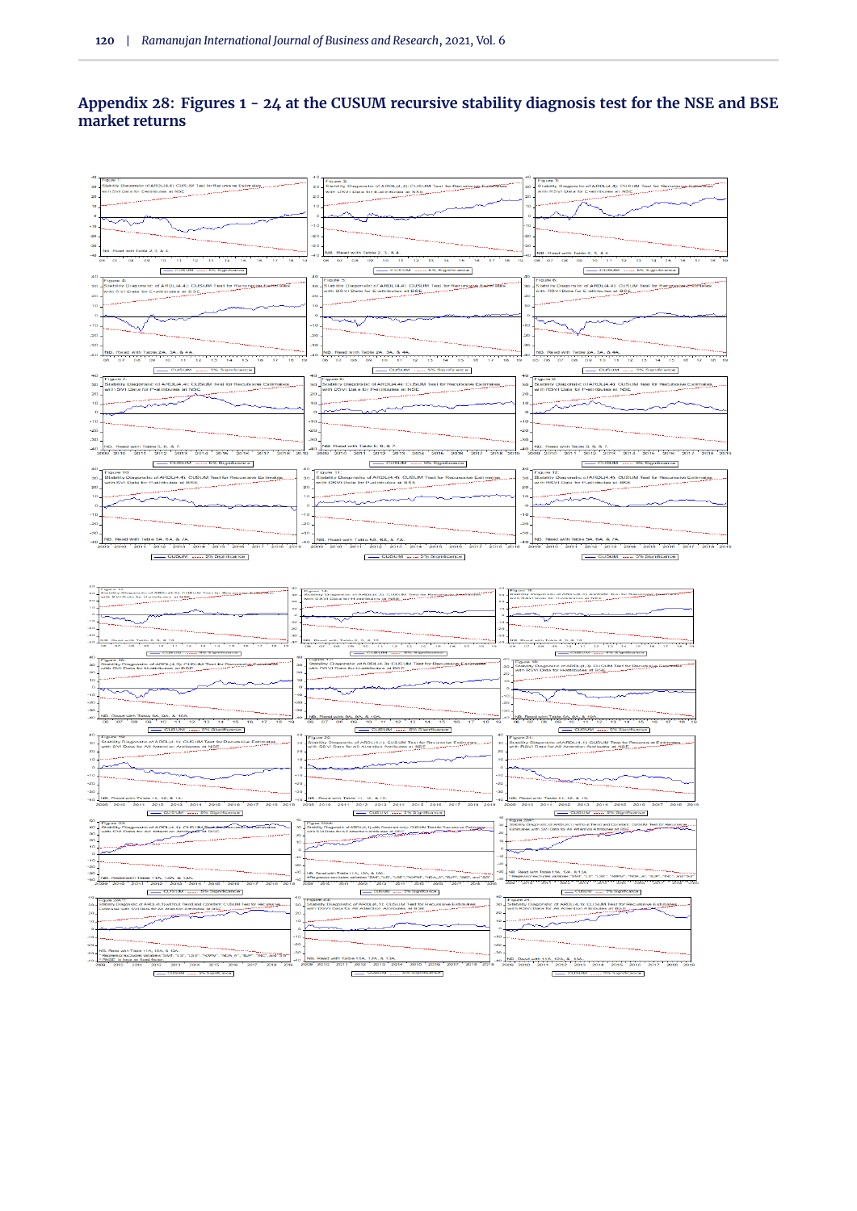## Appendix 28: Figures 1 - 24 at the CUSUM recursive stability diagnosis test for the NSE and BSE market returns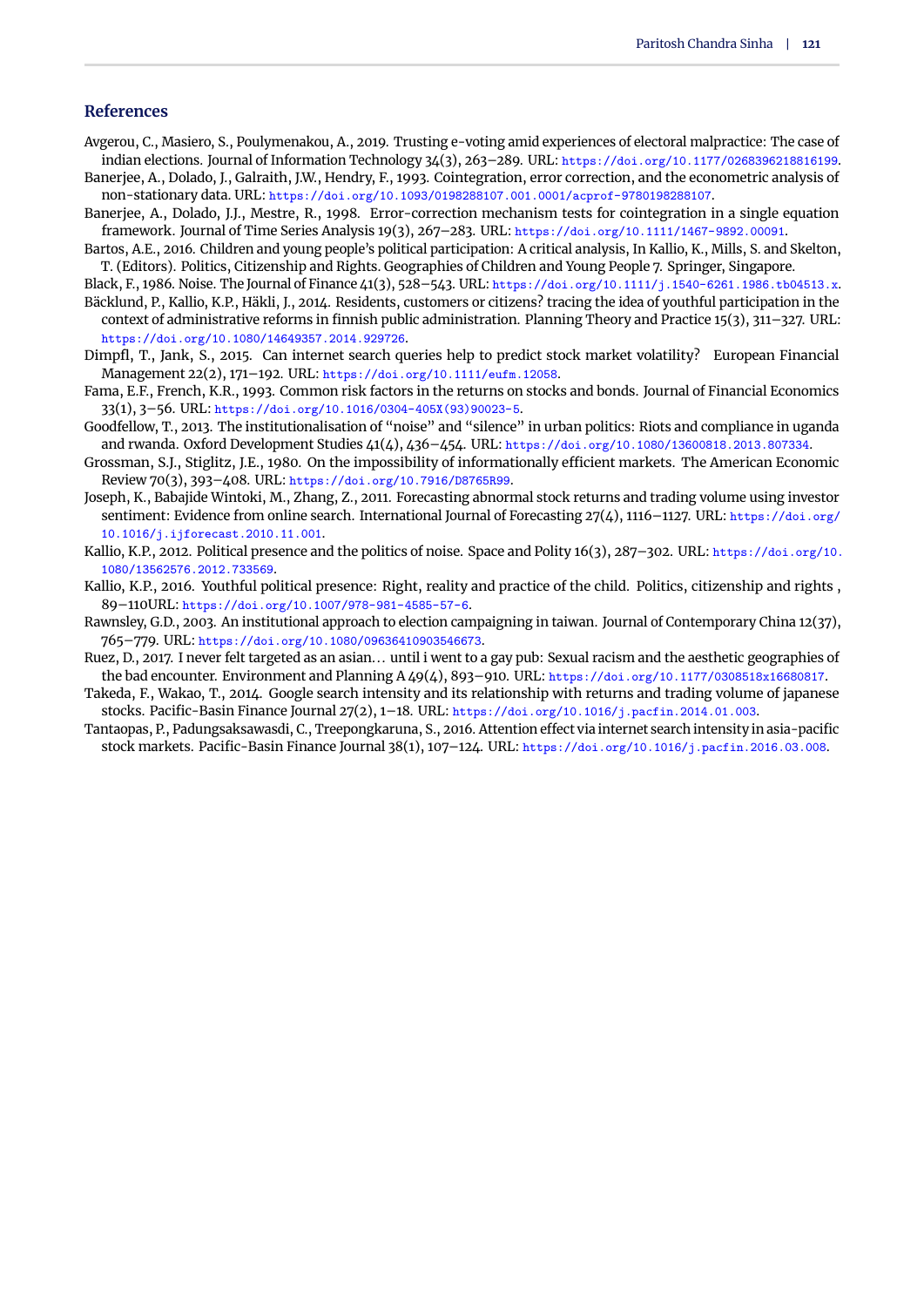## References

Avgerou, C., Masiero, S., Poulymenakou, A., 2019. Trusting e-voting amid experiences of electoral malpractice: The case of indian elections. Journal of Information Technology 34(3), 263–289. URL: https://doi.org/10.1177/0268396218816199.

Banerjee, A., Dolado, J., Galraith, J.W., Hendry, F., 1993. Cointegration, error correction, and the econometric analysis of non-stationary data. URL: https://doi.org/10.1093/0198288107.001.0001/acprof-9780198288107.

Banerjee, A., Dolado, J.J., Mestre, R., 1998. Error-correction mechanism tests for cointegration in a single equation framework. Journal of Time Series Analysis 19(3), 267–283. URL: https://doi.org/10.1111/1467-9892.00091.

Bartos, A.E., 2016. Children and young people's political participation: A critical analysis, In Kallio, K., Mills, S. and Skelton, T. (Editors). Politics, Citizenship and Rights. Geographies of Children and Young People 7. Springer, Singapore.

Black, F., 1986. Noise. The Journal of Finance 41(3), 528–543. URL: https://doi.org/10.1111/j.1540-6261.1986.tb04513.x.

Bäcklund, P., Kallio, K.P., Häkli, J., 2014. Residents, customers or citizens? tracing the idea of youthful participation in the context of administrative reforms in finnish public administration. Planning Theory and Practice 15(3), 311–327. URL: https://doi.org/10.1080/14649357.2014.929726.

Dimpfl, T., Jank, S., 2015. Can internet search queries help to predict stock market volatility? European Financial Management 22(2), 171–192. URL: https://doi.org/10.1111/eufm.12058.

Fama, E.F., French, K.R., 1993. Common risk factors in the returns on stocks and bonds. Journal of Financial Economics 33(1), 3–56. URL: https://doi.org/10.1016/0304-405X(93)90023-5.

Goodfellow, T., 2013. The institutionalisation of "noise" and "silence" in urban politics: Riots and compliance in uganda and rwanda. Oxford Development Studies 41(4), 436–454. URL: https://doi.org/10.1080/13600818.2013.807334.

Grossman, S.J., Stiglitz, J.E., 1980. On the impossibility of informationally efficient markets. The American Economic Review 70(3), 393–408. URL: https://doi.org/10.7916/D8765R99.

Joseph, K., Babajide Wintoki, M., Zhang, Z., 2011. Forecasting abnormal stock returns and trading volume using investor sentiment: Evidence from online search. International Journal of Forecasting 27(4), 1116–1127. URL: https://doi.org/10.1016/j.ijforecast.2010.11.001.

Kallio, K.P., 2012. Political presence and the politics of noise. Space and Polity 16(3), 287–302. URL: https://doi.org/10.1080/13562576.2012.733569.

Kallio, K.P., 2016. Youthful political presence: Right, reality and practice of the child. Politics, citizenship and rights , 89–110URL: https://doi.org/10.1007/978-981-4585-57-6.

Rawnsley, G.D., 2003. An institutional approach to election campaigning in taiwan. Journal of Contemporary China 12(37), 765–779. URL: https://doi.org/10.1080/09636410903546673.

Ruez, D., 2017. I never felt targeted as an asian… until i went to a gay pub: Sexual racism and the aesthetic geographies of the bad encounter. Environment and Planning A 49(4), 893–910. URL: https://doi.org/10.1177/0308518x16680817.

Takeda, F., Wakao, T., 2014. Google search intensity and its relationship with returns and trading volume of japanese stocks. Pacific-Basin Finance Journal 27(2), 1–18. URL: https://doi.org/10.1016/j.pacfin.2014.01.003.

Tantaopas, P., Padungsaksawasdi, C., Treepongkaruna, S., 2016. Attention effect via internet search intensity in asia-pacific stock markets. Pacific-Basin Finance Journal 38(1), 107–124. URL: https://doi.org/10.1016/j.pacfin.2016.03.008.